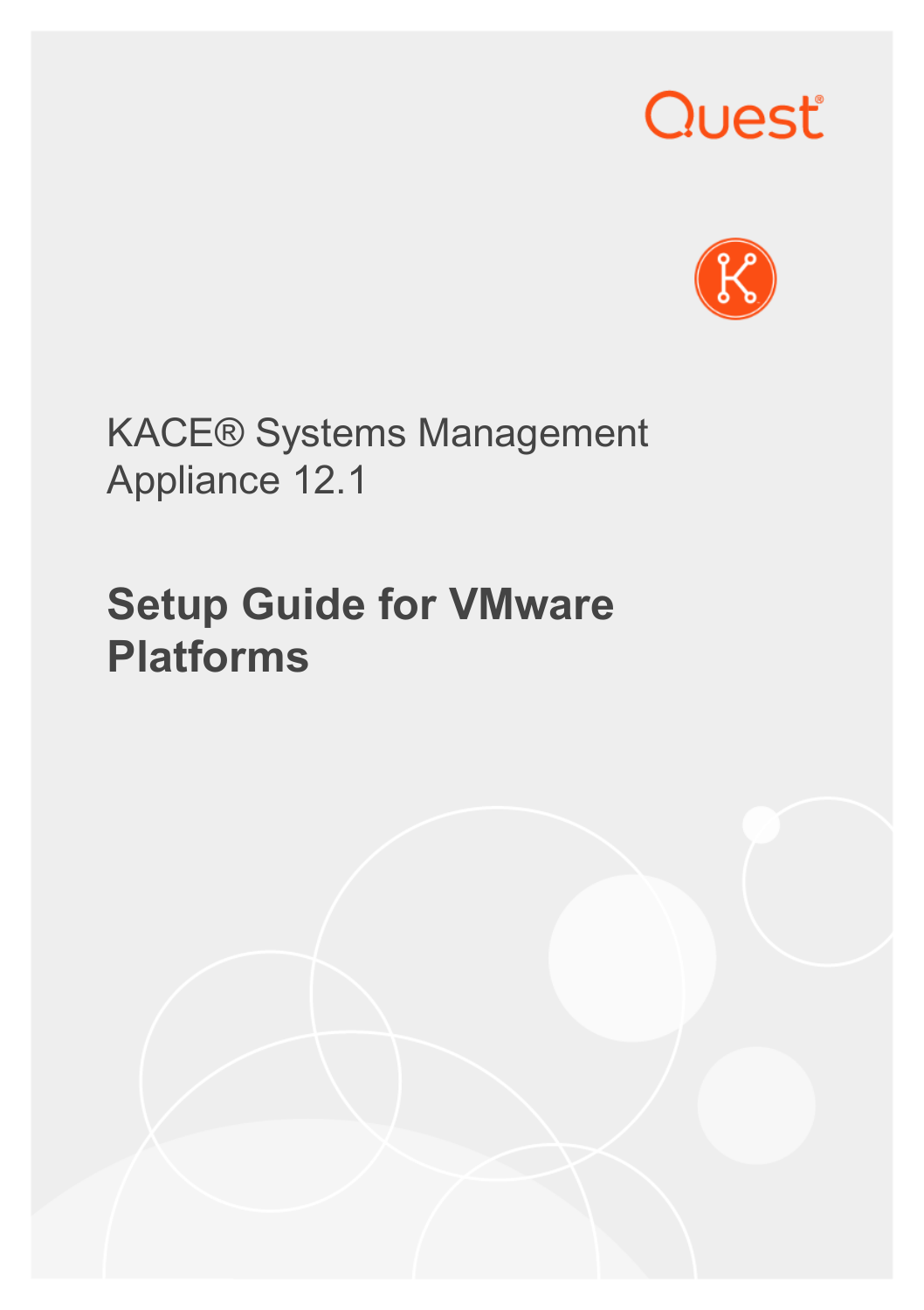Quest®

KACE® Systems Management Appliance 12.1

# Setup Guide for VMware Platforms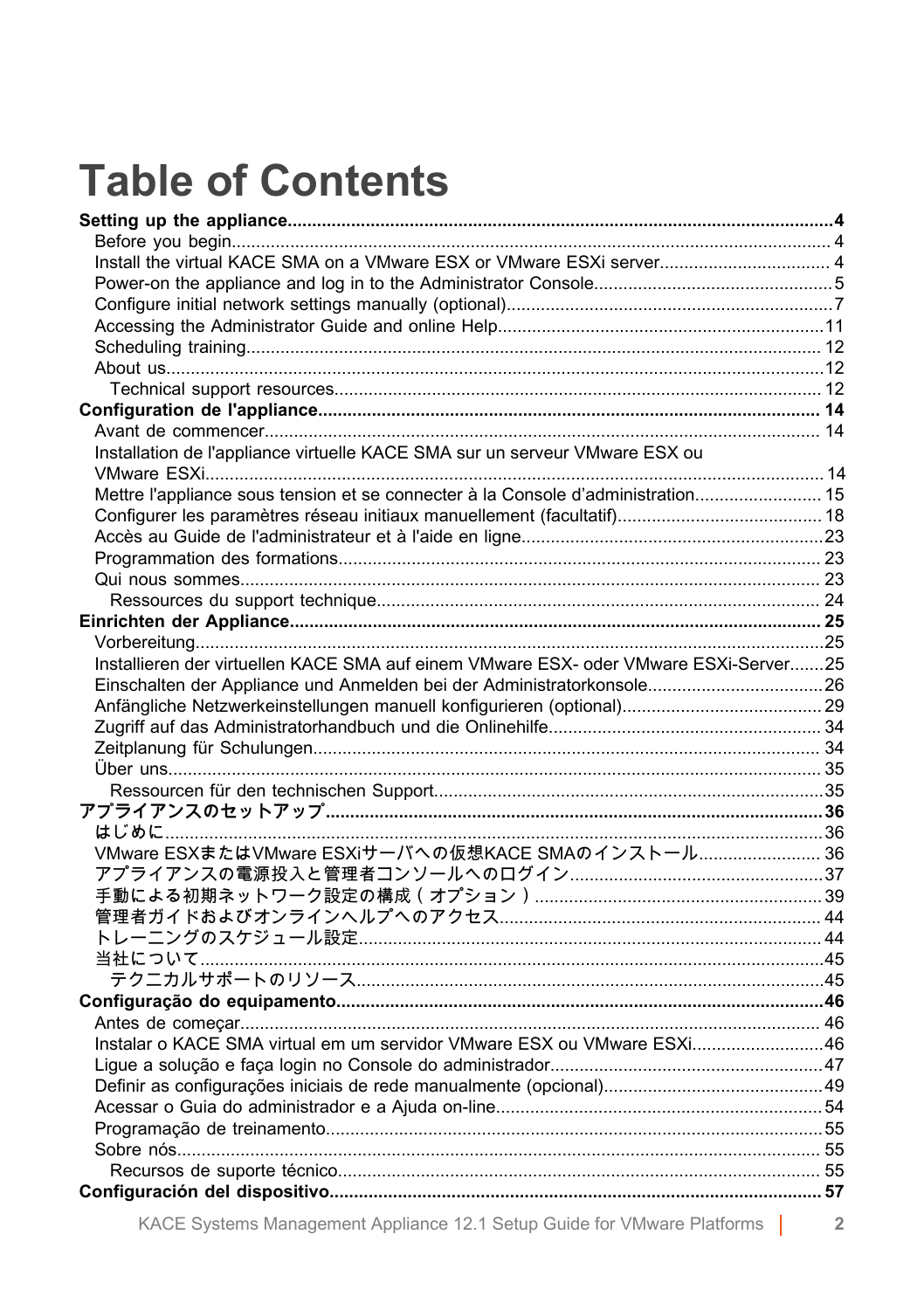# Table of Contents

**Setting up the appliance....................................................................................................4**
- Before you begin........................................................................................................ 4
- Install the virtual KACE SMA on a VMware ESX or VMware ESXi server.................................. 4
- Power-on the appliance and log in to the Administrator Console.................................................5
- Configure initial network settings manually (optional)..................................................................7
- Accessing the Administrator Guide and online Help..................................................................11
- Scheduling training.................................................................................................... 12
- About us......................................................................................................................12
  - Technical support resources................................................................................... 12

**Configuration de l'appliance..................................................................................... 14**
- Avant de commencer................................................................................................ 14
- Installation de l'appliance virtuelle KACE SMA sur un serveur VMware ESX ou VMware ESXi............................................................................................................................ 14
- Mettre l'appliance sous tension et se connecter à la Console d'administration.......................... 15
- Configurer les paramètres réseau initiaux manuellement (facultatif).......................................... 18
- Accès au Guide de l'administrateur et à l'aide en ligne..............................................................23
- Programmation des formations................................................................................. 23
- Qui nous sommes..................................................................................................... 23
  - Ressources du support technique.......................................................................... 24

**Einrichten der Appliance........................................................................................... 25**
- Vorbereitung...............................................................................................................25
- Installieren der virtuellen KACE SMA auf einem VMware ESX- oder VMware ESXi-Server.......25
- Einschalten der Appliance und Anmelden bei der Administratorkonsole....................................26
- Anfängliche Netzwerkeinstellungen manuell konfigurieren (optional).........................................29
- Zugriff auf das Administratorhandbuch und die Onlinehilfe........................................................ 34
- Zeitplanung für Schulungen....................................................................................... 34
- Über uns.................................................................................................................... 35
  - Ressourcen für den technischen Support...............................................................35

**アプライアンスのセットアップ...................................................................................36**
- はじめに.....................................................................................................................36
- VMware ESXまたはVMware ESXiサーバへの仮想KACE SMAのインストール......................... 36
- アプライアンスの電源投入と管理者コンソールへのログイン...................................................37
- 手動による初期ネットワーク設定の構成（オプション）...........................................................39
- 管理者ガイドおよびオンラインヘルプへのアクセス.................................................................. 44
- トレーニングのスケジュール設定.............................................................................. 44
- 当社について..............................................................................................................45
  - テクニカルサポートのリソース...............................................................................45

**Configuração do equipamento..................................................................................46**
- Antes de começar...................................................................................................... 46
- Instalar o KACE SMA virtual em um servidor VMware ESX ou VMware ESXi...........................46
- Ligue a solução e faça login no Console do administrador........................................................47
- Definir as configurações iniciais de rede manualmente (opcional).............................................49
- Acessar o Guia do administrador e a Ajuda on-line...................................................................54
- Programação de treinamento....................................................................................55
- Sobre nós.................................................................................................................. 55
  - Recursos de suporte técnico.................................................................................. 55

**Configuración del dispositivo................................................................................... 57**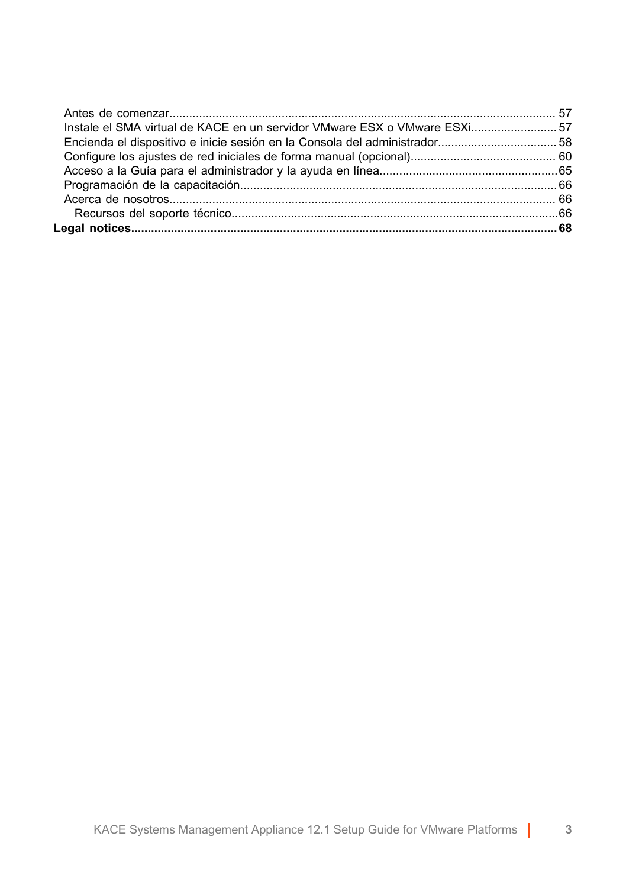- Antes de comenzar.......... 57
- Instale el SMA virtual de KACE en un servidor VMware ESX o VMware ESXi.......... 57
- Encienda el dispositivo e inicie sesión en la Consola del administrador.......... 58
- Configure los ajustes de red iniciales de forma manual (opcional).......... 60
- Acceso a la Guía para el administrador y la ayuda en línea.......... 65
- Programación de la capacitación.......... 66
- Acerca de nosotros.......... 66
  - Recursos del soporte técnico.......... 66

**Legal notices.......... 68**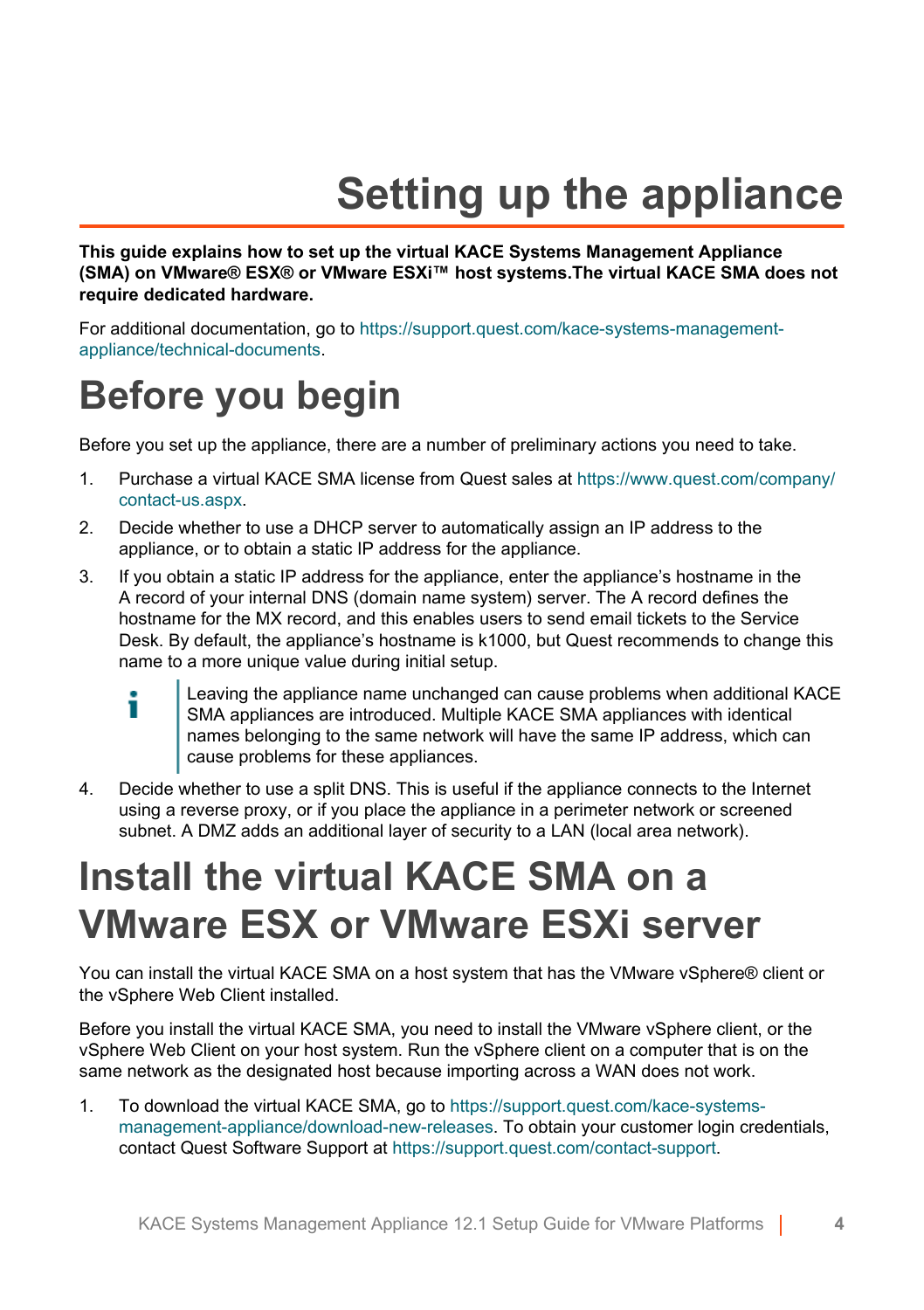# Setting up the appliance

**This guide explains how to set up the virtual KACE Systems Management Appliance (SMA) on VMware® ESX® or VMware ESXi™ host systems.The virtual KACE SMA does not require dedicated hardware.**

For additional documentation, go to https://support.quest.com/kace-systems-management-appliance/technical-documents.

## Before you begin

Before you set up the appliance, there are a number of preliminary actions you need to take.

1. Purchase a virtual KACE SMA license from Quest sales at https://www.quest.com/company/contact-us.aspx.
2. Decide whether to use a DHCP server to automatically assign an IP address to the appliance, or to obtain a static IP address for the appliance.
3. If you obtain a static IP address for the appliance, enter the appliance's hostname in the A record of your internal DNS (domain name system) server. The A record defines the hostname for the MX record, and this enables users to send email tickets to the Service Desk. By default, the appliance's hostname is k1000, but Quest recommends to change this name to a more unique value during initial setup.

   > Leaving the appliance name unchanged can cause problems when additional KACE SMA appliances are introduced. Multiple KACE SMA appliances with identical names belonging to the same network will have the same IP address, which can cause problems for these appliances.

4. Decide whether to use a split DNS. This is useful if the appliance connects to the Internet using a reverse proxy, or if you place the appliance in a perimeter network or screened subnet. A DMZ adds an additional layer of security to a LAN (local area network).

## Install the virtual KACE SMA on a VMware ESX or VMware ESXi server

You can install the virtual KACE SMA on a host system that has the VMware vSphere® client or the vSphere Web Client installed.

Before you install the virtual KACE SMA, you need to install the VMware vSphere client, or the vSphere Web Client on your host system. Run the vSphere client on a computer that is on the same network as the designated host because importing across a WAN does not work.

1. To download the virtual KACE SMA, go to https://support.quest.com/kace-systems-management-appliance/download-new-releases. To obtain your customer login credentials, contact Quest Software Support at https://support.quest.com/contact-support.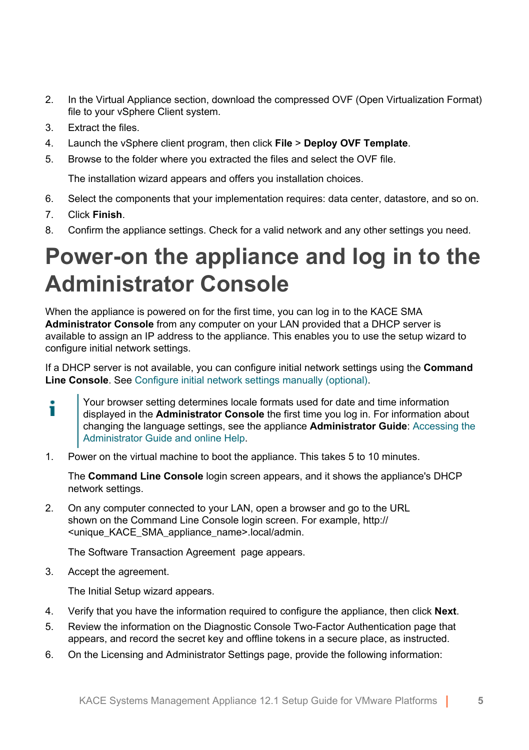2. In the Virtual Appliance section, download the compressed OVF (Open Virtualization Format) file to your vSphere Client system.
3. Extract the files.
4. Launch the vSphere client program, then click **File** > **Deploy OVF Template**.
5. Browse to the folder where you extracted the files and select the OVF file.

   The installation wizard appears and offers you installation choices.

6. Select the components that your implementation requires: data center, datastore, and so on.
7. Click **Finish**.
8. Confirm the appliance settings. Check for a valid network and any other settings you need.

# Power-on the appliance and log in to the Administrator Console

When the appliance is powered on for the first time, you can log in to the KACE SMA **Administrator Console** from any computer on your LAN provided that a DHCP server is available to assign an IP address to the appliance. This enables you to use the setup wizard to configure initial network settings.

If a DHCP server is not available, you can configure initial network settings using the **Command Line Console**. See Configure initial network settings manually (optional).

> Your browser setting determines locale formats used for date and time information displayed in the **Administrator Console** the first time you log in. For information about changing the language settings, see the appliance **Administrator Guide**: Accessing the Administrator Guide and online Help.

1. Power on the virtual machine to boot the appliance. This takes 5 to 10 minutes.

   The **Command Line Console** login screen appears, and it shows the appliance's DHCP network settings.

2. On any computer connected to your LAN, open a browser and go to the URL shown on the Command Line Console login screen. For example, http://<unique_KACE_SMA_appliance_name>.local/admin.

   The Software Transaction Agreement page appears.

3. Accept the agreement.

   The Initial Setup wizard appears.

4. Verify that you have the information required to configure the appliance, then click **Next**.
5. Review the information on the Diagnostic Console Two-Factor Authentication page that appears, and record the secret key and offline tokens in a secure place, as instructed.
6. On the Licensing and Administrator Settings page, provide the following information: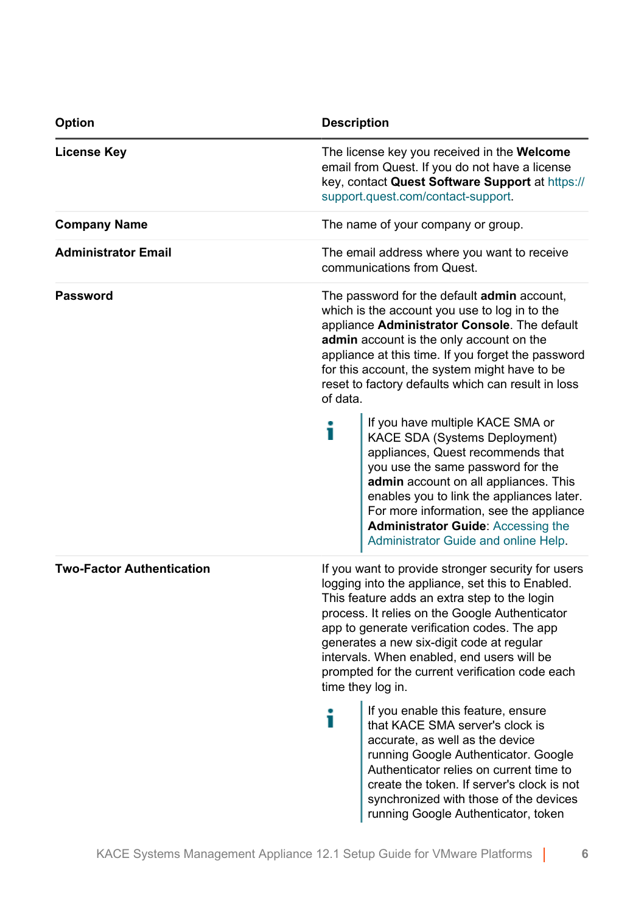| Option | Description |
| --- | --- |
| **License Key** | The license key you received in the **Welcome** email from Quest. If you do not have a license key, contact **Quest Software Support** at https://support.quest.com/contact-support. |
| **Company Name** | The name of your company or group. |
| **Administrator Email** | The email address where you want to receive communications from Quest. |
| **Password** | The password for the default **admin** account, which is the account you use to log in to the appliance **Administrator Console**. The default **admin** account is the only account on the appliance at this time. If you forget the password for this account, the system might have to be reset to factory defaults which can result in loss of data. <br><br> If you have multiple KACE SMA or KACE SDA (Systems Deployment) appliances, Quest recommends that you use the same password for the **admin** account on all appliances. This enables you to link the appliances later. For more information, see the appliance **Administrator Guide**: Accessing the Administrator Guide and online Help. |
| **Two-Factor Authentication** | If you want to provide stronger security for users logging into the appliance, set this to Enabled. This feature adds an extra step to the login process. It relies on the Google Authenticator app to generate verification codes. The app generates a new six-digit code at regular intervals. When enabled, end users will be prompted for the current verification code each time they log in. <br><br> If you enable this feature, ensure that KACE SMA server's clock is accurate, as well as the device running Google Authenticator. Google Authenticator relies on current time to create the token. If server's clock is not synchronized with those of the devices running Google Authenticator, token |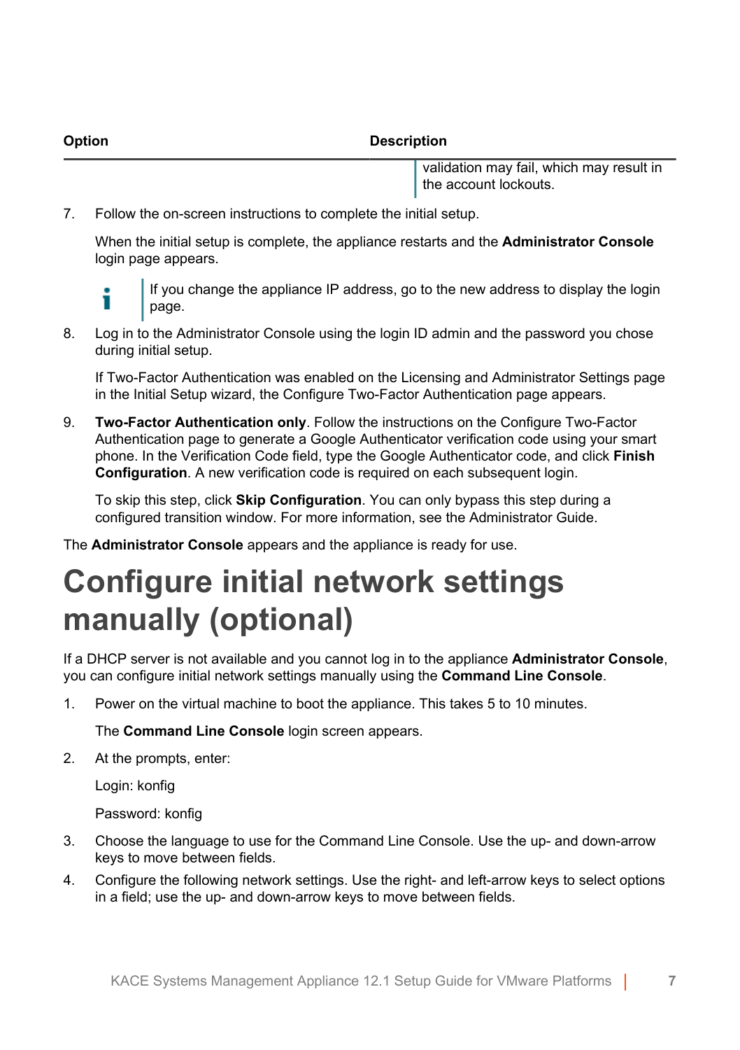| Option | Description |
|---|---|
| | validation may fail, which may result in the account lockouts. |

7. Follow the on-screen instructions to complete the initial setup.

   When the initial setup is complete, the appliance restarts and the **Administrator Console** login page appears.

   > If you change the appliance IP address, go to the new address to display the login page.

8. Log in to the Administrator Console using the login ID admin and the password you chose during initial setup.

   If Two-Factor Authentication was enabled on the Licensing and Administrator Settings page in the Initial Setup wizard, the Configure Two-Factor Authentication page appears.

9. **Two-Factor Authentication only**. Follow the instructions on the Configure Two-Factor Authentication page to generate a Google Authenticator verification code using your smart phone. In the Verification Code field, type the Google Authenticator code, and click **Finish Configuration**. A new verification code is required on each subsequent login.

   To skip this step, click **Skip Configuration**. You can only bypass this step during a configured transition window. For more information, see the Administrator Guide.

The **Administrator Console** appears and the appliance is ready for use.

# Configure initial network settings manually (optional)

If a DHCP server is not available and you cannot log in to the appliance **Administrator Console**, you can configure initial network settings manually using the **Command Line Console**.

1. Power on the virtual machine to boot the appliance. This takes 5 to 10 minutes.

   The **Command Line Console** login screen appears.

2. At the prompts, enter:

   Login: konfig

   Password: konfig

3. Choose the language to use for the Command Line Console. Use the up- and down-arrow keys to move between fields.

4. Configure the following network settings. Use the right- and left-arrow keys to select options in a field; use the up- and down-arrow keys to move between fields.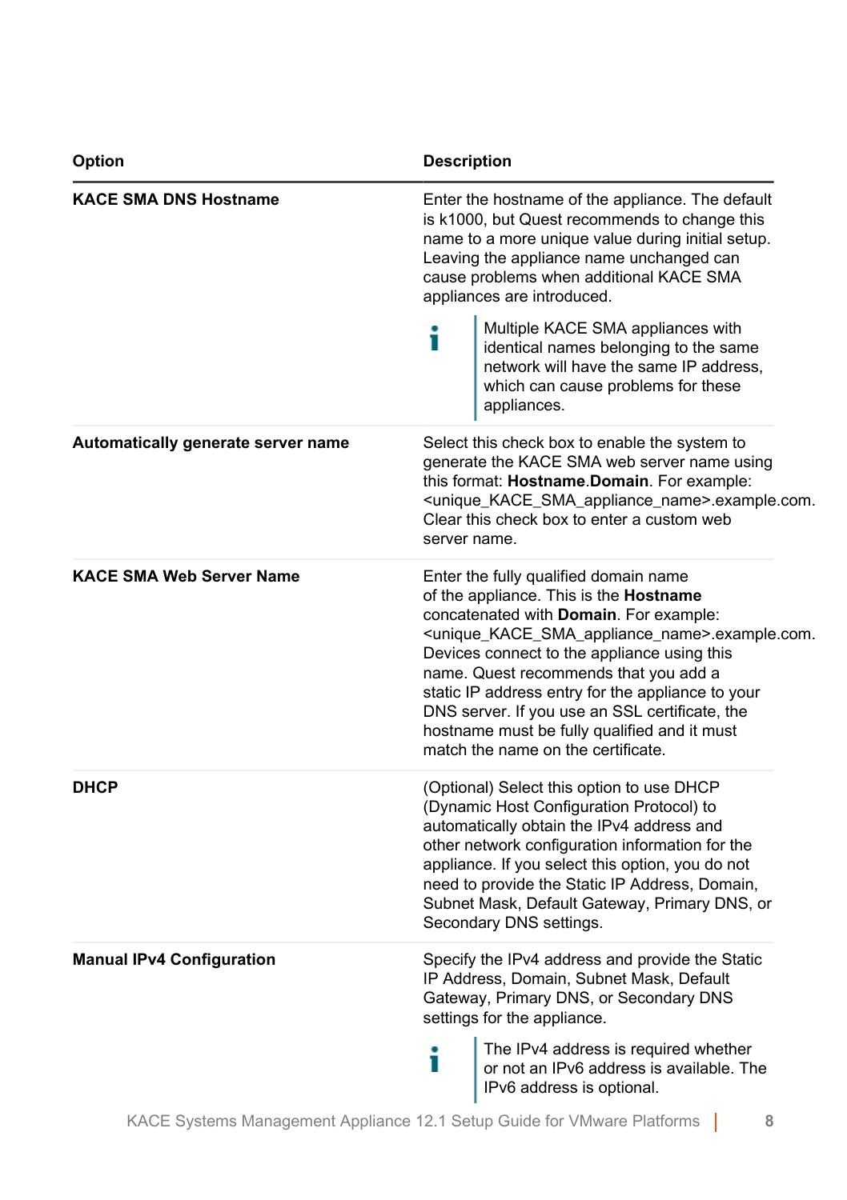| Option | Description |
|---|---|
| **KACE SMA DNS Hostname** | Enter the hostname of the appliance. The default is k1000, but Quest recommends to change this name to a more unique value during initial setup. Leaving the appliance name unchanged can cause problems when additional KACE SMA appliances are introduced.<br><br>Multiple KACE SMA appliances with identical names belonging to the same network will have the same IP address, which can cause problems for these appliances. |
| **Automatically generate server name** | Select this check box to enable the system to generate the KACE SMA web server name using this format: **Hostname**.**Domain**. For example: <unique_KACE_SMA_appliance_name>.example.com. Clear this check box to enter a custom web server name. |
| **KACE SMA Web Server Name** | Enter the fully qualified domain name of the appliance. This is the **Hostname** concatenated with **Domain**. For example: <unique_KACE_SMA_appliance_name>.example.com. Devices connect to the appliance using this name. Quest recommends that you add a static IP address entry for the appliance to your DNS server. If you use an SSL certificate, the hostname must be fully qualified and it must match the name on the certificate. |
| **DHCP** | (Optional) Select this option to use DHCP (Dynamic Host Configuration Protocol) to automatically obtain the IPv4 address and other network configuration information for the appliance. If you select this option, you do not need to provide the Static IP Address, Domain, Subnet Mask, Default Gateway, Primary DNS, or Secondary DNS settings. |
| **Manual IPv4 Configuration** | Specify the IPv4 address and provide the Static IP Address, Domain, Subnet Mask, Default Gateway, Primary DNS, or Secondary DNS settings for the appliance.<br><br>The IPv4 address is required whether or not an IPv6 address is available. The IPv6 address is optional. |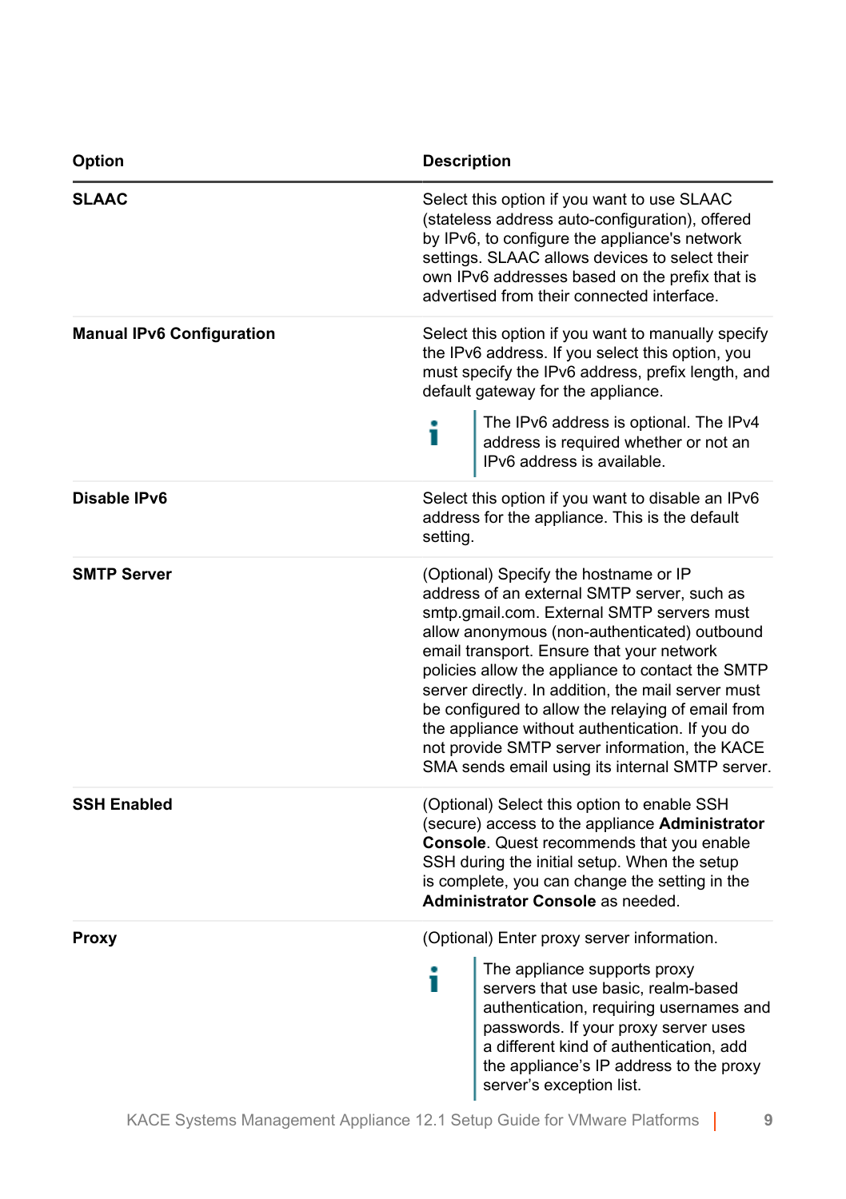| Option | Description |
| --- | --- |
| **SLAAC** | Select this option if you want to use SLAAC (stateless address auto-configuration), offered by IPv6, to configure the appliance's network settings. SLAAC allows devices to select their own IPv6 addresses based on the prefix that is advertised from their connected interface. |
| **Manual IPv6 Configuration** | Select this option if you want to manually specify the IPv6 address. If you select this option, you must specify the IPv6 address, prefix length, and default gateway for the appliance. <br><br> The IPv6 address is optional. The IPv4 address is required whether or not an IPv6 address is available. |
| **Disable IPv6** | Select this option if you want to disable an IPv6 address for the appliance. This is the default setting. |
| **SMTP Server** | (Optional) Specify the hostname or IP address of an external SMTP server, such as smtp.gmail.com. External SMTP servers must allow anonymous (non-authenticated) outbound email transport. Ensure that your network policies allow the appliance to contact the SMTP server directly. In addition, the mail server must be configured to allow the relaying of email from the appliance without authentication. If you do not provide SMTP server information, the KACE SMA sends email using its internal SMTP server. |
| **SSH Enabled** | (Optional) Select this option to enable SSH (secure) access to the appliance **Administrator Console**. Quest recommends that you enable SSH during the initial setup. When the setup is complete, you can change the setting in the **Administrator Console** as needed. |
| **Proxy** | (Optional) Enter proxy server information. <br><br> The appliance supports proxy servers that use basic, realm-based authentication, requiring usernames and passwords. If your proxy server uses a different kind of authentication, add the appliance's IP address to the proxy server's exception list. |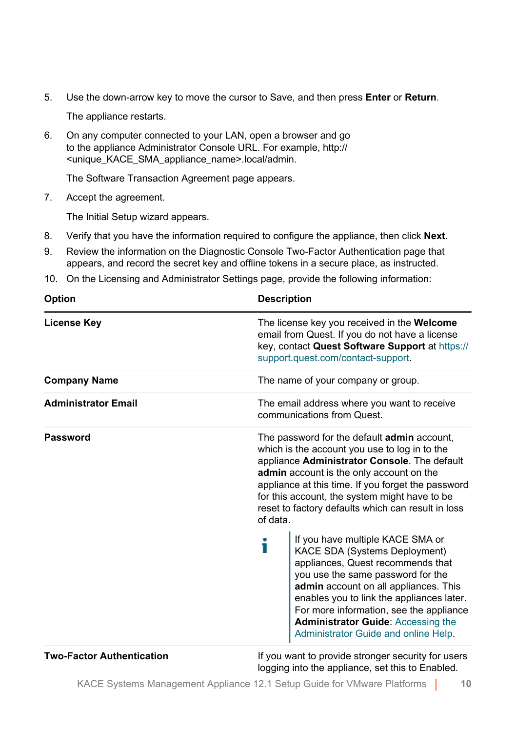5. Use the down-arrow key to move the cursor to Save, and then press **Enter** or **Return**.

   The appliance restarts.

6. On any computer connected to your LAN, open a browser and go to the appliance Administrator Console URL. For example, http://<unique_KACE_SMA_appliance_name>.local/admin.

   The Software Transaction Agreement page appears.

7. Accept the agreement.

   The Initial Setup wizard appears.

8. Verify that you have the information required to configure the appliance, then click **Next**.
9. Review the information on the Diagnostic Console Two-Factor Authentication page that appears, and record the secret key and offline tokens in a secure place, as instructed.
10. On the Licensing and Administrator Settings page, provide the following information:

| Option | Description |
|---|---|
| **License Key** | The license key you received in the **Welcome** email from Quest. If you do not have a license key, contact **Quest Software Support** at https://support.quest.com/contact-support. |
| **Company Name** | The name of your company or group. |
| **Administrator Email** | The email address where you want to receive communications from Quest. |
| **Password** | The password for the default **admin** account, which is the account you use to log in to the appliance **Administrator Console**. The default **admin** account is the only account on the appliance at this time. If you forget the password for this account, the system might have to be reset to factory defaults which can result in loss of data. <br><br> If you have multiple KACE SMA or KACE SDA (Systems Deployment) appliances, Quest recommends that you use the same password for the **admin** account on all appliances. This enables you to link the appliances later. For more information, see the appliance **Administrator Guide**: Accessing the Administrator Guide and online Help. |
| **Two-Factor Authentication** | If you want to provide stronger security for users logging into the appliance, set this to Enabled. |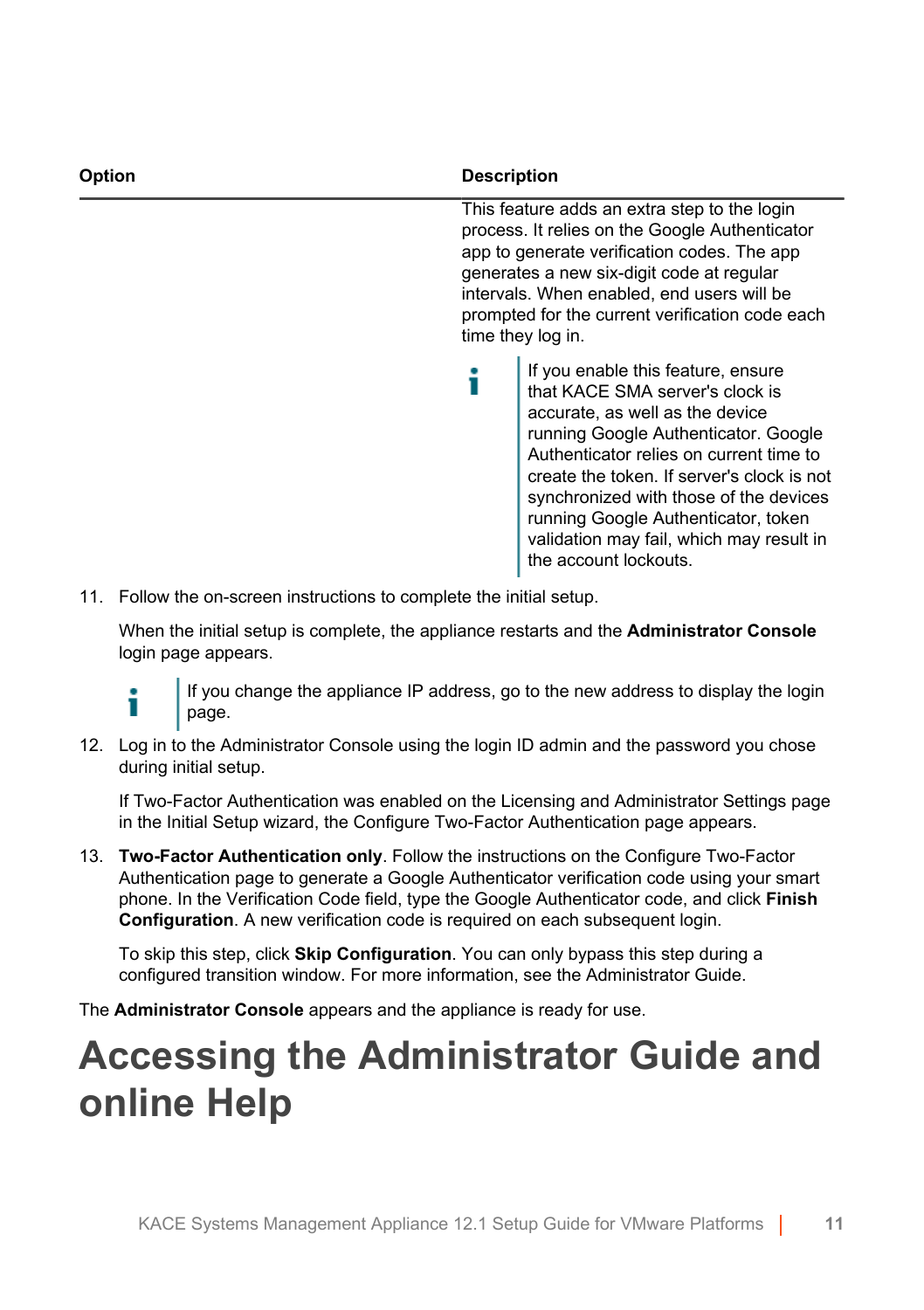| Option | Description |
| --- | --- |
| | This feature adds an extra step to the login process. It relies on the Google Authenticator app to generate verification codes. The app generates a new six-digit code at regular intervals. When enabled, end users will be prompted for the current verification code each time they log in.<br><br>If you enable this feature, ensure that KACE SMA server's clock is accurate, as well as the device running Google Authenticator. Google Authenticator relies on current time to create the token. If server's clock is not synchronized with those of the devices running Google Authenticator, token validation may fail, which may result in the account lockouts. |

11. Follow the on-screen instructions to complete the initial setup.

    When the initial setup is complete, the appliance restarts and the **Administrator Console** login page appears.

    If you change the appliance IP address, go to the new address to display the login page.

12. Log in to the Administrator Console using the login ID admin and the password you chose during initial setup.

    If Two-Factor Authentication was enabled on the Licensing and Administrator Settings page in the Initial Setup wizard, the Configure Two-Factor Authentication page appears.

13. **Two-Factor Authentication only**. Follow the instructions on the Configure Two-Factor Authentication page to generate a Google Authenticator verification code using your smart phone. In the Verification Code field, type the Google Authenticator code, and click **Finish Configuration**. A new verification code is required on each subsequent login.

    To skip this step, click **Skip Configuration**. You can only bypass this step during a configured transition window. For more information, see the Administrator Guide.

The **Administrator Console** appears and the appliance is ready for use.

# Accessing the Administrator Guide and online Help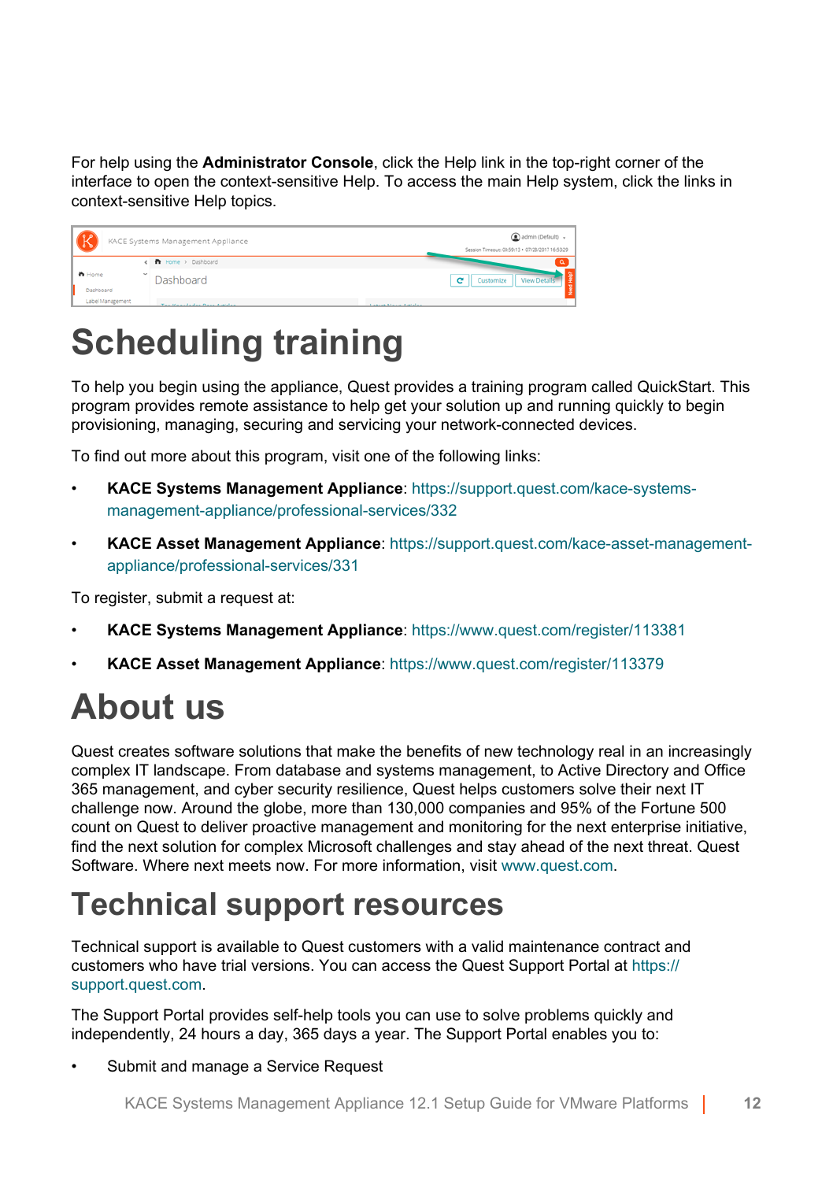For help using the **Administrator Console**, click the Help link in the top-right corner of the interface to open the context-sensitive Help. To access the main Help system, click the links in context-sensitive Help topics.

# Scheduling training

To help you begin using the appliance, Quest provides a training program called QuickStart. This program provides remote assistance to help get your solution up and running quickly to begin provisioning, managing, securing and servicing your network-connected devices.

To find out more about this program, visit one of the following links:

- **KACE Systems Management Appliance**: https://support.quest.com/kace-systems-management-appliance/professional-services/332
- **KACE Asset Management Appliance**: https://support.quest.com/kace-asset-management-appliance/professional-services/331

To register, submit a request at:

- **KACE Systems Management Appliance**: https://www.quest.com/register/113381
- **KACE Asset Management Appliance**: https://www.quest.com/register/113379

# About us

Quest creates software solutions that make the benefits of new technology real in an increasingly complex IT landscape. From database and systems management, to Active Directory and Office 365 management, and cyber security resilience, Quest helps customers solve their next IT challenge now. Around the globe, more than 130,000 companies and 95% of the Fortune 500 count on Quest to deliver proactive management and monitoring for the next enterprise initiative, find the next solution for complex Microsoft challenges and stay ahead of the next threat. Quest Software. Where next meets now. For more information, visit www.quest.com.

# Technical support resources

Technical support is available to Quest customers with a valid maintenance contract and customers who have trial versions. You can access the Quest Support Portal at https://support.quest.com.

The Support Portal provides self-help tools you can use to solve problems quickly and independently, 24 hours a day, 365 days a year. The Support Portal enables you to:

- Submit and manage a Service Request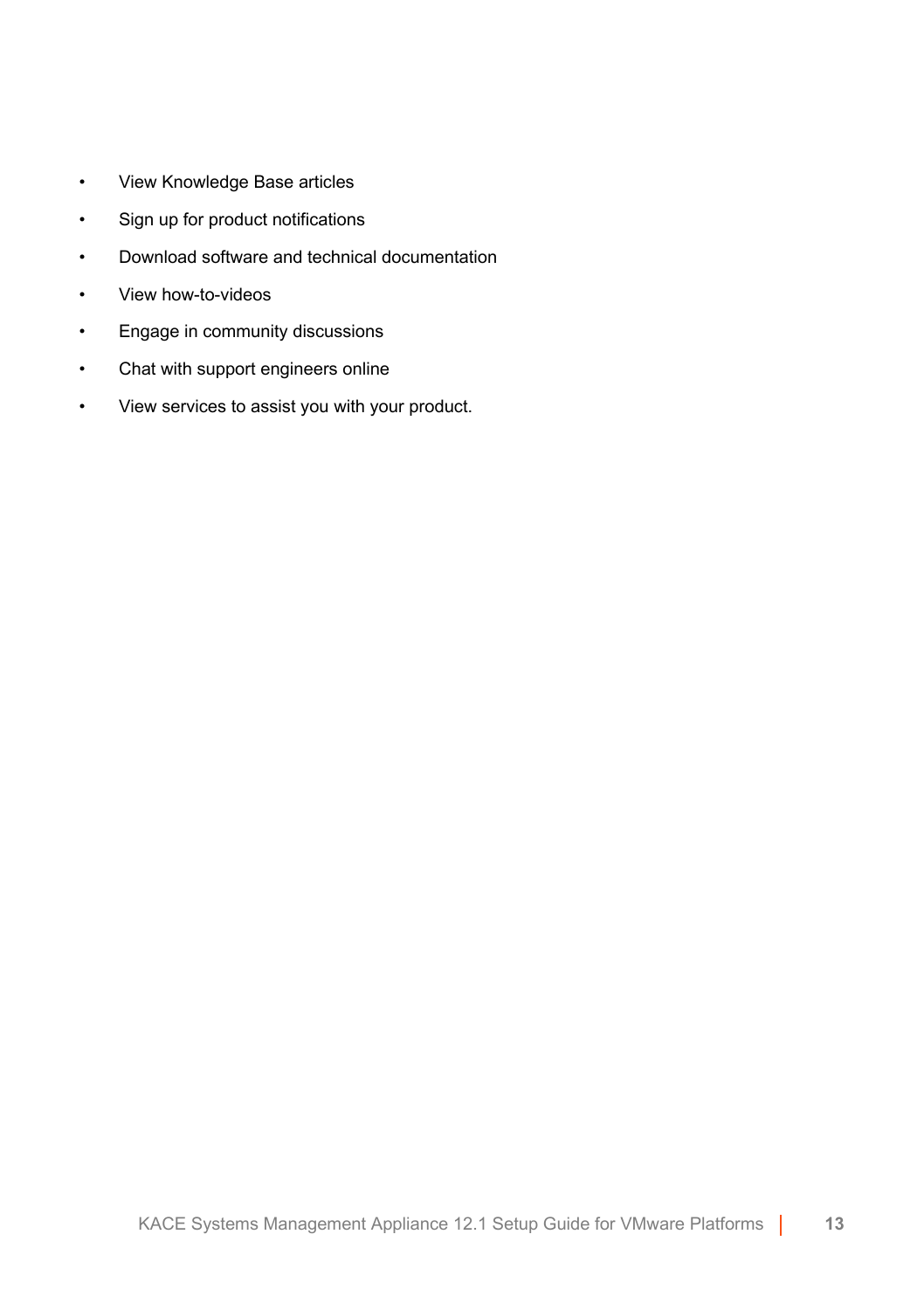- View Knowledge Base articles
- Sign up for product notifications
- Download software and technical documentation
- View how-to-videos
- Engage in community discussions
- Chat with support engineers online
- View services to assist you with your product.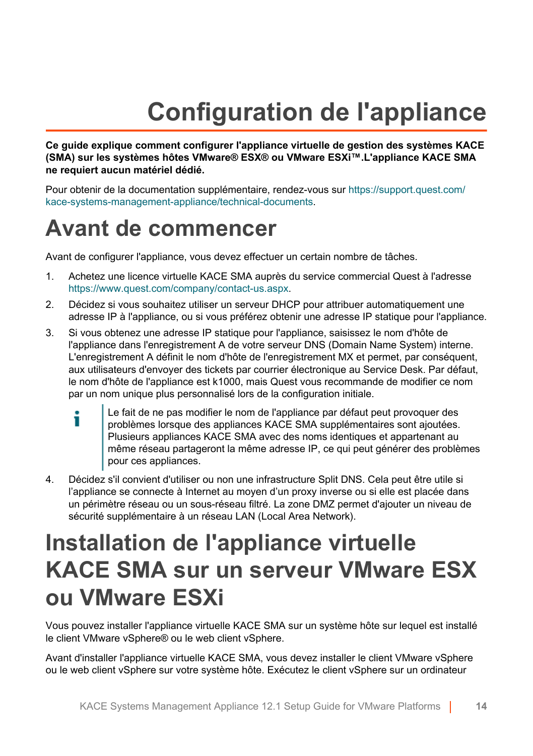# Configuration de l'appliance

**Ce guide explique comment configurer l'appliance virtuelle de gestion des systèmes KACE (SMA) sur les systèmes hôtes VMware® ESX® ou VMware ESXi™.L'appliance KACE SMA ne requiert aucun matériel dédié.**

Pour obtenir de la documentation supplémentaire, rendez-vous sur https://support.quest.com/kace-systems-management-appliance/technical-documents.

## Avant de commencer

Avant de configurer l'appliance, vous devez effectuer un certain nombre de tâches.

1. Achetez une licence virtuelle KACE SMA auprès du service commercial Quest à l'adresse https://www.quest.com/company/contact-us.aspx.
2. Décidez si vous souhaitez utiliser un serveur DHCP pour attribuer automatiquement une adresse IP à l'appliance, ou si vous préférez obtenir une adresse IP statique pour l'appliance.
3. Si vous obtenez une adresse IP statique pour l'appliance, saisissez le nom d'hôte de l'appliance dans l'enregistrement A de votre serveur DNS (Domain Name System) interne. L'enregistrement A définit le nom d'hôte de l'enregistrement MX et permet, par conséquent, aux utilisateurs d'envoyer des tickets par courrier électronique au Service Desk. Par défaut, le nom d'hôte de l'appliance est k1000, mais Quest vous recommande de modifier ce nom par un nom unique plus personnalisé lors de la configuration initiale.

   > Le fait de ne pas modifier le nom de l'appliance par défaut peut provoquer des problèmes lorsque des appliances KACE SMA supplémentaires sont ajoutées. Plusieurs appliances KACE SMA avec des noms identiques et appartenant au même réseau partageront la même adresse IP, ce qui peut générer des problèmes pour ces appliances.

4. Décidez s'il convient d'utiliser ou non une infrastructure Split DNS. Cela peut être utile si l’appliance se connecte à Internet au moyen d’un proxy inverse ou si elle est placée dans un périmètre réseau ou un sous-réseau filtré. La zone DMZ permet d'ajouter un niveau de sécurité supplémentaire à un réseau LAN (Local Area Network).

## Installation de l'appliance virtuelle KACE SMA sur un serveur VMware ESX ou VMware ESXi

Vous pouvez installer l'appliance virtuelle KACE SMA sur un système hôte sur lequel est installé le client VMware vSphere® ou le web client vSphere.

Avant d'installer l'appliance virtuelle KACE SMA, vous devez installer le client VMware vSphere ou le web client vSphere sur votre système hôte. Exécutez le client vSphere sur un ordinateur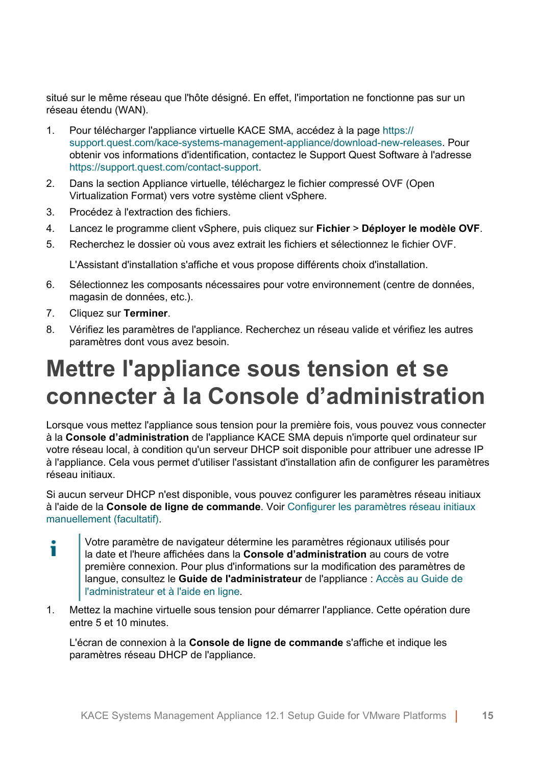situé sur le même réseau que l'hôte désigné. En effet, l'importation ne fonctionne pas sur un réseau étendu (WAN).

1. Pour télécharger l'appliance virtuelle KACE SMA, accédez à la page https://support.quest.com/kace-systems-management-appliance/download-new-releases. Pour obtenir vos informations d'identification, contactez le Support Quest Software à l'adresse https://support.quest.com/contact-support.
2. Dans la section Appliance virtuelle, téléchargez le fichier compressé OVF (Open Virtualization Format) vers votre système client vSphere.
3. Procédez à l'extraction des fichiers.
4. Lancez le programme client vSphere, puis cliquez sur **Fichier** > **Déployer le modèle OVF**.
5. Recherchez le dossier où vous avez extrait les fichiers et sélectionnez le fichier OVF.

   L'Assistant d'installation s'affiche et vous propose différents choix d'installation.
6. Sélectionnez les composants nécessaires pour votre environnement (centre de données, magasin de données, etc.).
7. Cliquez sur **Terminer**.
8. Vérifiez les paramètres de l'appliance. Recherchez un réseau valide et vérifiez les autres paramètres dont vous avez besoin.

# Mettre l'appliance sous tension et se connecter à la Console d’administration

Lorsque vous mettez l'appliance sous tension pour la première fois, vous pouvez vous connecter à la **Console d’administration** de l'appliance KACE SMA depuis n'importe quel ordinateur sur votre réseau local, à condition qu'un serveur DHCP soit disponible pour attribuer une adresse IP à l'appliance. Cela vous permet d'utiliser l'assistant d'installation afin de configurer les paramètres réseau initiaux.

Si aucun serveur DHCP n'est disponible, vous pouvez configurer les paramètres réseau initiaux à l'aide de la **Console de ligne de commande**. Voir Configurer les paramètres réseau initiaux manuellement (facultatif).

> Votre paramètre de navigateur détermine les paramètres régionaux utilisés pour la date et l'heure affichées dans la **Console d’administration** au cours de votre première connexion. Pour plus d'informations sur la modification des paramètres de langue, consultez le **Guide de l'administrateur** de l'appliance : Accès au Guide de l'administrateur et à l'aide en ligne.

1. Mettez la machine virtuelle sous tension pour démarrer l'appliance. Cette opération dure entre 5 et 10 minutes.

   L'écran de connexion à la **Console de ligne de commande** s'affiche et indique les paramètres réseau DHCP de l'appliance.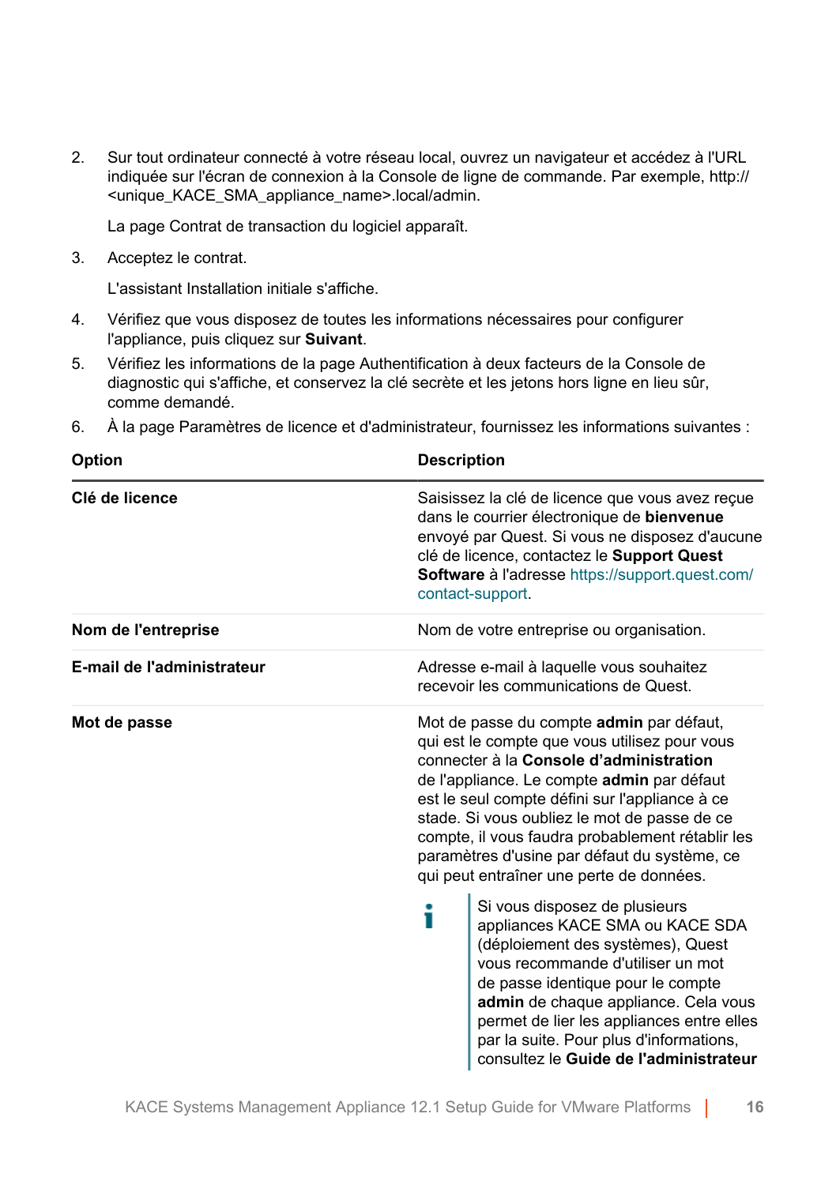2. Sur tout ordinateur connecté à votre réseau local, ouvrez un navigateur et accédez à l'URL indiquée sur l'écran de connexion à la Console de ligne de commande. Par exemple, http://<unique_KACE_SMA_appliance_name>.local/admin.

   La page Contrat de transaction du logiciel apparaît.

3. Acceptez le contrat.

   L'assistant Installation initiale s'affiche.

4. Vérifiez que vous disposez de toutes les informations nécessaires pour configurer l'appliance, puis cliquez sur **Suivant**.
5. Vérifiez les informations de la page Authentification à deux facteurs de la Console de diagnostic qui s'affiche, et conservez la clé secrète et les jetons hors ligne en lieu sûr, comme demandé.
6. À la page Paramètres de licence et d'administrateur, fournissez les informations suivantes :

| Option | Description |
|---|---|
| **Clé de licence** | Saisissez la clé de licence que vous avez reçue dans le courrier électronique de **bienvenue** envoyé par Quest. Si vous ne disposez d'aucune clé de licence, contactez le **Support Quest Software** à l'adresse https://support.quest.com/contact-support. |
| **Nom de l'entreprise** | Nom de votre entreprise ou organisation. |
| **E-mail de l'administrateur** | Adresse e-mail à laquelle vous souhaitez recevoir les communications de Quest. |
| **Mot de passe** | Mot de passe du compte **admin** par défaut, qui est le compte que vous utilisez pour vous connecter à la **Console d'administration** de l'appliance. Le compte **admin** par défaut est le seul compte défini sur l'appliance à ce stade. Si vous oubliez le mot de passe de ce compte, il vous faudra probablement rétablir les paramètres d'usine par défaut du système, ce qui peut entraîner une perte de données. <br><br> Si vous disposez de plusieurs appliances KACE SMA ou KACE SDA (déploiement des systèmes), Quest vous recommande d'utiliser un mot de passe identique pour le compte **admin** de chaque appliance. Cela vous permet de lier les appliances entre elles par la suite. Pour plus d'informations, consultez le **Guide de l'administrateur** |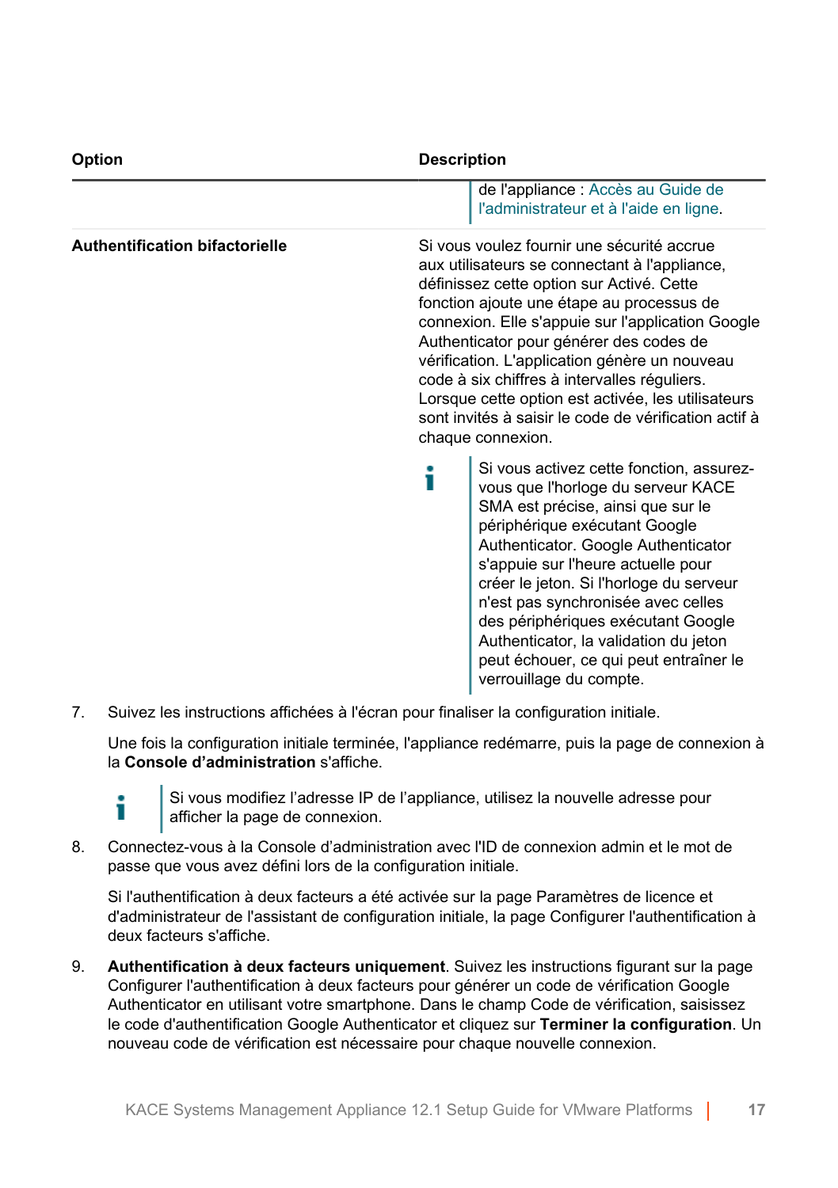| Option | Description |
| --- | --- |
| | de l'appliance : Accès au Guide de l'administrateur et à l'aide en ligne. |
| **Authentification bifactorielle** | Si vous voulez fournir une sécurité accrue aux utilisateurs se connectant à l'appliance, définissez cette option sur Activé. Cette fonction ajoute une étape au processus de connexion. Elle s'appuie sur l'application Google Authenticator pour générer des codes de vérification. L'application génère un nouveau code à six chiffres à intervalles réguliers. Lorsque cette option est activée, les utilisateurs sont invités à saisir le code de vérification actif à chaque connexion.<br><br>Si vous activez cette fonction, assurez-vous que l'horloge du serveur KACE SMA est précise, ainsi que sur le périphérique exécutant Google Authenticator. Google Authenticator s'appuie sur l'heure actuelle pour créer le jeton. Si l'horloge du serveur n'est pas synchronisée avec celles des périphériques exécutant Google Authenticator, la validation du jeton peut échouer, ce qui peut entraîner le verrouillage du compte. |

7. Suivez les instructions affichées à l'écran pour finaliser la configuration initiale.

   Une fois la configuration initiale terminée, l'appliance redémarre, puis la page de connexion à la **Console d'administration** s'affiche.

   > Si vous modifiez l'adresse IP de l'appliance, utilisez la nouvelle adresse pour afficher la page de connexion.

8. Connectez-vous à la Console d'administration avec l'ID de connexion admin et le mot de passe que vous avez défini lors de la configuration initiale.

   Si l'authentification à deux facteurs a été activée sur la page Paramètres de licence et d'administrateur de l'assistant de configuration initiale, la page Configurer l'authentification à deux facteurs s'affiche.

9. **Authentification à deux facteurs uniquement**. Suivez les instructions figurant sur la page Configurer l'authentification à deux facteurs pour générer un code de vérification Google Authenticator en utilisant votre smartphone. Dans le champ Code de vérification, saisissez le code d'authentification Google Authenticator et cliquez sur **Terminer la configuration**. Un nouveau code de vérification est nécessaire pour chaque nouvelle connexion.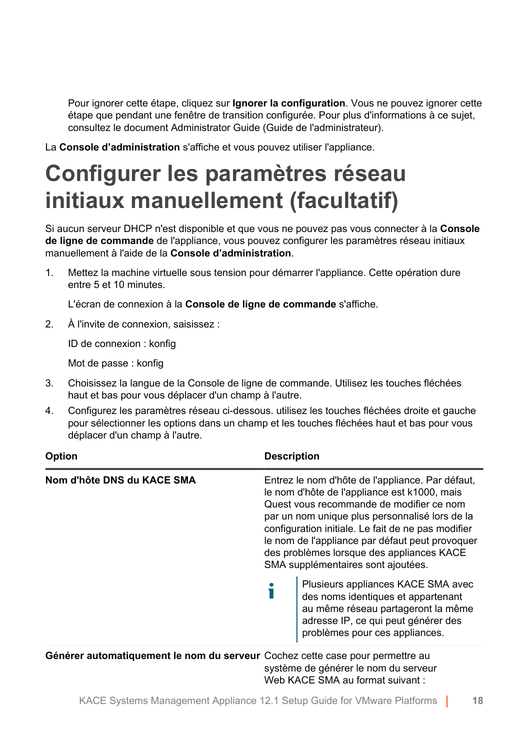Pour ignorer cette étape, cliquez sur **Ignorer la configuration**. Vous ne pouvez ignorer cette étape que pendant une fenêtre de transition configurée. Pour plus d'informations à ce sujet, consultez le document Administrator Guide (Guide de l'administrateur).

La **Console d'administration** s'affiche et vous pouvez utiliser l'appliance.

# Configurer les paramètres réseau initiaux manuellement (facultatif)

Si aucun serveur DHCP n'est disponible et que vous ne pouvez pas vous connecter à la **Console de ligne de commande** de l'appliance, vous pouvez configurer les paramètres réseau initiaux manuellement à l'aide de la **Console d'administration**.

1. Mettez la machine virtuelle sous tension pour démarrer l'appliance. Cette opération dure entre 5 et 10 minutes.

   L'écran de connexion à la **Console de ligne de commande** s'affiche.

2. À l'invite de connexion, saisissez :

   ID de connexion : konfig

   Mot de passe : konfig

3. Choisissez la langue de la Console de ligne de commande. Utilisez les touches fléchées haut et bas pour vous déplacer d'un champ à l'autre.
4. Configurez les paramètres réseau ci-dessous. utilisez les touches fléchées droite et gauche pour sélectionner les options dans un champ et les touches fléchées haut et bas pour vous déplacer d'un champ à l'autre.

| Option | Description |
|---|---|
| **Nom d'hôte DNS du KACE SMA** | Entrez le nom d'hôte de l'appliance. Par défaut, le nom d'hôte de l'appliance est k1000, mais Quest vous recommande de modifier ce nom par un nom unique plus personnalisé lors de la configuration initiale. Le fait de ne pas modifier le nom de l'appliance par défaut peut provoquer des problèmes lorsque des appliances KACE SMA supplémentaires sont ajoutées.<br><br>Plusieurs appliances KACE SMA avec des noms identiques et appartenant au même réseau partageront la même adresse IP, ce qui peut générer des problèmes pour ces appliances. |
| **Générer automatiquement le nom du serveur** | Cochez cette case pour permettre au système de générer le nom du serveur Web KACE SMA au format suivant : |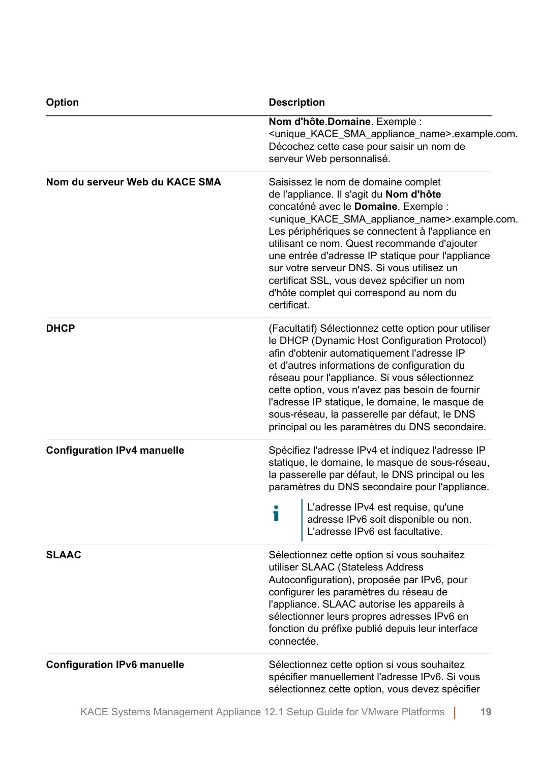| Option | Description |
| --- | --- |
| | **Nom d'hôte**.**Domaine**. Exemple : <unique_KACE_SMA_appliance_name>.example.com. Décochez cette case pour saisir un nom de serveur Web personnalisé. |
| **Nom du serveur Web du KACE SMA** | Saisissez le nom de domaine complet de l'appliance. Il s'agit du **Nom d'hôte** concaténé avec le **Domaine**. Exemple : <unique_KACE_SMA_appliance_name>.example.com. Les périphériques se connectent à l'appliance en utilisant ce nom. Quest recommande d'ajouter une entrée d'adresse IP statique pour l'appliance sur votre serveur DNS. Si vous utilisez un certificat SSL, vous devez spécifier un nom d'hôte complet qui correspond au nom du certificat. |
| **DHCP** | (Facultatif) Sélectionnez cette option pour utiliser le DHCP (Dynamic Host Configuration Protocol) afin d'obtenir automatiquement l'adresse IP et d'autres informations de configuration du réseau pour l'appliance. Si vous sélectionnez cette option, vous n'avez pas besoin de fournir l'adresse IP statique, le domaine, le masque de sous-réseau, la passerelle par défaut, le DNS principal ou les paramètres du DNS secondaire. |
| **Configuration IPv4 manuelle** | Spécifiez l'adresse IPv4 et indiquez l'adresse IP statique, le domaine, le masque de sous-réseau, la passerelle par défaut, le DNS principal ou les paramètres du DNS secondaire pour l'appliance.<br><br>L'adresse IPv4 est requise, qu'une adresse IPv6 soit disponible ou non. L'adresse IPv6 est facultative. |
| **SLAAC** | Sélectionnez cette option si vous souhaitez utiliser SLAAC (Stateless Address Autoconfiguration), proposée par IPv6, pour configurer les paramètres du réseau de l'appliance. SLAAC autorise les appareils à sélectionner leurs propres adresses IPv6 en fonction du préfixe publié depuis leur interface connectée. |
| **Configuration IPv6 manuelle** | Sélectionnez cette option si vous souhaitez spécifier manuellement l'adresse IPv6. Si vous sélectionnez cette option, vous devez spécifier |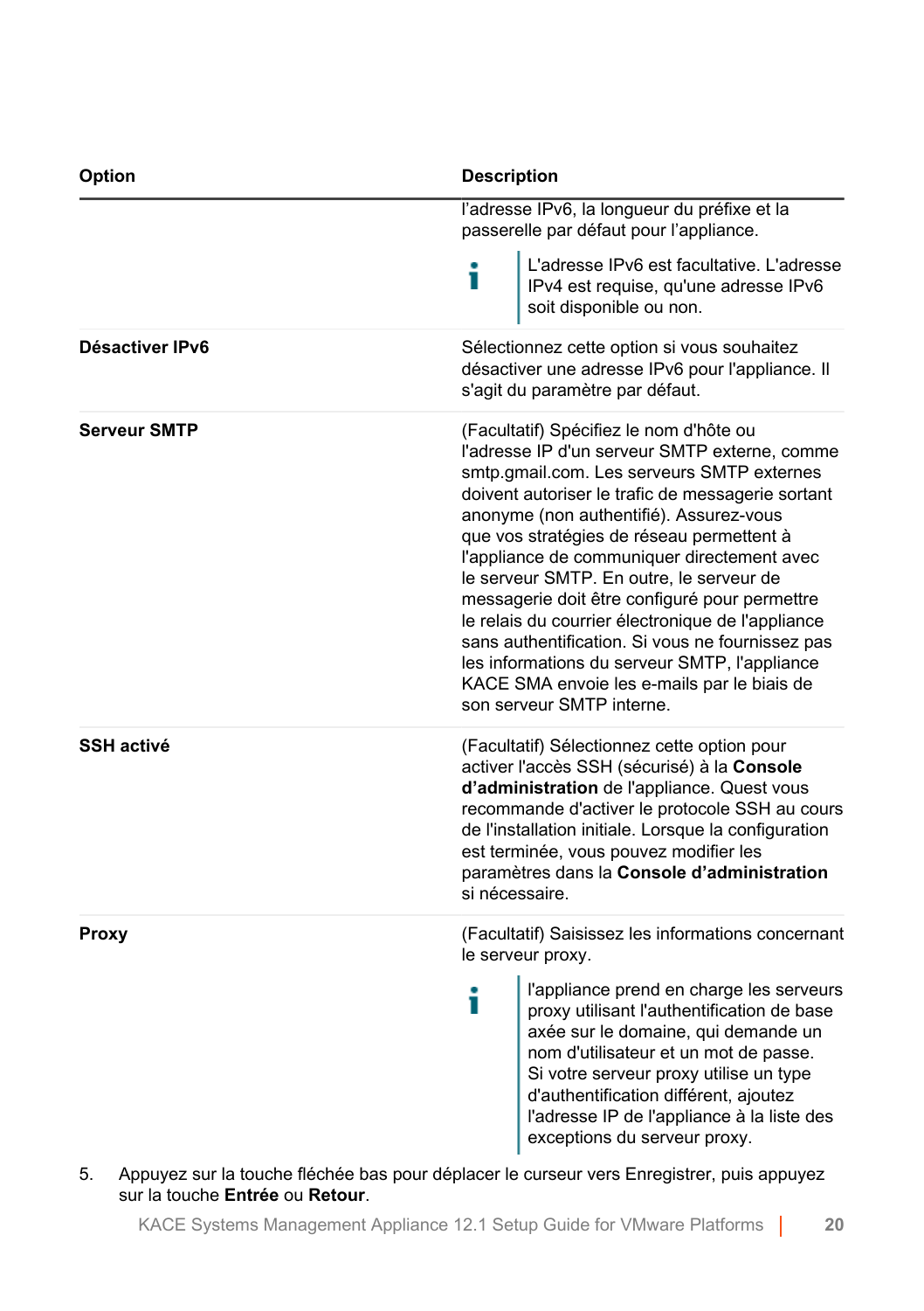| Option | Description |
| --- | --- |
| | l'adresse IPv6, la longueur du préfixe et la passerelle par défaut pour l'appliance.<br><br>L'adresse IPv6 est facultative. L'adresse IPv4 est requise, qu'une adresse IPv6 soit disponible ou non. |
| **Désactiver IPv6** | Sélectionnez cette option si vous souhaitez désactiver une adresse IPv6 pour l'appliance. Il s'agit du paramètre par défaut. |
| **Serveur SMTP** | (Facultatif) Spécifiez le nom d'hôte ou l'adresse IP d'un serveur SMTP externe, comme smtp.gmail.com. Les serveurs SMTP externes doivent autoriser le trafic de messagerie sortant anonyme (non authentifié). Assurez-vous que vos stratégies de réseau permettent à l'appliance de communiquer directement avec le serveur SMTP. En outre, le serveur de messagerie doit être configuré pour permettre le relais du courrier électronique de l'appliance sans authentification. Si vous ne fournissez pas les informations du serveur SMTP, l'appliance KACE SMA envoie les e-mails par le biais de son serveur SMTP interne. |
| **SSH activé** | (Facultatif) Sélectionnez cette option pour activer l'accès SSH (sécurisé) à la **Console d'administration** de l'appliance. Quest vous recommande d'activer le protocole SSH au cours de l'installation initiale. Lorsque la configuration est terminée, vous pouvez modifier les paramètres dans la **Console d'administration** si nécessaire. |
| **Proxy** | (Facultatif) Saisissez les informations concernant le serveur proxy.<br><br>l'appliance prend en charge les serveurs proxy utilisant l'authentification de base axée sur le domaine, qui demande un nom d'utilisateur et un mot de passe. Si votre serveur proxy utilise un type d'authentification différent, ajoutez l'adresse IP de l'appliance à la liste des exceptions du serveur proxy. |

5. Appuyez sur la touche fléchée bas pour déplacer le curseur vers Enregistrer, puis appuyez sur la touche **Entrée** ou **Retour**.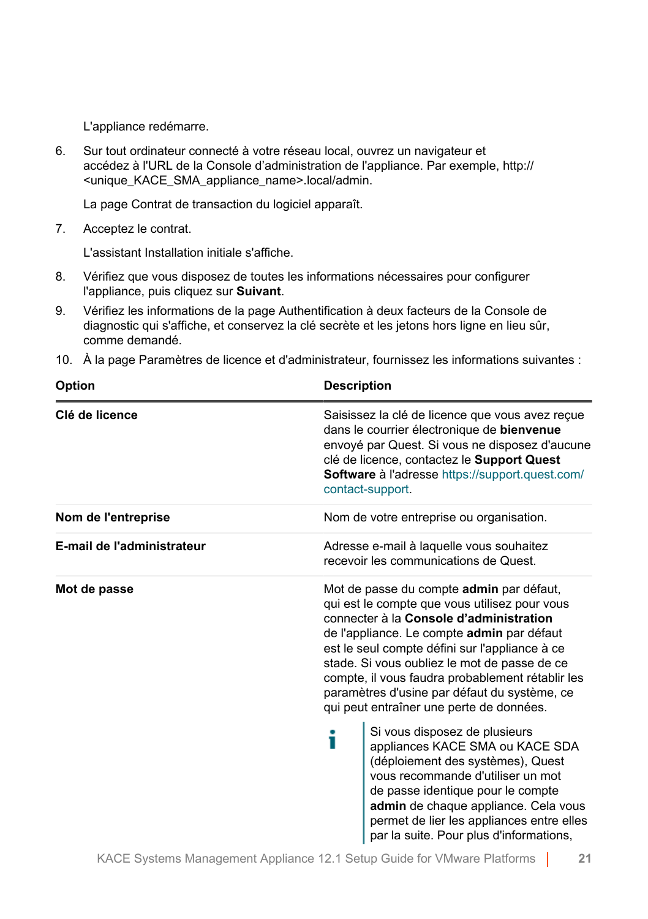L'appliance redémarre.

6. Sur tout ordinateur connecté à votre réseau local, ouvrez un navigateur et accédez à l'URL de la Console d’administration de l'appliance. Par exemple, http://<unique_KACE_SMA_appliance_name>.local/admin.

   La page Contrat de transaction du logiciel apparaît.

7. Acceptez le contrat.

   L'assistant Installation initiale s'affiche.

8. Vérifiez que vous disposez de toutes les informations nécessaires pour configurer l'appliance, puis cliquez sur **Suivant**.

9. Vérifiez les informations de la page Authentification à deux facteurs de la Console de diagnostic qui s'affiche, et conservez la clé secrète et les jetons hors ligne en lieu sûr, comme demandé.

10. À la page Paramètres de licence et d'administrateur, fournissez les informations suivantes :

| Option | Description |
|---|---|
| **Clé de licence** | Saisissez la clé de licence que vous avez reçue dans le courrier électronique de **bienvenue** envoyé par Quest. Si vous ne disposez d'aucune clé de licence, contactez le **Support Quest Software** à l'adresse https://support.quest.com/contact-support. |
| **Nom de l'entreprise** | Nom de votre entreprise ou organisation. |
| **E-mail de l'administrateur** | Adresse e-mail à laquelle vous souhaitez recevoir les communications de Quest. |
| **Mot de passe** | Mot de passe du compte **admin** par défaut, qui est le compte que vous utilisez pour vous connecter à la **Console d’administration** de l'appliance. Le compte **admin** par défaut est le seul compte défini sur l'appliance à ce stade. Si vous oubliez le mot de passe de ce compte, il vous faudra probablement rétablir les paramètres d'usine par défaut du système, ce qui peut entraîner une perte de données.<br><br>Si vous disposez de plusieurs appliances KACE SMA ou KACE SDA (déploiement des systèmes), Quest vous recommande d'utiliser un mot de passe identique pour le compte **admin** de chaque appliance. Cela vous permet de lier les appliances entre elles par la suite. Pour plus d'informations, |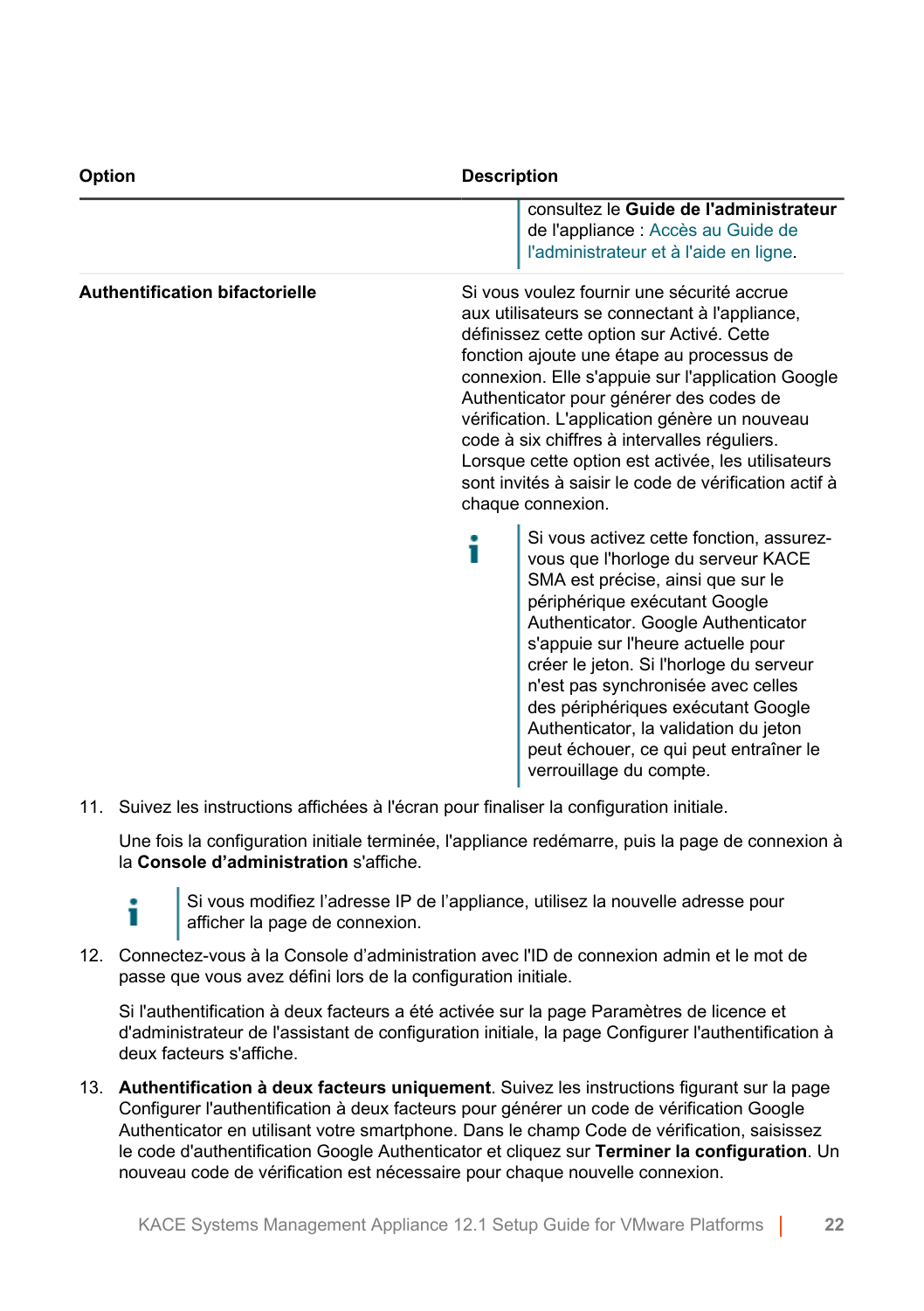| Option | Description |
|---|---|
| | consultez le **Guide de l'administrateur** de l'appliance : Accès au Guide de l'administrateur et à l'aide en ligne. |
| **Authentification bifactorielle** | Si vous voulez fournir une sécurité accrue aux utilisateurs se connectant à l'appliance, définissez cette option sur Activé. Cette fonction ajoute une étape au processus de connexion. Elle s'appuie sur l'application Google Authenticator pour générer des codes de vérification. L'application génère un nouveau code à six chiffres à intervalles réguliers. Lorsque cette option est activée, les utilisateurs sont invités à saisir le code de vérification actif à chaque connexion. <br><br> Si vous activez cette fonction, assurez-vous que l'horloge du serveur KACE SMA est précise, ainsi que sur le périphérique exécutant Google Authenticator. Google Authenticator s'appuie sur l'heure actuelle pour créer le jeton. Si l'horloge du serveur n'est pas synchronisée avec celles des périphériques exécutant Google Authenticator, la validation du jeton peut échouer, ce qui peut entraîner le verrouillage du compte. |

11. Suivez les instructions affichées à l'écran pour finaliser la configuration initiale.

    Une fois la configuration initiale terminée, l'appliance redémarre, puis la page de connexion à la **Console d'administration** s'affiche.

    Si vous modifiez l'adresse IP de l'appliance, utilisez la nouvelle adresse pour afficher la page de connexion.

12. Connectez-vous à la Console d'administration avec l'ID de connexion admin et le mot de passe que vous avez défini lors de la configuration initiale.

    Si l'authentification à deux facteurs a été activée sur la page Paramètres de licence et d'administrateur de l'assistant de configuration initiale, la page Configurer l'authentification à deux facteurs s'affiche.

13. **Authentification à deux facteurs uniquement**. Suivez les instructions figurant sur la page Configurer l'authentification à deux facteurs pour générer un code de vérification Google Authenticator en utilisant votre smartphone. Dans le champ Code de vérification, saisissez le code d'authentification Google Authenticator et cliquez sur **Terminer la configuration**. Un nouveau code de vérification est nécessaire pour chaque nouvelle connexion.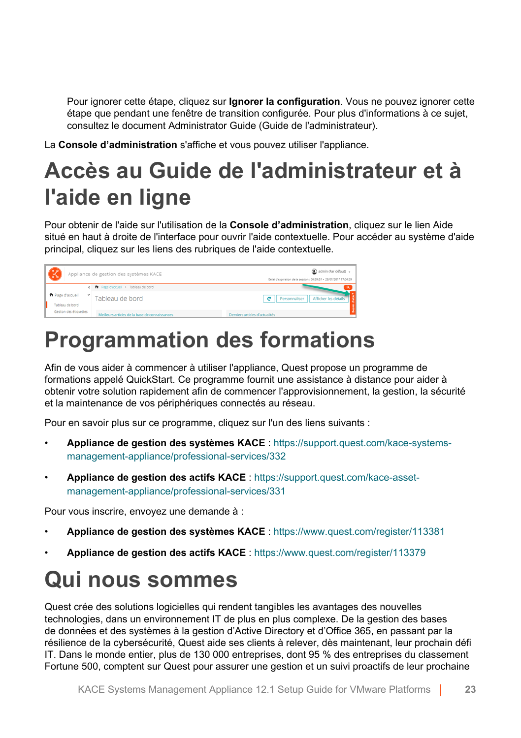Pour ignorer cette étape, cliquez sur **Ignorer la configuration**. Vous ne pouvez ignorer cette étape que pendant une fenêtre de transition configurée. Pour plus d'informations à ce sujet, consultez le document Administrator Guide (Guide de l'administrateur).

La **Console d'administration** s'affiche et vous pouvez utiliser l'appliance.

# Accès au Guide de l'administrateur et à l'aide en ligne

Pour obtenir de l'aide sur l'utilisation de la **Console d'administration**, cliquez sur le lien Aide situé en haut à droite de l'interface pour ouvrir l'aide contextuelle. Pour accéder au système d'aide principal, cliquez sur les liens des rubriques de l'aide contextuelle.

# Programmation des formations

Afin de vous aider à commencer à utiliser l'appliance, Quest propose un programme de formations appelé QuickStart. Ce programme fournit une assistance à distance pour aider à obtenir votre solution rapidement afin de commencer l'approvisionnement, la gestion, la sécurité et la maintenance de vos périphériques connectés au réseau.

Pour en savoir plus sur ce programme, cliquez sur l'un des liens suivants :

- **Appliance de gestion des systèmes KACE** : https://support.quest.com/kace-systems-management-appliance/professional-services/332
- **Appliance de gestion des actifs KACE** : https://support.quest.com/kace-asset-management-appliance/professional-services/331

Pour vous inscrire, envoyez une demande à :

- **Appliance de gestion des systèmes KACE** : https://www.quest.com/register/113381
- **Appliance de gestion des actifs KACE** : https://www.quest.com/register/113379

# Qui nous sommes

Quest crée des solutions logicielles qui rendent tangibles les avantages des nouvelles technologies, dans un environnement IT de plus en plus complexe. De la gestion des bases de données et des systèmes à la gestion d'Active Directory et d'Office 365, en passant par la résilience de la cybersécurité, Quest aide ses clients à relever, dès maintenant, leur prochain défi IT. Dans le monde entier, plus de 130 000 entreprises, dont 95 % des entreprises du classement Fortune 500, comptent sur Quest pour assurer une gestion et un suivi proactifs de leur prochaine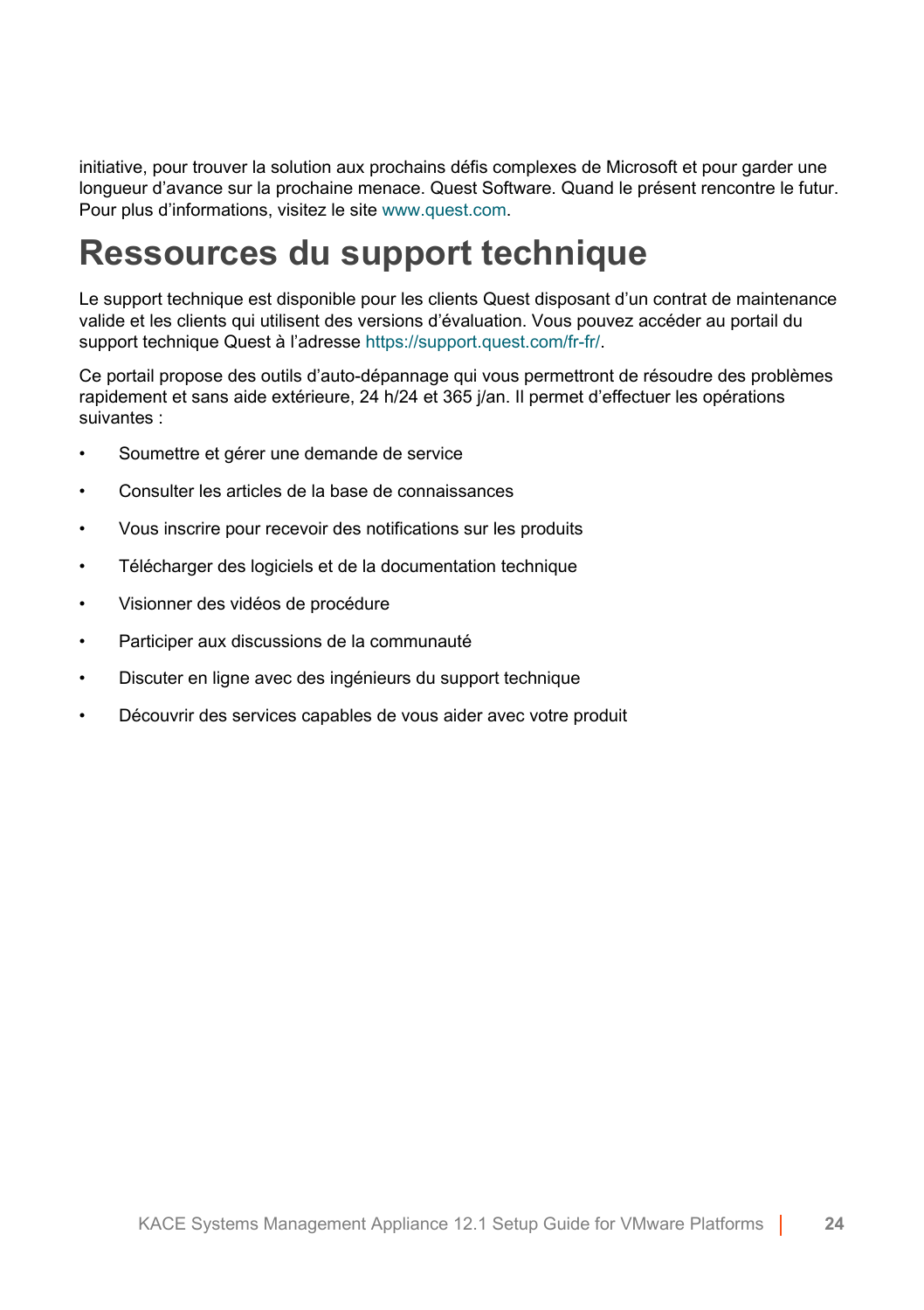initiative, pour trouver la solution aux prochains défis complexes de Microsoft et pour garder une longueur d’avance sur la prochaine menace. Quest Software. Quand le présent rencontre le futur. Pour plus d’informations, visitez le site www.quest.com.

# Ressources du support technique

Le support technique est disponible pour les clients Quest disposant d’un contrat de maintenance valide et les clients qui utilisent des versions d’évaluation. Vous pouvez accéder au portail du support technique Quest à l’adresse https://support.quest.com/fr-fr/.

Ce portail propose des outils d’auto-dépannage qui vous permettront de résoudre des problèmes rapidement et sans aide extérieure, 24 h/24 et 365 j/an. Il permet d’effectuer les opérations suivantes :

- Soumettre et gérer une demande de service
- Consulter les articles de la base de connaissances
- Vous inscrire pour recevoir des notifications sur les produits
- Télécharger des logiciels et de la documentation technique
- Visionner des vidéos de procédure
- Participer aux discussions de la communauté
- Discuter en ligne avec des ingénieurs du support technique
- Découvrir des services capables de vous aider avec votre produit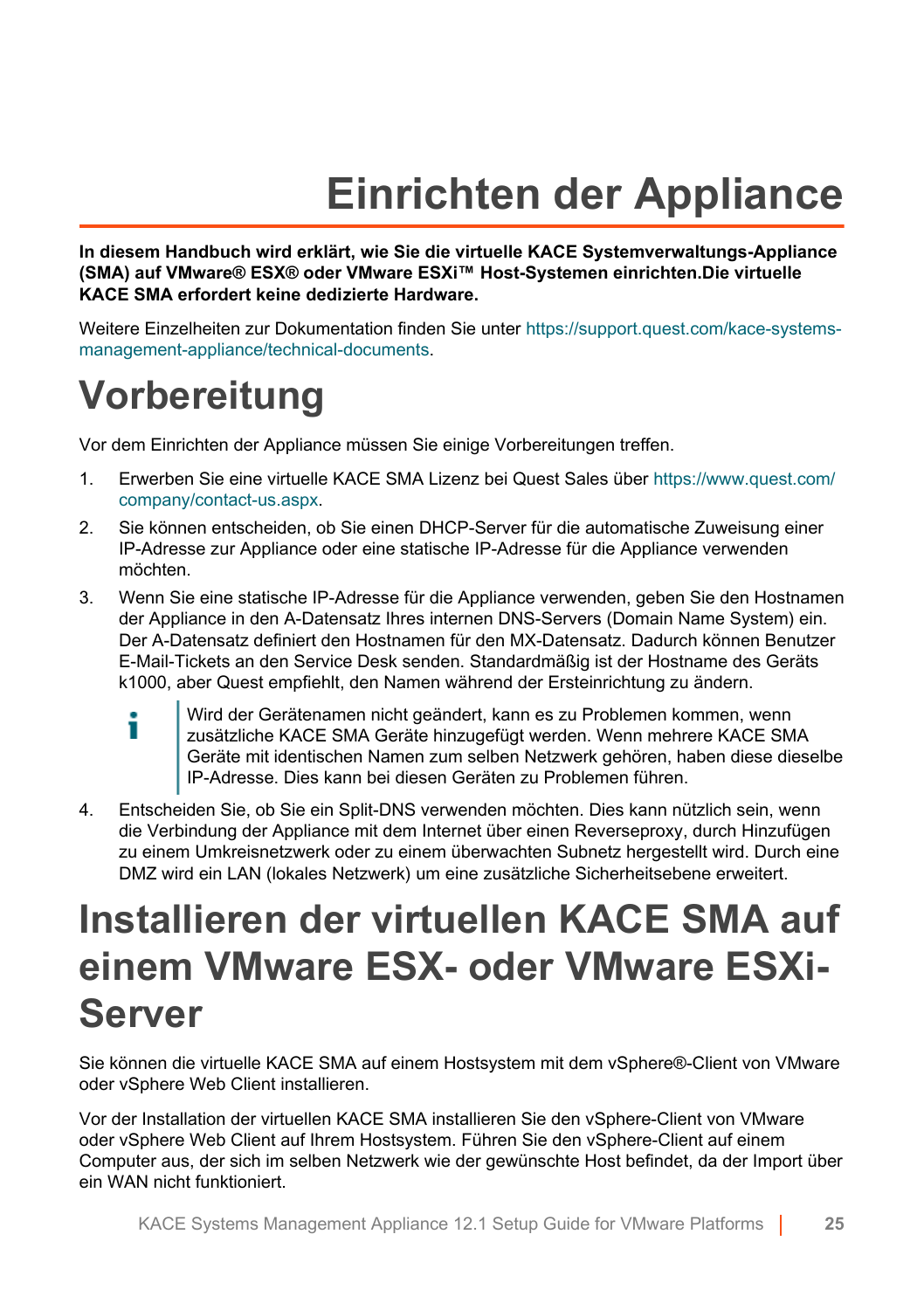# Einrichten der Appliance

**In diesem Handbuch wird erklärt, wie Sie die virtuelle KACE Systemverwaltungs-Appliance (SMA) auf VMware® ESX® oder VMware ESXi™ Host-Systemen einrichten.Die virtuelle KACE SMA erfordert keine dedizierte Hardware.**

Weitere Einzelheiten zur Dokumentation finden Sie unter https://support.quest.com/kace-systems-management-appliance/technical-documents.

## Vorbereitung

Vor dem Einrichten der Appliance müssen Sie einige Vorbereitungen treffen.

1. Erwerben Sie eine virtuelle KACE SMA Lizenz bei Quest Sales über https://www.quest.com/company/contact-us.aspx.
2. Sie können entscheiden, ob Sie einen DHCP-Server für die automatische Zuweisung einer IP-Adresse zur Appliance oder eine statische IP-Adresse für die Appliance verwenden möchten.
3. Wenn Sie eine statische IP-Adresse für die Appliance verwenden, geben Sie den Hostnamen der Appliance in den A-Datensatz Ihres internen DNS-Servers (Domain Name System) ein. Der A-Datensatz definiert den Hostnamen für den MX-Datensatz. Dadurch können Benutzer E-Mail-Tickets an den Service Desk senden. Standardmäßig ist der Hostname des Geräts k1000, aber Quest empfiehlt, den Namen während der Ersteinrichtung zu ändern.

   > Wird der Gerätenamen nicht geändert, kann es zu Problemen kommen, wenn zusätzliche KACE SMA Geräte hinzugefügt werden. Wenn mehrere KACE SMA Geräte mit identischen Namen zum selben Netzwerk gehören, haben diese dieselbe IP-Adresse. Dies kann bei diesen Geräten zu Problemen führen.

4. Entscheiden Sie, ob Sie ein Split-DNS verwenden möchten. Dies kann nützlich sein, wenn die Verbindung der Appliance mit dem Internet über einen Reverseproxy, durch Hinzufügen zu einem Umkreisnetzwerk oder zu einem überwachten Subnetz hergestellt wird. Durch eine DMZ wird ein LAN (lokales Netzwerk) um eine zusätzliche Sicherheitsebene erweitert.

## Installieren der virtuellen KACE SMA auf einem VMware ESX- oder VMware ESXi-Server

Sie können die virtuelle KACE SMA auf einem Hostsystem mit dem vSphere®-Client von VMware oder vSphere Web Client installieren.

Vor der Installation der virtuellen KACE SMA installieren Sie den vSphere-Client von VMware oder vSphere Web Client auf Ihrem Hostsystem. Führen Sie den vSphere-Client auf einem Computer aus, der sich im selben Netzwerk wie der gewünschte Host befindet, da der Import über ein WAN nicht funktioniert.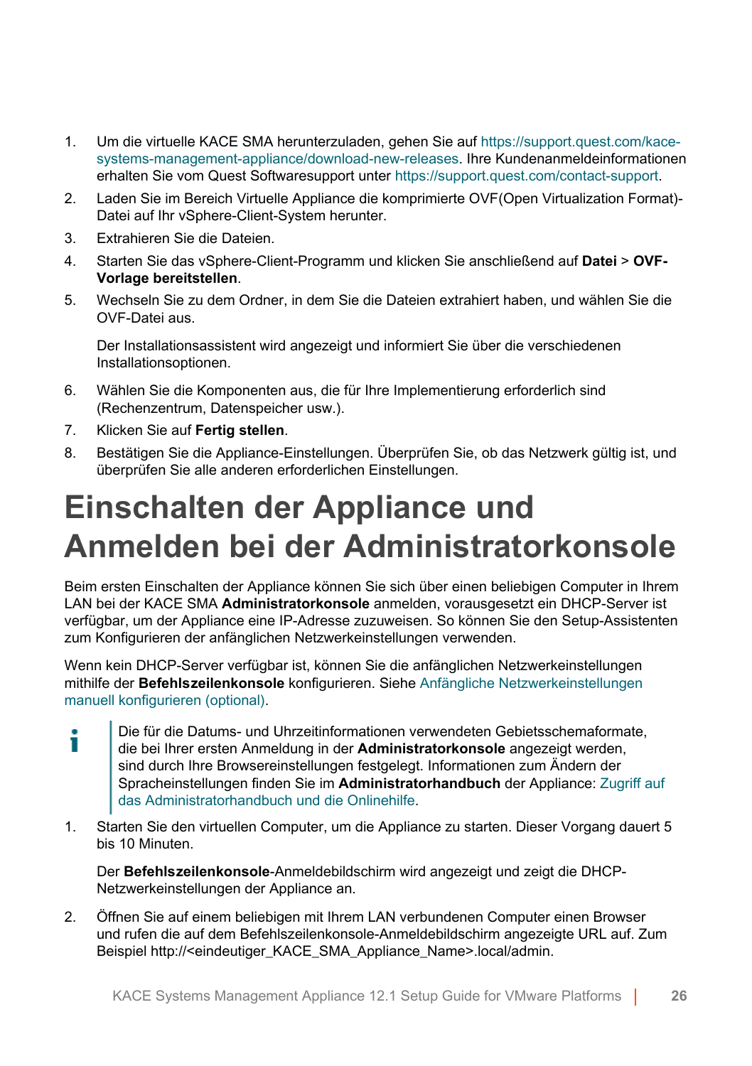1. Um die virtuelle KACE SMA herunterzuladen, gehen Sie auf https://support.quest.com/kace-systems-management-appliance/download-new-releases. Ihre Kundenanmeldeinformationen erhalten Sie vom Quest Softwaresupport unter https://support.quest.com/contact-support.
2. Laden Sie im Bereich Virtuelle Appliance die komprimierte OVF(Open Virtualization Format)-Datei auf Ihr vSphere-Client-System herunter.
3. Extrahieren Sie die Dateien.
4. Starten Sie das vSphere-Client-Programm und klicken Sie anschließend auf **Datei** > **OVF-Vorlage bereitstellen**.
5. Wechseln Sie zu dem Ordner, in dem Sie die Dateien extrahiert haben, und wählen Sie die OVF-Datei aus.

   Der Installationsassistent wird angezeigt und informiert Sie über die verschiedenen Installationsoptionen.
6. Wählen Sie die Komponenten aus, die für Ihre Implementierung erforderlich sind (Rechenzentrum, Datenspeicher usw.).
7. Klicken Sie auf **Fertig stellen**.
8. Bestätigen Sie die Appliance-Einstellungen. Überprüfen Sie, ob das Netzwerk gültig ist, und überprüfen Sie alle anderen erforderlichen Einstellungen.

# Einschalten der Appliance und Anmelden bei der Administratorkonsole

Beim ersten Einschalten der Appliance können Sie sich über einen beliebigen Computer in Ihrem LAN bei der KACE SMA **Administratorkonsole** anmelden, vorausgesetzt ein DHCP-Server ist verfügbar, um der Appliance eine IP-Adresse zuzuweisen. So können Sie den Setup-Assistenten zum Konfigurieren der anfänglichen Netzwerkeinstellungen verwenden.

Wenn kein DHCP-Server verfügbar ist, können Sie die anfänglichen Netzwerkeinstellungen mithilfe der **Befehlszeilenkonsole** konfigurieren. Siehe Anfängliche Netzwerkeinstellungen manuell konfigurieren (optional).

> Die für die Datums- und Uhrzeitinformationen verwendeten Gebietsschemaformate, die bei Ihrer ersten Anmeldung in der **Administratorkonsole** angezeigt werden, sind durch Ihre Browsereinstellungen festgelegt. Informationen zum Ändern der Spracheinstellungen finden Sie im **Administratorhandbuch** der Appliance: Zugriff auf das Administratorhandbuch und die Onlinehilfe.

1. Starten Sie den virtuellen Computer, um die Appliance zu starten. Dieser Vorgang dauert 5 bis 10 Minuten.

   Der **Befehlszeilenkonsole**-Anmeldebildschirm wird angezeigt und zeigt die DHCP-Netzwerkeinstellungen der Appliance an.
2. Öffnen Sie auf einem beliebigen mit Ihrem LAN verbundenen Computer einen Browser und rufen die auf dem Befehlszeilenkonsole-Anmeldebildschirm angezeigte URL auf. Zum Beispiel http://<eindeutiger_KACE_SMA_Appliance_Name>.local/admin.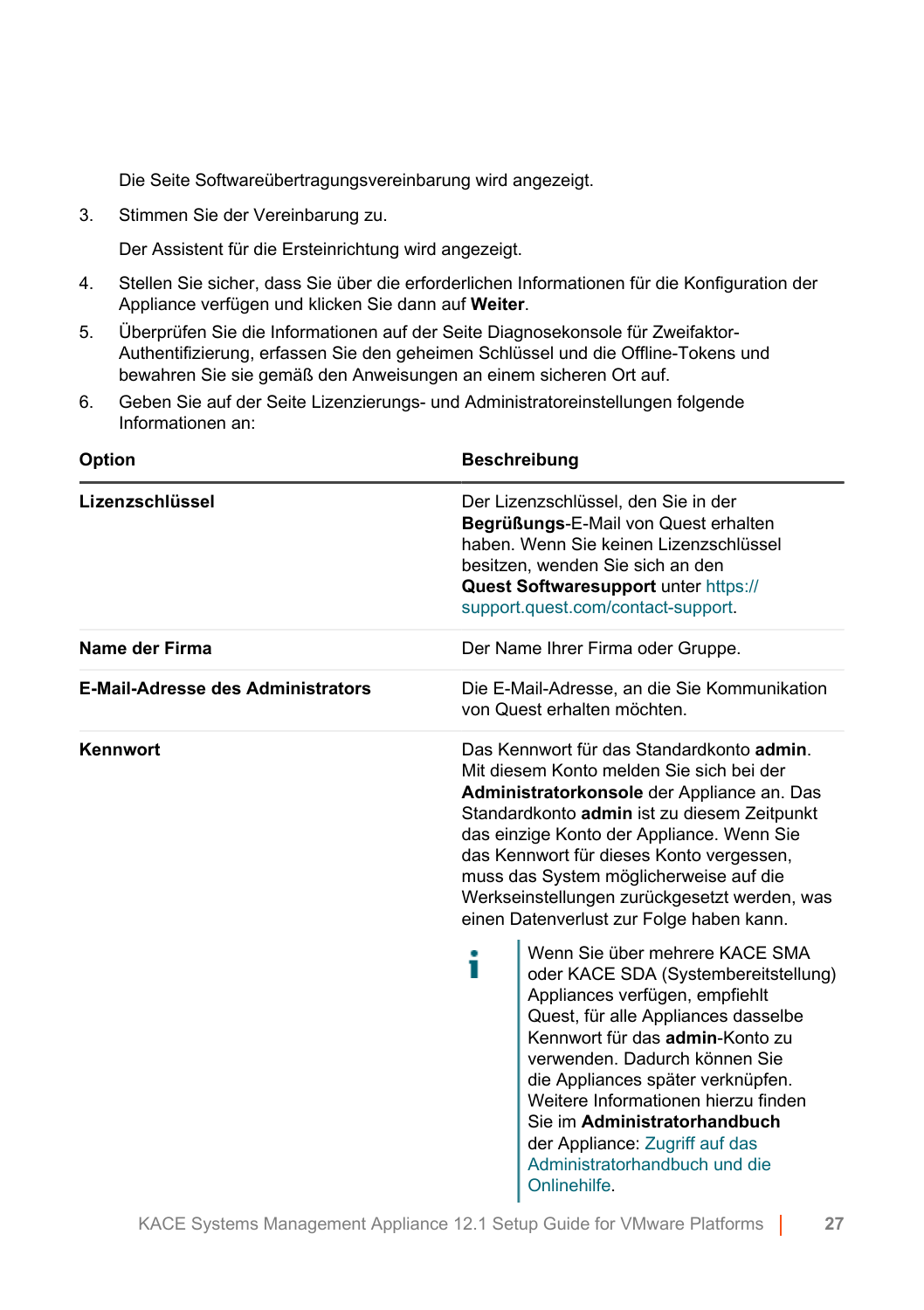Die Seite Softwareübertragungsvereinbarung wird angezeigt.

3. Stimmen Sie der Vereinbarung zu.

   Der Assistent für die Ersteinrichtung wird angezeigt.

4. Stellen Sie sicher, dass Sie über die erforderlichen Informationen für die Konfiguration der Appliance verfügen und klicken Sie dann auf **Weiter**.
5. Überprüfen Sie die Informationen auf der Seite Diagnosekonsole für Zweifaktor-Authentifizierung, erfassen Sie den geheimen Schlüssel und die Offline-Tokens und bewahren Sie sie gemäß den Anweisungen an einem sicheren Ort auf.
6. Geben Sie auf der Seite Lizenzierungs- und Administratoreinstellungen folgende Informationen an:

| Option | Beschreibung |
|---|---|
| **Lizenzschlüssel** | Der Lizenzschlüssel, den Sie in der **Begrüßungs**-E-Mail von Quest erhalten haben. Wenn Sie keinen Lizenzschlüssel besitzen, wenden Sie sich an den **Quest Softwaresupport** unter https://support.quest.com/contact-support. |
| **Name der Firma** | Der Name Ihrer Firma oder Gruppe. |
| **E-Mail-Adresse des Administrators** | Die E-Mail-Adresse, an die Sie Kommunikation von Quest erhalten möchten. |
| **Kennwort** | Das Kennwort für das Standardkonto **admin**. Mit diesem Konto melden Sie sich bei der **Administratorkonsole** der Appliance an. Das Standardkonto **admin** ist zu diesem Zeitpunkt das einzige Konto der Appliance. Wenn Sie das Kennwort für dieses Konto vergessen, muss das System möglicherweise auf die Werkseinstellungen zurückgesetzt werden, was einen Datenverlust zur Folge haben kann.<br><br>Wenn Sie über mehrere KACE SMA oder KACE SDA (Systembereitstellung) Appliances verfügen, empfiehlt Quest, für alle Appliances dasselbe Kennwort für das **admin**-Konto zu verwenden. Dadurch können Sie die Appliances später verknüpfen. Weitere Informationen hierzu finden Sie im **Administratorhandbuch** der Appliance: Zugriff auf das Administratorhandbuch und die Onlinehilfe. |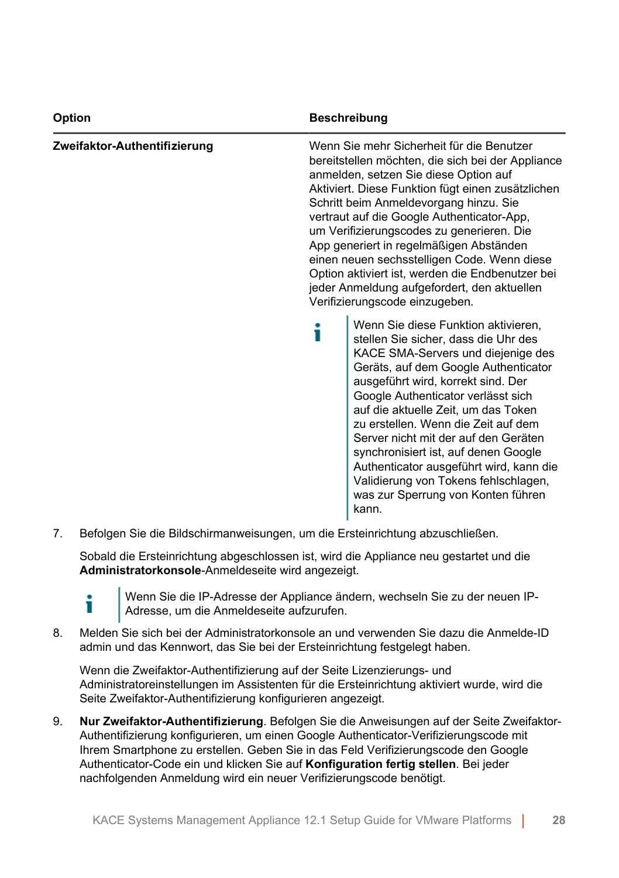| Option | Beschreibung |
|---|---|
| **Zweifaktor-Authentifizierung** | Wenn Sie mehr Sicherheit für die Benutzer bereitstellen möchten, die sich bei der Appliance anmelden, setzen Sie diese Option auf Aktiviert. Diese Funktion fügt einen zusätzlichen Schritt beim Anmeldevorgang hinzu. Sie vertraut auf die Google Authenticator-App, um Verifizierungscodes zu generieren. Die App generiert in regelmäßigen Abständen einen neuen sechsstelligen Code. Wenn diese Option aktiviert ist, werden die Endbenutzer bei jeder Anmeldung aufgefordert, den aktuellen Verifizierungscode einzugeben.<br><br>Wenn Sie diese Funktion aktivieren, stellen Sie sicher, dass die Uhr des KACE SMA-Servers und diejenige des Geräts, auf dem Google Authenticator ausgeführt wird, korrekt sind. Der Google Authenticator verlässt sich auf die aktuelle Zeit, um das Token zu erstellen. Wenn die Zeit auf dem Server nicht mit der auf den Geräten synchronisiert ist, auf denen Google Authenticator ausgeführt wird, kann die Validierung von Tokens fehlschlagen, was zur Sperrung von Konten führen kann. |

7. Befolgen Sie die Bildschirmanweisungen, um die Ersteinrichtung abzuschließen.

   Sobald die Ersteinrichtung abgeschlossen ist, wird die Appliance neu gestartet und die **Administratorkonsole**-Anmeldeseite wird angezeigt.

   Wenn Sie die IP-Adresse der Appliance ändern, wechseln Sie zu der neuen IP-Adresse, um die Anmeldeseite aufzurufen.

8. Melden Sie sich bei der Administratorkonsole an und verwenden Sie dazu die Anmelde-ID admin und das Kennwort, das Sie bei der Ersteinrichtung festgelegt haben.

   Wenn die Zweifaktor-Authentifizierung auf der Seite Lizenzierungs- und Administratoreinstellungen im Assistenten für die Ersteinrichtung aktiviert wurde, wird die Seite Zweifaktor-Authentifizierung konfigurieren angezeigt.

9. **Nur Zweifaktor-Authentifizierung**. Befolgen Sie die Anweisungen auf der Seite Zweifaktor-Authentifizierung konfigurieren, um einen Google Authenticator-Verifizierungscode mit Ihrem Smartphone zu erstellen. Geben Sie in das Feld Verifizierungscode den Google Authenticator-Code ein und klicken Sie auf **Konfiguration fertig stellen**. Bei jeder nachfolgenden Anmeldung wird ein neuer Verifizierungscode benötigt.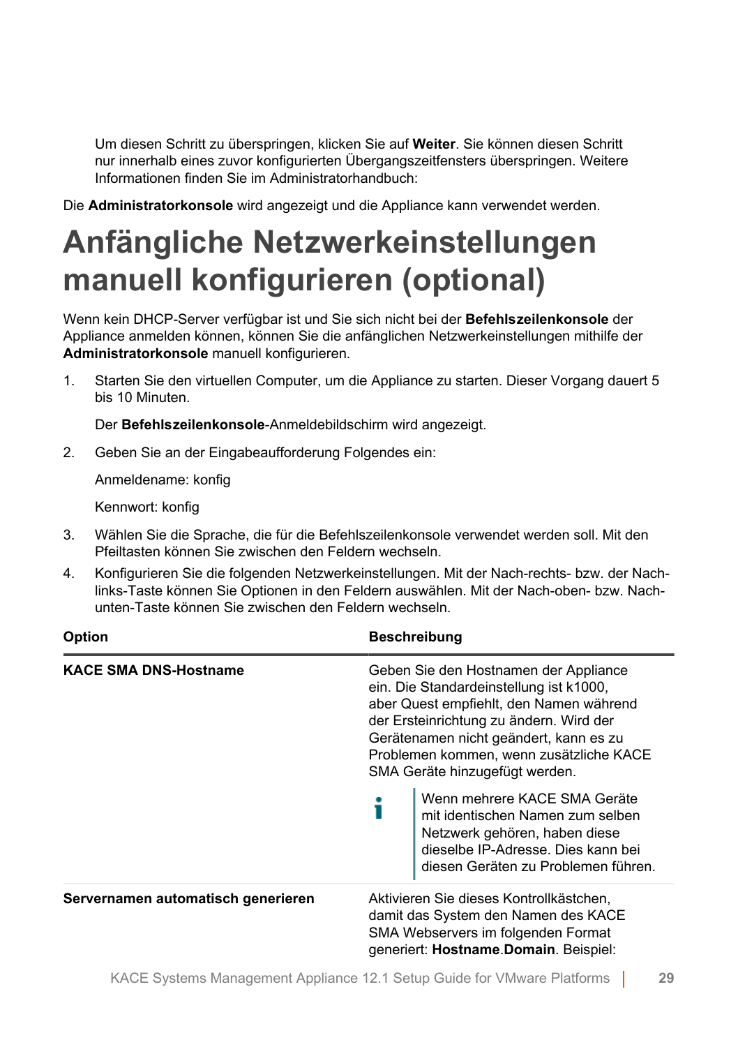Um diesen Schritt zu überspringen, klicken Sie auf **Weiter**. Sie können diesen Schritt nur innerhalb eines zuvor konfigurierten Übergangszeitfensters überspringen. Weitere Informationen finden Sie im Administratorhandbuch:

Die **Administratorkonsole** wird angezeigt und die Appliance kann verwendet werden.

# Anfängliche Netzwerkeinstellungen manuell konfigurieren (optional)

Wenn kein DHCP-Server verfügbar ist und Sie sich nicht bei der **Befehlszeilenkonsole** der Appliance anmelden können, können Sie die anfänglichen Netzwerkeinstellungen mithilfe der **Administratorkonsole** manuell konfigurieren.

1. Starten Sie den virtuellen Computer, um die Appliance zu starten. Dieser Vorgang dauert 5 bis 10 Minuten.

   Der **Befehlszeilenkonsole**-Anmeldebildschirm wird angezeigt.

2. Geben Sie an der Eingabeaufforderung Folgendes ein:

   Anmeldename: konfig

   Kennwort: konfig

3. Wählen Sie die Sprache, die für die Befehlszeilenkonsole verwendet werden soll. Mit den Pfeiltasten können Sie zwischen den Feldern wechseln.
4. Konfigurieren Sie die folgenden Netzwerkeinstellungen. Mit der Nach-rechts- bzw. der Nach-links-Taste können Sie Optionen in den Feldern auswählen. Mit der Nach-oben- bzw. Nach-unten-Taste können Sie zwischen den Feldern wechseln.

| Option | Beschreibung |
|---|---|
| **KACE SMA DNS-Hostname** | Geben Sie den Hostnamen der Appliance ein. Die Standardeinstellung ist k1000, aber Quest empfiehlt, den Namen während der Ersteinrichtung zu ändern. Wird der Gerätenamen nicht geändert, kann es zu Problemen kommen, wenn zusätzliche KACE SMA Geräte hinzugefügt werden. <br><br> Wenn mehrere KACE SMA Geräte mit identischen Namen zum selben Netzwerk gehören, haben diese dieselbe IP-Adresse. Dies kann bei diesen Geräten zu Problemen führen. |
| **Servernamen automatisch generieren** | Aktivieren Sie dieses Kontrollkästchen, damit das System den Namen des KACE SMA Webservers im folgenden Format generiert: **Hostname**.**Domain**. Beispiel: |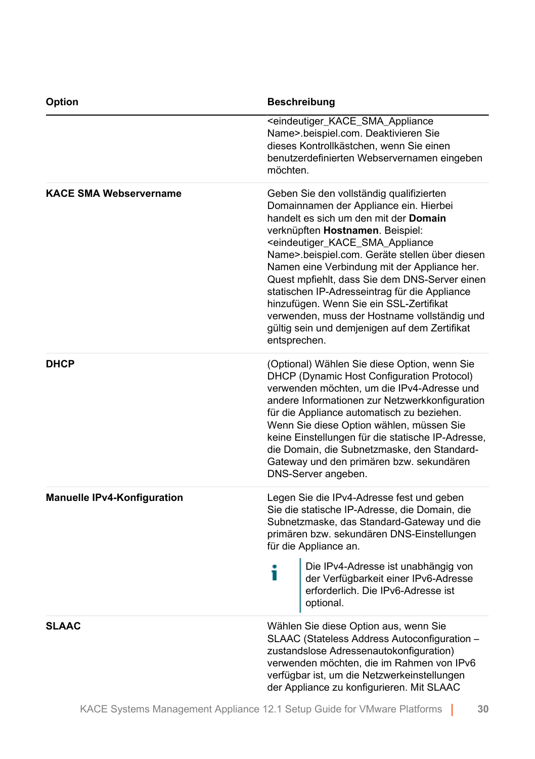| Option | Beschreibung |
| --- | --- |
| | <eindeutiger_KACE_SMA_Appliance Name>.beispiel.com. Deaktivieren Sie dieses Kontrollkästchen, wenn Sie einen benutzerdefinierten Webservernamen eingeben möchten. |
| **KACE SMA Webservername** | Geben Sie den vollständig qualifizierten Domainnamen der Appliance ein. Hierbei handelt es sich um den mit der **Domain** verknüpften **Hostnamen**. Beispiel: <eindeutiger_KACE_SMA_Appliance Name>.beispiel.com. Geräte stellen über diesen Namen eine Verbindung mit der Appliance her. Quest mpfiehlt, dass Sie dem DNS-Server einen statischen IP-Adresseintrag für die Appliance hinzufügen. Wenn Sie ein SSL-Zertifikat verwenden, muss der Hostname vollständig und gültig sein und demjenigen auf dem Zertifikat entsprechen. |
| **DHCP** | (Optional) Wählen Sie diese Option, wenn Sie DHCP (Dynamic Host Configuration Protocol) verwenden möchten, um die IPv4-Adresse und andere Informationen zur Netzwerkkonfiguration für die Appliance automatisch zu beziehen. Wenn Sie diese Option wählen, müssen Sie keine Einstellungen für die statische IP-Adresse, die Domain, die Subnetzmaske, den Standard-Gateway und den primären bzw. sekundären DNS-Server angeben. |
| **Manuelle IPv4-Konfiguration** | Legen Sie die IPv4-Adresse fest und geben Sie die statische IP-Adresse, die Domain, die Subnetzmaske, das Standard-Gateway und die primären bzw. sekundären DNS-Einstellungen für die Appliance an.<br><br>Die IPv4-Adresse ist unabhängig von der Verfügbarkeit einer IPv6-Adresse erforderlich. Die IPv6-Adresse ist optional. |
| **SLAAC** | Wählen Sie diese Option aus, wenn Sie SLAAC (Stateless Address Autoconfiguration – zustandslose Adressenautokonfiguration) verwenden möchten, die im Rahmen von IPv6 verfügbar ist, um die Netzwerkeinstellungen der Appliance zu konfigurieren. Mit SLAAC |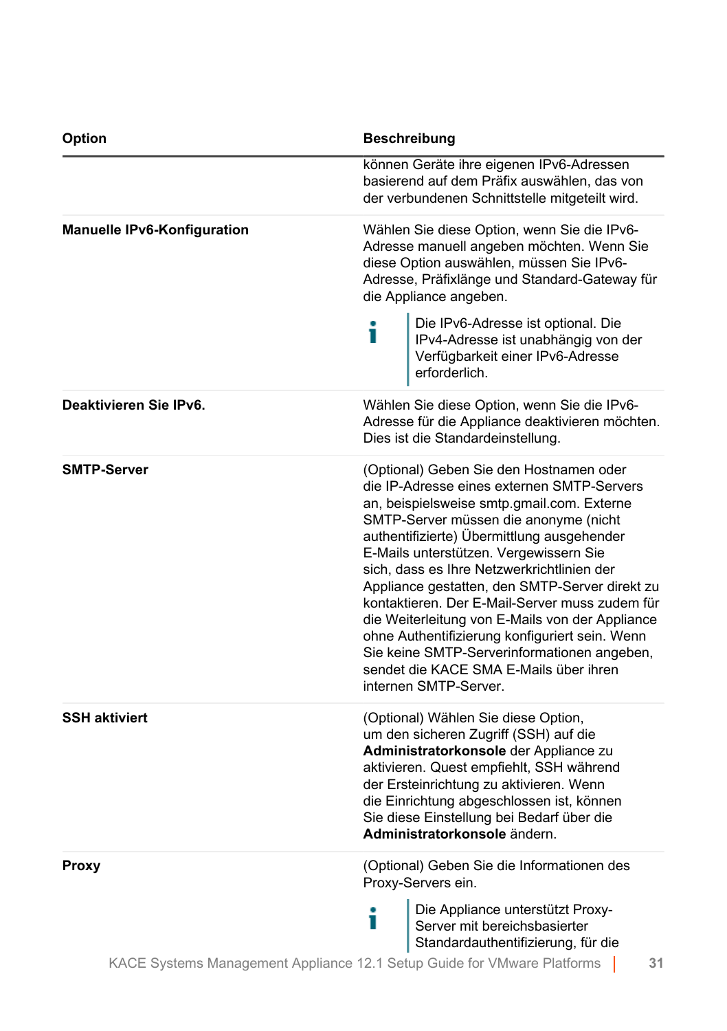| Option | Beschreibung |
| --- | --- |
| | können Geräte ihre eigenen IPv6-Adressen basierend auf dem Präfix auswählen, das von der verbundenen Schnittstelle mitgeteilt wird. |
| **Manuelle IPv6-Konfiguration** | Wählen Sie diese Option, wenn Sie die IPv6-Adresse manuell angeben möchten. Wenn Sie diese Option auswählen, müssen Sie IPv6-Adresse, Präfixlänge und Standard-Gateway für die Appliance angeben. <br><br> Die IPv6-Adresse ist optional. Die IPv4-Adresse ist unabhängig von der Verfügbarkeit einer IPv6-Adresse erforderlich. |
| **Deaktivieren Sie IPv6.** | Wählen Sie diese Option, wenn Sie die IPv6-Adresse für die Appliance deaktivieren möchten. Dies ist die Standardeinstellung. |
| **SMTP-Server** | (Optional) Geben Sie den Hostnamen oder die IP-Adresse eines externen SMTP-Servers an, beispielsweise smtp.gmail.com. Externe SMTP-Server müssen die anonyme (nicht authentifizierte) Übermittlung ausgehender E-Mails unterstützen. Vergewissern Sie sich, dass es Ihre Netzwerkrichtlinien der Appliance gestatten, den SMTP-Server direkt zu kontaktieren. Der E-Mail-Server muss zudem für die Weiterleitung von E-Mails von der Appliance ohne Authentifizierung konfiguriert sein. Wenn Sie keine SMTP-Serverinformationen angeben, sendet die KACE SMA E-Mails über ihren internen SMTP-Server. |
| **SSH aktiviert** | (Optional) Wählen Sie diese Option, um den sicheren Zugriff (SSH) auf die **Administratorkonsole** der Appliance zu aktivieren. Quest empfiehlt, SSH während der Ersteinrichtung zu aktivieren. Wenn die Einrichtung abgeschlossen ist, können Sie diese Einstellung bei Bedarf über die **Administratorkonsole** ändern. |
| **Proxy** | (Optional) Geben Sie die Informationen des Proxy-Servers ein. <br><br> Die Appliance unterstützt Proxy-Server mit bereichsbasierter Standardauthentifizierung, für die |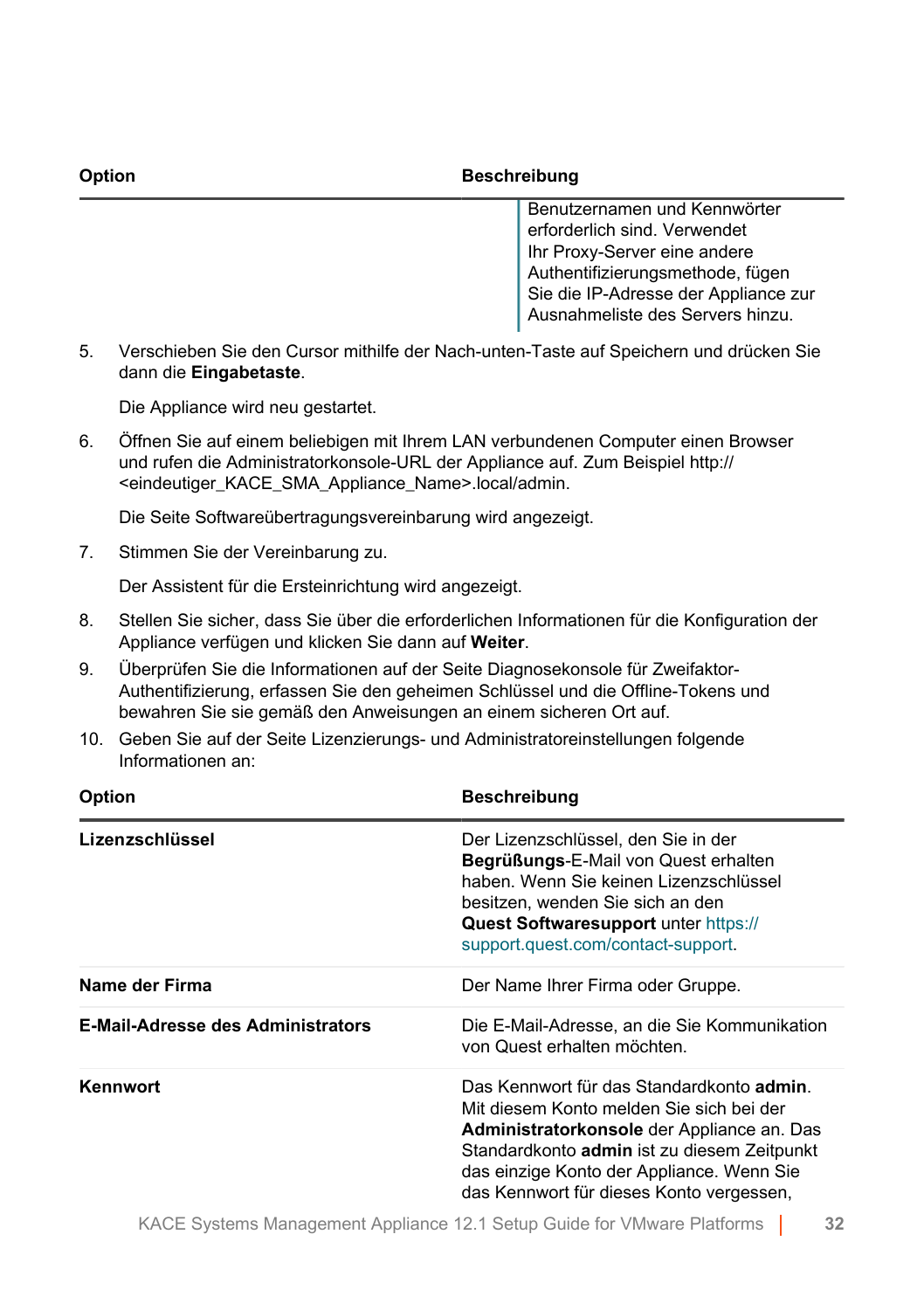| Option | Beschreibung |
| --- | --- |
| | Benutzernamen und Kennwörter erforderlich sind. Verwendet Ihr Proxy-Server eine andere Authentifizierungsmethode, fügen Sie die IP-Adresse der Appliance zur Ausnahmeliste des Servers hinzu. |

5. Verschieben Sie den Cursor mithilfe der Nach-unten-Taste auf Speichern und drücken Sie dann die **Eingabetaste**.

   Die Appliance wird neu gestartet.

6. Öffnen Sie auf einem beliebigen mit Ihrem LAN verbundenen Computer einen Browser und rufen die Administratorkonsole-URL der Appliance auf. Zum Beispiel http://<eindeutiger_KACE_SMA_Appliance_Name>.local/admin.

   Die Seite Softwareübertragungsvereinbarung wird angezeigt.

7. Stimmen Sie der Vereinbarung zu.

   Der Assistent für die Ersteinrichtung wird angezeigt.

8. Stellen Sie sicher, dass Sie über die erforderlichen Informationen für die Konfiguration der Appliance verfügen und klicken Sie dann auf **Weiter**.
9. Überprüfen Sie die Informationen auf der Seite Diagnosekonsole für Zweifaktor-Authentifizierung, erfassen Sie den geheimen Schlüssel und die Offline-Tokens und bewahren Sie sie gemäß den Anweisungen an einem sicheren Ort auf.
10. Geben Sie auf der Seite Lizenzierungs- und Administratoreinstellungen folgende Informationen an:

| Option | Beschreibung |
| --- | --- |
| **Lizenzschlüssel** | Der Lizenzschlüssel, den Sie in der **Begrüßungs**-E-Mail von Quest erhalten haben. Wenn Sie keinen Lizenzschlüssel besitzen, wenden Sie sich an den **Quest Softwaresupport** unter https://support.quest.com/contact-support. |
| **Name der Firma** | Der Name Ihrer Firma oder Gruppe. |
| **E-Mail-Adresse des Administrators** | Die E-Mail-Adresse, an die Sie Kommunikation von Quest erhalten möchten. |
| **Kennwort** | Das Kennwort für das Standardkonto **admin**. Mit diesem Konto melden Sie sich bei der **Administratorkonsole** der Appliance an. Das Standardkonto **admin** ist zu diesem Zeitpunkt das einzige Konto der Appliance. Wenn Sie das Kennwort für dieses Konto vergessen, |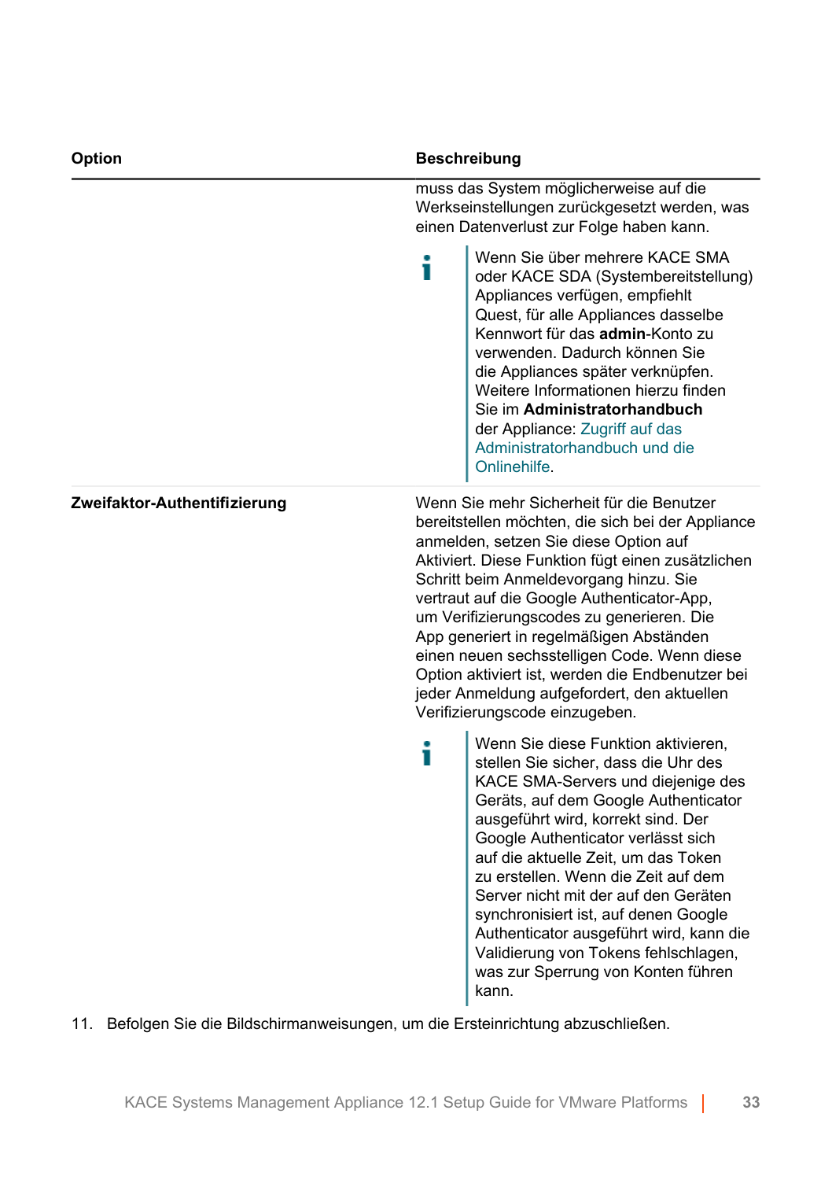| Option | Beschreibung |
|---|---|
| | muss das System möglicherweise auf die Werkseinstellungen zurückgesetzt werden, was einen Datenverlust zur Folge haben kann.<br><br>Wenn Sie über mehrere KACE SMA oder KACE SDA (Systembereitstellung) Appliances verfügen, empfiehlt Quest, für alle Appliances dasselbe Kennwort für das **admin**-Konto zu verwenden. Dadurch können Sie die Appliances später verknüpfen. Weitere Informationen hierzu finden Sie im **Administratorhandbuch** der Appliance: Zugriff auf das Administratorhandbuch und die Onlinehilfe. |
| **Zweifaktor-Authentifizierung** | Wenn Sie mehr Sicherheit für die Benutzer bereitstellen möchten, die sich bei der Appliance anmelden, setzen Sie diese Option auf Aktiviert. Diese Funktion fügt einen zusätzlichen Schritt beim Anmeldevorgang hinzu. Sie vertraut auf die Google Authenticator-App, um Verifizierungscodes zu generieren. Die App generiert in regelmäßigen Abständen einen neuen sechsstelligen Code. Wenn diese Option aktiviert ist, werden die Endbenutzer bei jeder Anmeldung aufgefordert, den aktuellen Verifizierungscode einzugeben.<br><br>Wenn Sie diese Funktion aktivieren, stellen Sie sicher, dass die Uhr des KACE SMA-Servers und diejenige des Geräts, auf dem Google Authenticator ausgeführt wird, korrekt sind. Der Google Authenticator verlässt sich auf die aktuelle Zeit, um das Token zu erstellen. Wenn die Zeit auf dem Server nicht mit der auf den Geräten synchronisiert ist, auf denen Google Authenticator ausgeführt wird, kann die Validierung von Tokens fehlschlagen, was zur Sperrung von Konten führen kann. |

11. Befolgen Sie die Bildschirmanweisungen, um die Ersteinrichtung abzuschließen.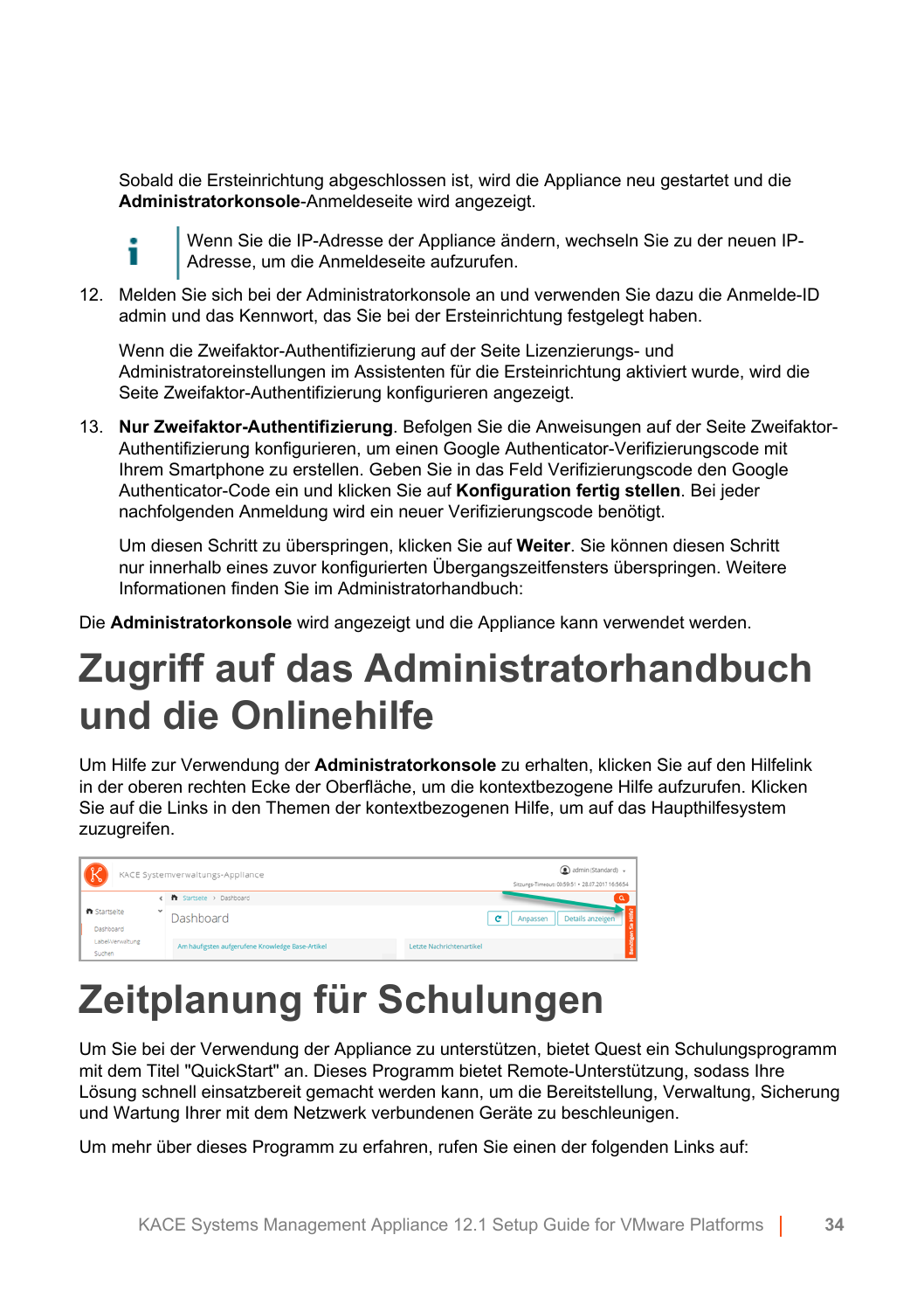Sobald die Ersteinrichtung abgeschlossen ist, wird die Appliance neu gestartet und die **Administratorkonsole**-Anmeldeseite wird angezeigt.

> Wenn Sie die IP-Adresse der Appliance ändern, wechseln Sie zu der neuen IP-Adresse, um die Anmeldeseite aufzurufen.

12. Melden Sie sich bei der Administratorkonsole an und verwenden Sie dazu die Anmelde-ID admin und das Kennwort, das Sie bei der Ersteinrichtung festgelegt haben.

    Wenn die Zweifaktor-Authentifizierung auf der Seite Lizenzierungs- und Administratoreinstellungen im Assistenten für die Ersteinrichtung aktiviert wurde, wird die Seite Zweifaktor-Authentifizierung konfigurieren angezeigt.

13. **Nur Zweifaktor-Authentifizierung**. Befolgen Sie die Anweisungen auf der Seite Zweifaktor-Authentifizierung konfigurieren, um einen Google Authenticator-Verifizierungscode mit Ihrem Smartphone zu erstellen. Geben Sie in das Feld Verifizierungscode den Google Authenticator-Code ein und klicken Sie auf **Konfiguration fertig stellen**. Bei jeder nachfolgenden Anmeldung wird ein neuer Verifizierungscode benötigt.

    Um diesen Schritt zu überspringen, klicken Sie auf **Weiter**. Sie können diesen Schritt nur innerhalb eines zuvor konfigurierten Übergangszeitfensters überspringen. Weitere Informationen finden Sie im Administratorhandbuch:

Die **Administratorkonsole** wird angezeigt und die Appliance kann verwendet werden.

# Zugriff auf das Administratorhandbuch und die Onlinehilfe

Um Hilfe zur Verwendung der **Administratorkonsole** zu erhalten, klicken Sie auf den Hilfelink in der oberen rechten Ecke der Oberfläche, um die kontextbezogene Hilfe aufzurufen. Klicken Sie auf die Links in den Themen der kontextbezogenen Hilfe, um auf das Haupthilfesystem zuzugreifen.

# Zeitplanung für Schulungen

Um Sie bei der Verwendung der Appliance zu unterstützen, bietet Quest ein Schulungsprogramm mit dem Titel "QuickStart" an. Dieses Programm bietet Remote-Unterstützung, sodass Ihre Lösung schnell einsatzbereit gemacht werden kann, um die Bereitstellung, Verwaltung, Sicherung und Wartung Ihrer mit dem Netzwerk verbundenen Geräte zu beschleunigen.

Um mehr über dieses Programm zu erfahren, rufen Sie einen der folgenden Links auf: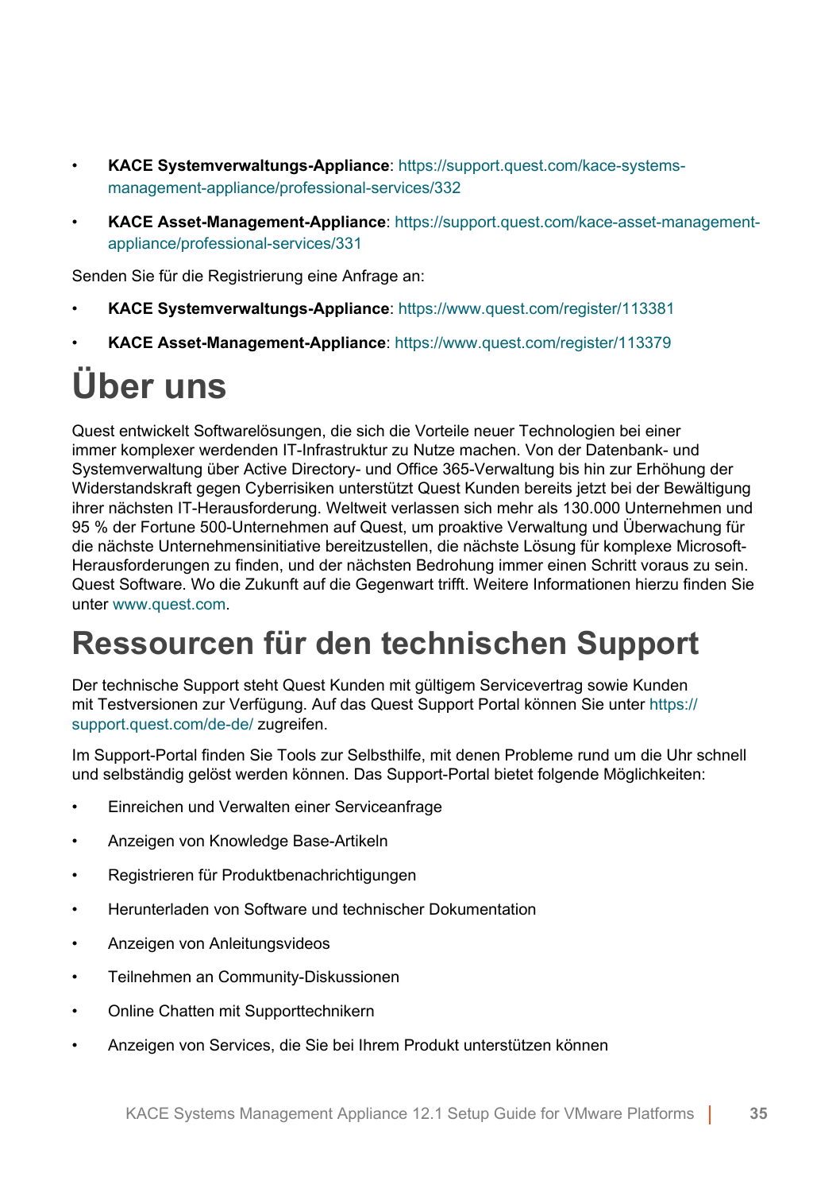- **KACE Systemverwaltungs-Appliance**: https://support.quest.com/kace-systems-management-appliance/professional-services/332
- **KACE Asset-Management-Appliance**: https://support.quest.com/kace-asset-management-appliance/professional-services/331

Senden Sie für die Registrierung eine Anfrage an:

- **KACE Systemverwaltungs-Appliance**: https://www.quest.com/register/113381
- **KACE Asset-Management-Appliance**: https://www.quest.com/register/113379

# Über uns

Quest entwickelt Softwarelösungen, die sich die Vorteile neuer Technologien bei einer immer komplexer werdenden IT-Infrastruktur zu Nutze machen. Von der Datenbank- und Systemverwaltung über Active Directory- und Office 365-Verwaltung bis hin zur Erhöhung der Widerstandskraft gegen Cyberrisiken unterstützt Quest Kunden bereits jetzt bei der Bewältigung ihrer nächsten IT-Herausforderung. Weltweit verlassen sich mehr als 130.000 Unternehmen und 95 % der Fortune 500-Unternehmen auf Quest, um proaktive Verwaltung und Überwachung für die nächste Unternehmensinitiative bereitzustellen, die nächste Lösung für komplexe Microsoft-Herausforderungen zu finden, und der nächsten Bedrohung immer einen Schritt voraus zu sein. Quest Software. Wo die Zukunft auf die Gegenwart trifft. Weitere Informationen hierzu finden Sie unter www.quest.com.

# Ressourcen für den technischen Support

Der technische Support steht Quest Kunden mit gültigem Servicevertrag sowie Kunden mit Testversionen zur Verfügung. Auf das Quest Support Portal können Sie unter https://support.quest.com/de-de/ zugreifen.

Im Support-Portal finden Sie Tools zur Selbsthilfe, mit denen Probleme rund um die Uhr schnell und selbständig gelöst werden können. Das Support-Portal bietet folgende Möglichkeiten:

- Einreichen und Verwalten einer Serviceanfrage
- Anzeigen von Knowledge Base-Artikeln
- Registrieren für Produktbenachrichtigungen
- Herunterladen von Software und technischer Dokumentation
- Anzeigen von Anleitungsvideos
- Teilnehmen an Community-Diskussionen
- Online Chatten mit Supporttechnikern
- Anzeigen von Services, die Sie bei Ihrem Produkt unterstützen können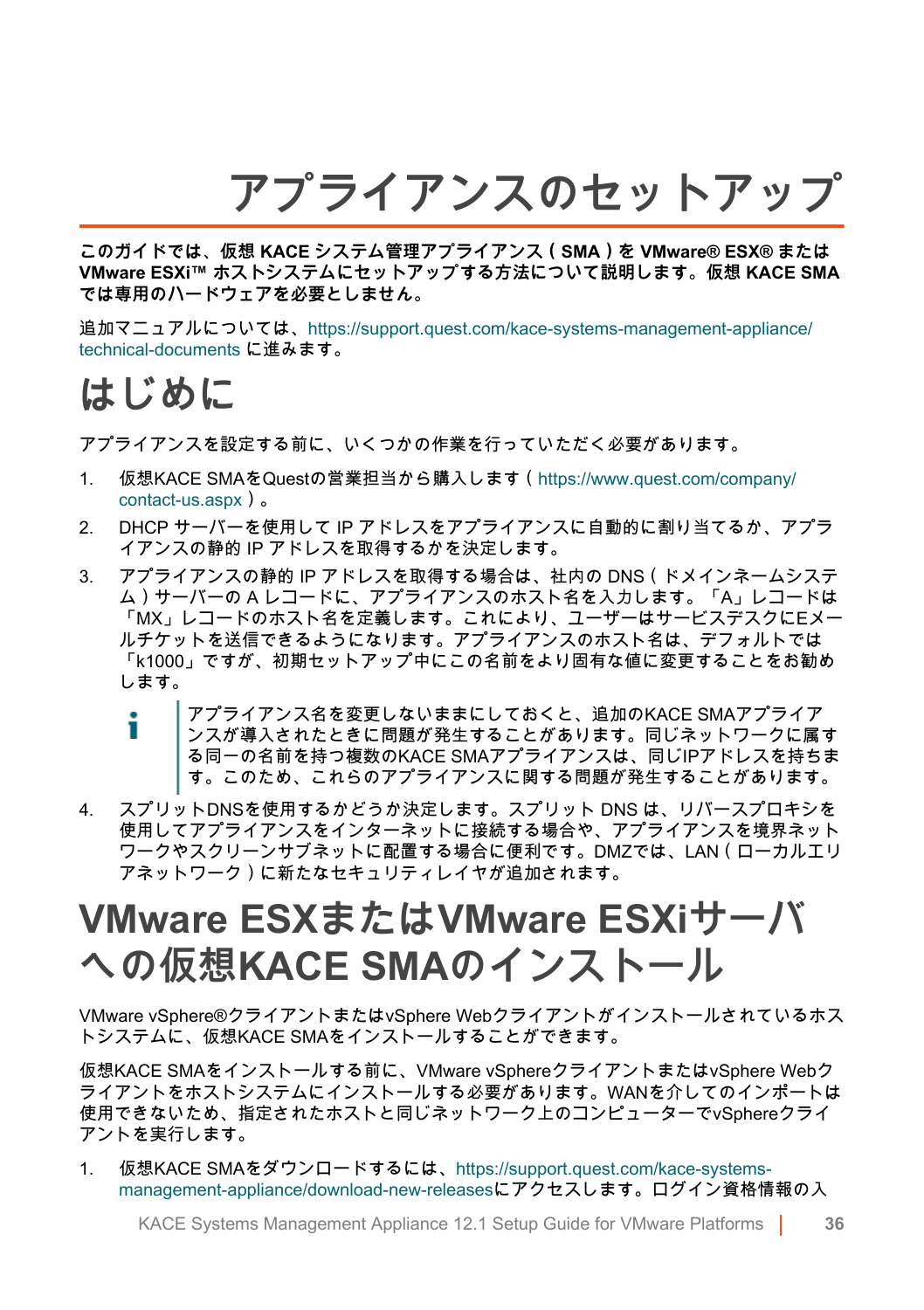# アプライアンスのセットアップ

**このガイドでは、仮想 KACE システム管理アプライアンス（ SMA ）を VMware® ESX® または VMware ESXi™ ホストシステムにセットアップする方法について説明します。仮想 KACE SMA では専用のハードウェアを必要としません。**

追加マニュアルについては、https://support.quest.com/kace-systems-management-appliance/technical-documents に進みます。

## はじめに

アプライアンスを設定する前に、いくつかの作業を行っていただく必要があります。

1. 仮想KACE SMAをQuestの営業担当から購入します（ https://www.quest.com/company/contact-us.aspx ）。
2. DHCP サーバーを使用して IP アドレスをアプライアンスに自動的に割り当てるか、アプライアンスの静的 IP アドレスを取得するかを決定します。
3. アプライアンスの静的 IP アドレスを取得する場合は、社内の DNS（ドメインネームシステム）サーバーの A レコードに、アプライアンスのホスト名を入力します。「A」レコードは「MX」レコードのホスト名を定義します。これにより、ユーザーはサービスデスクにEメールチケットを送信できるようになります。アプライアンスのホスト名は、デフォルトでは「k1000」ですが、初期セットアップ中にこの名前をより固有な値に変更することをお勧めします。

   > アプライアンス名を変更しないままにしておくと、追加のKACE SMAアプライアンスが導入されたときに問題が発生することがあります。同じネットワークに属する同一の名前を持つ複数のKACE SMAアプライアンスは、同じIPアドレスを持ちます。このため、これらのアプライアンスに関する問題が発生することがあります。

4. スプリットDNSを使用するかどうか決定します。スプリット DNS は、リバースプロキシを使用してアプライアンスをインターネットに接続する場合や、アプライアンスを境界ネットワークやスクリーンサブネットに配置する場合に便利です。DMZでは、LAN（ローカルエリアネットワーク）に新たなセキュリティレイヤが追加されます。

## VMware ESXまたはVMware ESXiサーバへの仮想KACE SMAのインストール

VMware vSphere®クライアントまたはvSphere Webクライアントがインストールされているホストシステムに、仮想KACE SMAをインストールすることができます。

仮想KACE SMAをインストールする前に、VMware vSphereクライアントまたはvSphere Webクライアントをホストシステムにインストールする必要があります。WANを介してのインポートは使用できないため、指定されたホストと同じネットワーク上のコンピューターでvSphereクライアントを実行します。

1. 仮想KACE SMAをダウンロードするには、https://support.quest.com/kace-systems-management-appliance/download-new-releasesにアクセスします。ログイン資格情報の入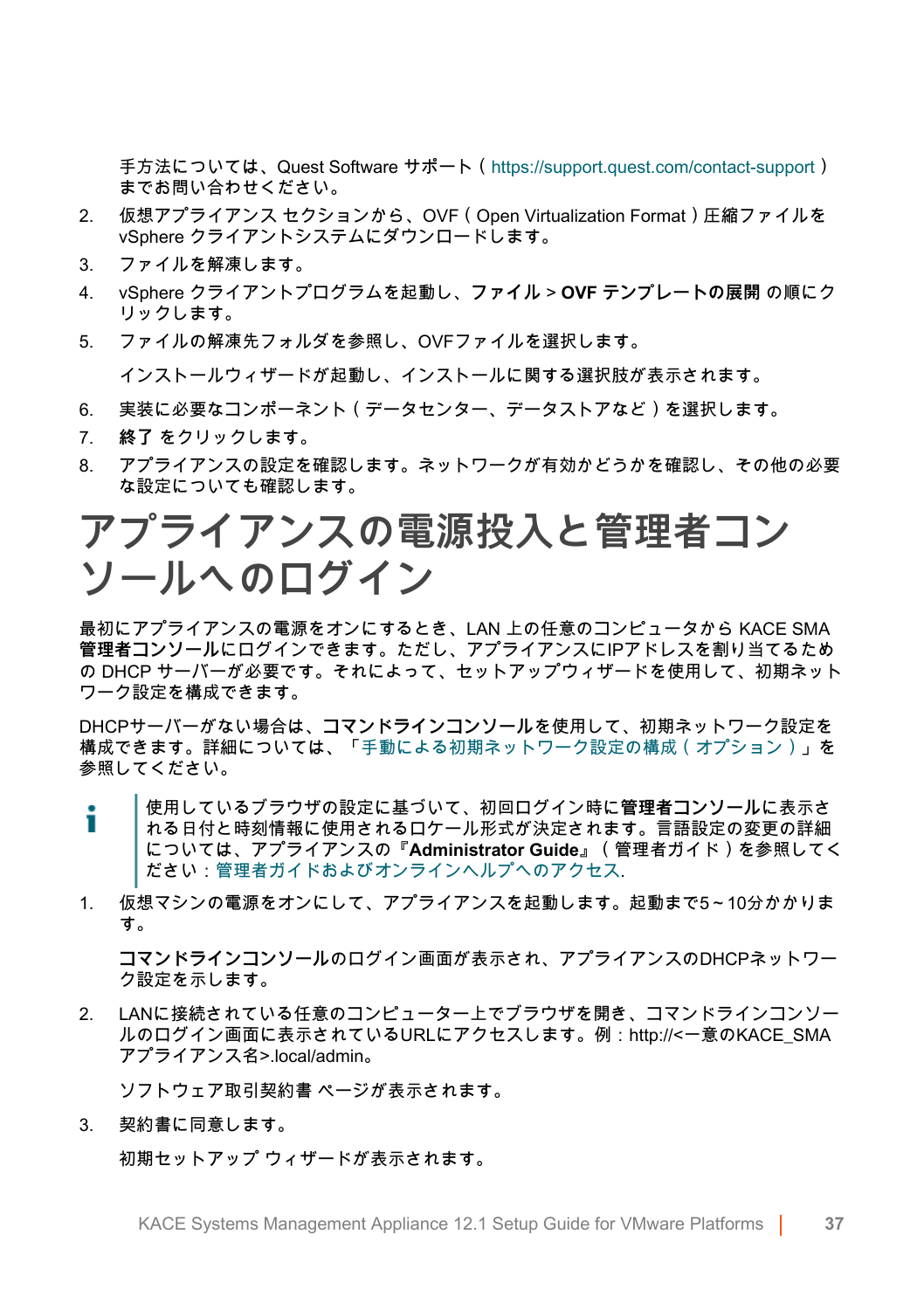手方法については、Quest Software サポート（https://support.quest.com/contact-support）までお問い合わせください。

2. 仮想アプライアンス セクションから、OVF（Open Virtualization Format）圧縮ファイルを vSphere クライアントシステムにダウンロードします。
3. ファイルを解凍します。
4. vSphere クライアントプログラムを起動し、**ファイル** > **OVF テンプレートの展開** の順にクリックします。
5. ファイルの解凍先フォルダを参照し、OVFファイルを選択します。

   インストールウィザードが起動し、インストールに関する選択肢が表示されます。

6. 実装に必要なコンポーネント（データセンター、データストアなど）を選択します。
7. **終了** をクリックします。
8. アプライアンスの設定を確認します。ネットワークが有効かどうかを確認し、その他の必要な設定についても確認します。

# アプライアンスの電源投入と管理者コンソールへのログイン

最初にアプライアンスの電源をオンにするとき、LAN 上の任意のコンピュータから KACE SMA **管理者コンソール**にログインできます。ただし、アプライアンスにIPアドレスを割り当てるための DHCP サーバーが必要です。それによって、セットアップウィザードを使用して、初期ネットワーク設定を構成できます。

DHCPサーバーがない場合は、**コマンドラインコンソール**を使用して、初期ネットワーク設定を構成できます。詳細については、「手動による初期ネットワーク設定の構成（オプション）」を参照してください。

> 使用しているブラウザの設定に基づいて、初回ログイン時に**管理者コンソール**に表示される日付と時刻情報に使用されるロケール形式が決定されます。言語設定の変更の詳細については、アプライアンスの『**Administrator Guide**』（管理者ガイド）を参照してください：管理者ガイドおよびオンラインヘルプへのアクセス.

1. 仮想マシンの電源をオンにして、アプライアンスを起動します。起動まで5～10分かかります。

   **コマンドラインコンソール**のログイン画面が表示され、アプライアンスのDHCPネットワーク設定を示します。

2. LANに接続されている任意のコンピューター上でブラウザを開き、コマンドラインコンソールのログイン画面に表示されているURLにアクセスします。例：http://<一意のKACE_SMA アプライアンス名>.local/admin。

   ソフトウェア取引契約書 ページが表示されます。

3. 契約書に同意します。

   初期セットアップ ウィザードが表示されます。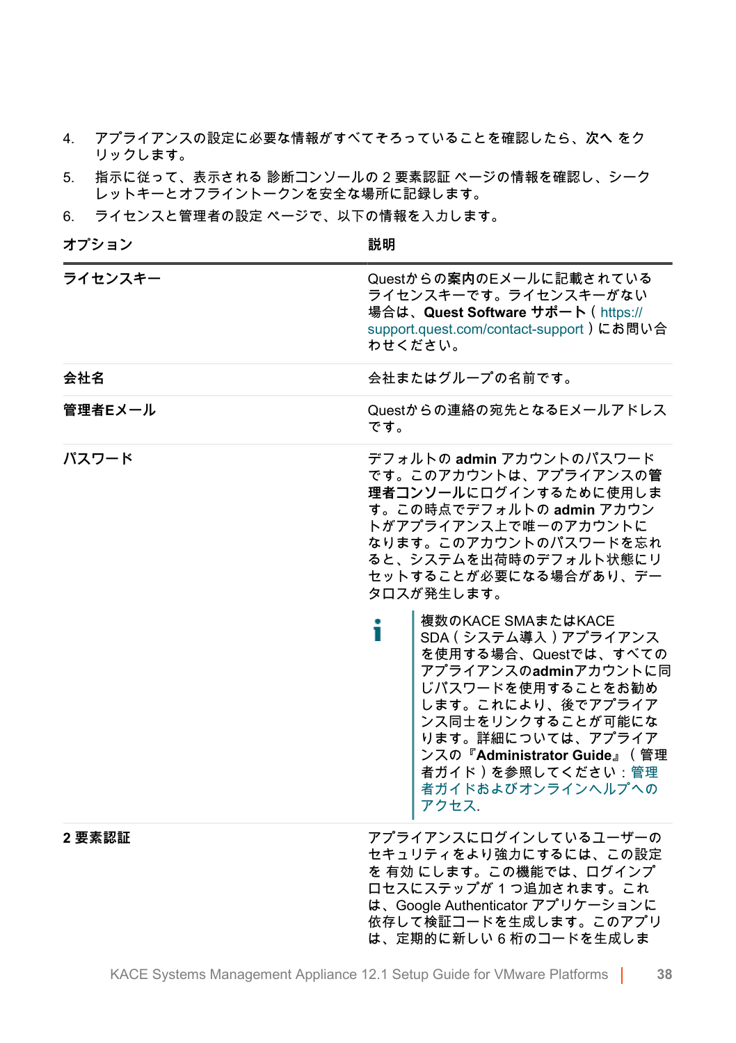4. アプライアンスの設定に必要な情報がすべてそろっていることを確認したら、次へ をクリックします。
5. 指示に従って、表示される 診断コンソールの 2 要素認証 ページの情報を確認し、シークレットキーとオフライントークンを安全な場所に記録します。
6. ライセンスと管理者の設定 ページで、以下の情報を入力します。

| オプション | 説明 |
| --- | --- |
| **ライセンスキー** | Questからの案内のEメールに記載されているライセンスキーです。ライセンスキーがない場合は、**Quest Software サポート**（https://support.quest.com/contact-support）にお問い合わせください。 |
| **会社名** | 会社またはグループの名前です。 |
| **管理者Eメール** | Questからの連絡の宛先となるEメールアドレスです。 |
| **パスワード** | デフォルトの **admin** アカウントのパスワードです。このアカウントは、アプライアンスの**管理者コンソール**にログインするために使用します。この時点でデフォルトの **admin** アカウントがアプライアンス上で唯一のアカウントになります。このアカウントのパスワードを忘れると、システムを出荷時のデフォルト状態にリセットすることが必要になる場合があり、データロスが発生します。<br><br>ℹ 複数のKACE SMAまたはKACE SDA（システム導入）アプライアンスを使用する場合、Questでは、すべてのアプライアンスの**admin**アカウントに同じパスワードを使用することをお勧めします。これにより、後でアプライアンス同士をリンクすることが可能になります。詳細については、アプライアンスの『**Administrator Guide**』（管理者ガイド）を参照してください：管理者ガイドおよびオンラインヘルプへのアクセス. |
| **2 要素認証** | アプライアンスにログインしているユーザーのセキュリティをより強力にするには、この設定を 有効 にします。この機能では、ログインプロセスにステップが 1 つ追加されます。これは、Google Authenticator アプリケーションに依存して検証コードを生成します。このアプリは、定期的に新しい 6 桁のコードを生成しま |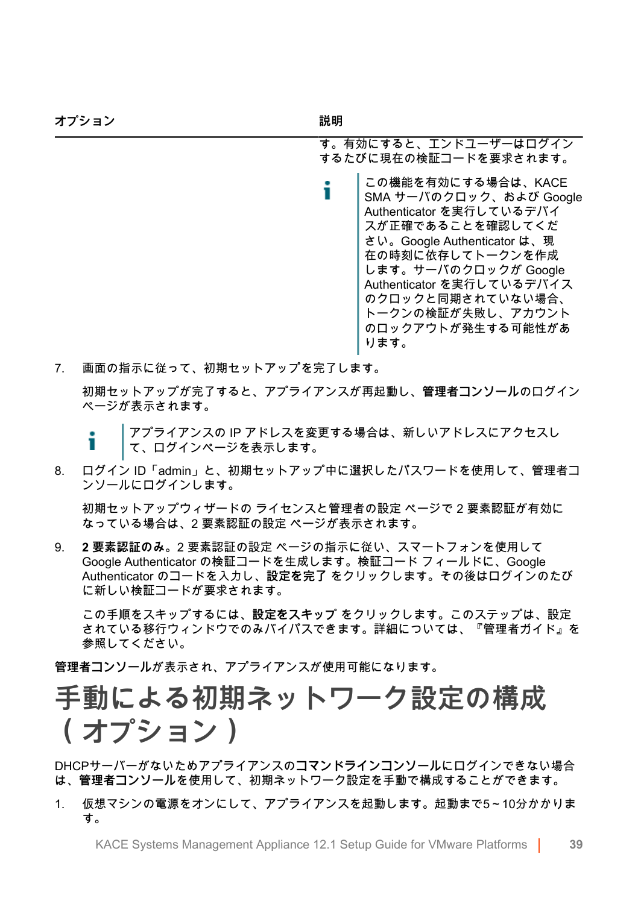| オプション | 説明 |
| --- | --- |
|  | す。有効にすると、エンドユーザーはログインするたびに現在の検証コードを要求されます。<br><br>この機能を有効にする場合は、KACE SMA サーバのクロック、および Google Authenticator を実行しているデバイスが正確であることを確認してください。Google Authenticator は、現在の時刻に依存してトークンを作成します。サーバのクロックが Google Authenticator を実行しているデバイスのクロックと同期されていない場合、トークンの検証が失敗し、アカウントのロックアウトが発生する可能性があります。 |

7. 画面の指示に従って、初期セットアップを完了します。

   初期セットアップが完了すると、アプライアンスが再起動し、**管理者コンソール**のログインページが表示されます。

   > アプライアンスの IP アドレスを変更する場合は、新しいアドレスにアクセスして、ログインページを表示します。

8. ログイン ID「admin」と、初期セットアップ中に選択したパスワードを使用して、管理者コンソールにログインします。

   初期セットアップウィザードの ライセンスと管理者の設定 ページで 2 要素認証が有効になっている場合は、2 要素認証の設定 ページが表示されます。

9. **2 要素認証のみ。**2 要素認証の設定 ページの指示に従い、スマートフォンを使用して Google Authenticator の検証コードを生成します。検証コード フィールドに、Google Authenticator のコードを入力し、**設定を完了** をクリックします。その後はログインのたびに新しい検証コードが要求されます。

   この手順をスキップするには、**設定をスキップ** をクリックします。このステップは、設定されている移行ウィンドウでのみバイパスできます。詳細については、『管理者ガイド』を参照してください。

**管理者コンソール**が表示され、アプライアンスが使用可能になります。

# 手動による初期ネットワーク設定の構成（オプション）

DHCPサーバーがないためアプライアンスの**コマンドラインコンソール**にログインできない場合は、**管理者コンソール**を使用して、初期ネットワーク設定を手動で構成することができます。

1. 仮想マシンの電源をオンにして、アプライアンスを起動します。起動まで5～10分かかります。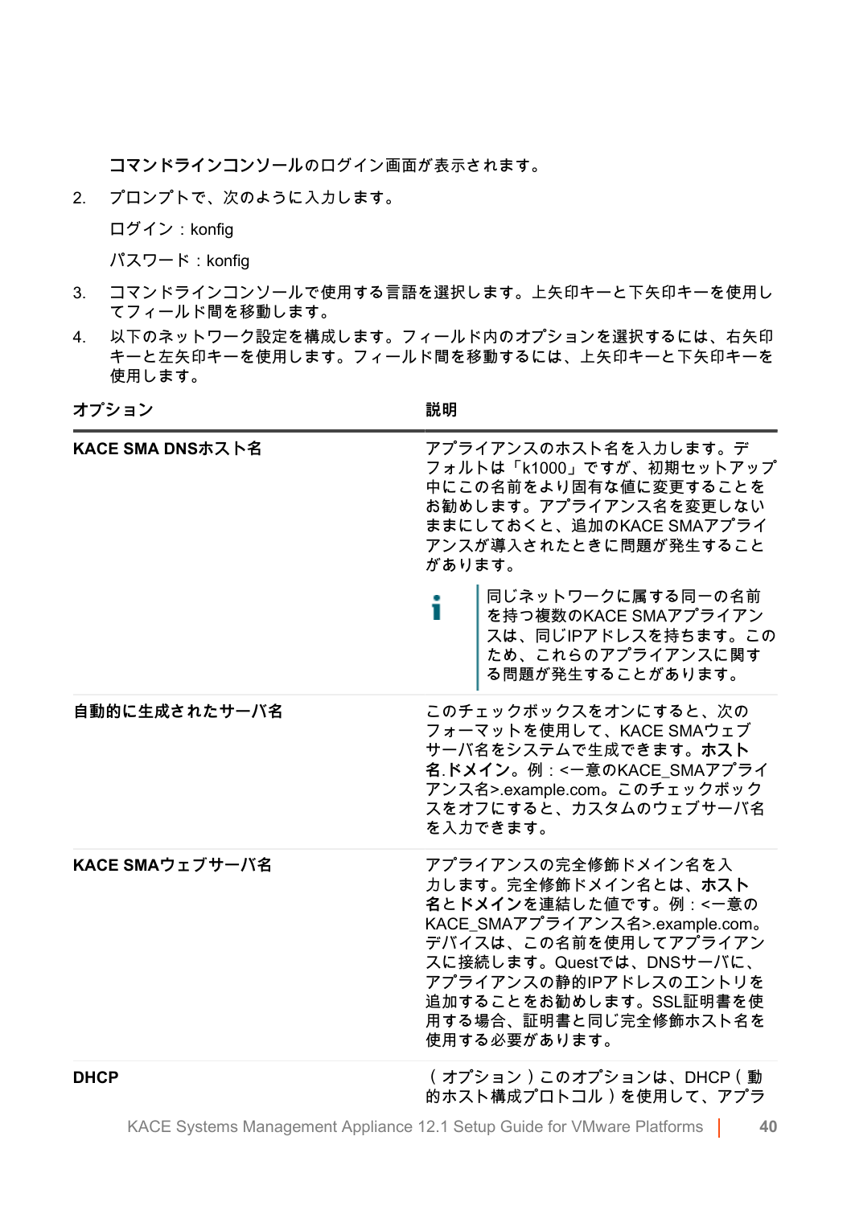**コマンドラインコンソール**のログイン画面が表示されます。

2. プロンプトで、次のように入力します。

   ログイン：konfig

   パスワード：konfig

3. コマンドラインコンソールで使用する言語を選択します。上矢印キーと下矢印キーを使用してフィールド間を移動します。
4. 以下のネットワーク設定を構成します。フィールド内のオプションを選択するには、右矢印キーと左矢印キーを使用します。フィールド間を移動するには、上矢印キーと下矢印キーを使用します。

| オプション | 説明 |
|---|---|
| **KACE SMA DNSホスト名** | アプライアンスのホスト名を入力します。デフォルトは「k1000」ですが、初期セットアップ中にこの名前をより固有な値に変更することをお勧めします。アプライアンス名を変更しないままにしておくと、追加のKACE SMAアプライアンスが導入されたときに問題が発生することがあります。<br><br>i 同じネットワークに属する同一の名前を持つ複数のKACE SMAアプライアンスは、同じIPアドレスを持ちます。このため、これらのアプライアンスに関する問題が発生することがあります。 |
| **自動的に生成されたサーバ名** | このチェックボックスをオンにすると、次のフォーマットを使用して、KACE SMAウェブサーバ名をシステムで生成できます。**ホスト名**.**ドメイン**。例：<一意のKACE_SMAアプライアンス名>.example.com。このチェックボックスをオフにすると、カスタムのウェブサーバ名を入力できます。 |
| **KACE SMAウェブサーバ名** | アプライアンスの完全修飾ドメイン名を入力します。完全修飾ドメイン名とは、**ホスト名**と**ドメイン**を連結した値です。例：<一意のKACE_SMAアプライアンス名>.example.com。デバイスは、この名前を使用してアプライアンスに接続します。Questでは、DNSサーバに、アプライアンスの静的IPアドレスのエントリを追加することをお勧めします。SSL証明書を使用する場合、証明書と同じ完全修飾ホスト名を使用する必要があります。 |
| **DHCP** | （オプション）このオプションは、DHCP（動的ホスト構成プロトコル）を使用して、アプラ |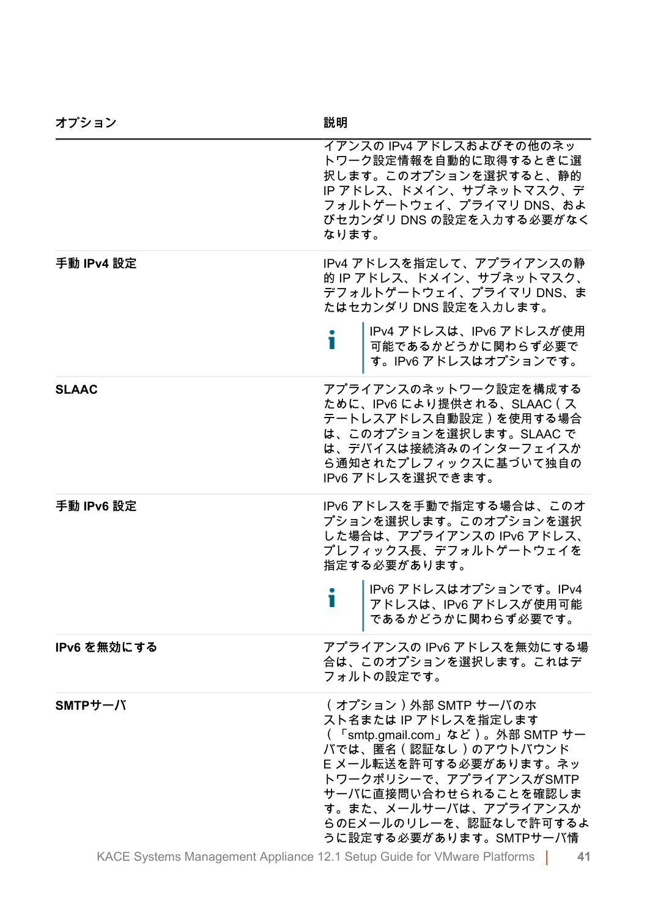| オプション | 説明 |
| --- | --- |
| | イアンスの IPv4 アドレスおよびその他のネットワーク設定情報を自動的に取得するときに選択します。このオプションを選択すると、静的 IP アドレス、ドメイン、サブネットマスク、デフォルトゲートウェイ、プライマリ DNS、およびセカンダリ DNS の設定を入力する必要がなくなります。 |
| **手動 IPv4 設定** | IPv4 アドレスを指定して、アプライアンスの静的 IP アドレス、ドメイン、サブネットマスク、デフォルトゲートウェイ、プライマリ DNS、またはセカンダリ DNS 設定を入力します。<br><br>IPv4 アドレスは、IPv6 アドレスが使用可能であるかどうかに関わらず必要です。IPv6 アドレスはオプションです。 |
| **SLAAC** | アプライアンスのネットワーク設定を構成するために、IPv6 により提供される、SLAAC（ステートレスアドレス自動設定）を使用する場合は、このオプションを選択します。SLAAC では、デバイスは接続済みのインターフェイスから通知されたプレフィックスに基づいて独自の IPv6 アドレスを選択できます。 |
| **手動 IPv6 設定** | IPv6 アドレスを手動で指定する場合は、このオプションを選択します。このオプションを選択した場合は、アプライアンスの IPv6 アドレス、プレフィックス長、デフォルトゲートウェイを指定する必要があります。<br><br>IPv6 アドレスはオプションです。IPv4 アドレスは、IPv6 アドレスが使用可能であるかどうかに関わらず必要です。 |
| **IPv6 を無効にする** | アプライアンスの IPv6 アドレスを無効にする場合は、このオプションを選択します。これはデフォルトの設定です。 |
| **SMTPサーバ** | （オプション）外部 SMTP サーバのホスト名または IP アドレスを指定します（「smtp.gmail.com」など）。外部 SMTP サーバでは、匿名（認証なし）のアウトバウンド E メール転送を許可する必要があります。ネットワークポリシーで、アプライアンスがSMTPサーバに直接問い合わせられることを確認します。また、メールサーバは、アプライアンスからのEメールのリレーを、認証なしで許可するように設定する必要があります。SMTPサーバ情 |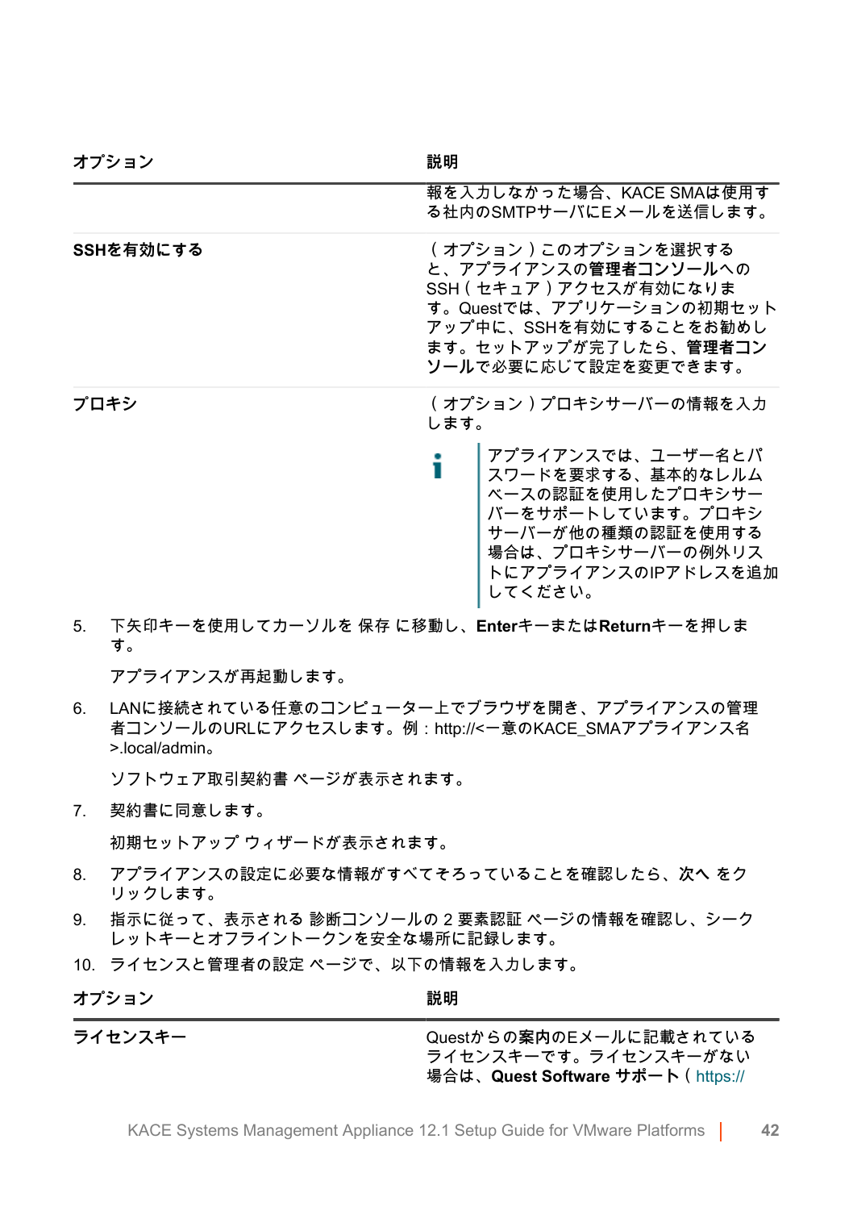| オプション | 説明 |
| --- | --- |
| | 報を入力しなかった場合、KACE SMAは使用する社内のSMTPサーバにEメールを送信します。 |
| **SSHを有効にする** | （オプション）このオプションを選択すると、アプライアンスの**管理者コンソール**へのSSH（セキュア）アクセスが有効になります。Questでは、アプリケーションの初期セットアップ中に、SSHを有効にすることをお勧めします。セットアップが完了したら、**管理者コンソール**で必要に応じて設定を変更できます。 |
| **プロキシ** | （オプション）プロキシサーバーの情報を入力します。<br><br>アプライアンスでは、ユーザー名とパスワードを要求する、基本的なレルムベースの認証を使用したプロキシサーバーをサポートしています。プロキシサーバーが他の種類の認証を使用する場合は、プロキシサーバーの例外リストにアプライアンスのIPアドレスを追加してください。 |

5. 下矢印キーを使用してカーソルを 保存 に移動し、**Enter**キーまたは**Return**キーを押します。

   アプライアンスが再起動します。

6. LANに接続されている任意のコンピューター上でブラウザを開き、アプライアンスの管理者コンソールのURLにアクセスします。例：http://<一意のKACE_SMAアプライアンス名>.local/admin。

   ソフトウェア取引契約書 ページが表示されます。

7. 契約書に同意します。

   初期セットアップ ウィザードが表示されます。

8. アプライアンスの設定に必要な情報がすべてそろっていることを確認したら、**次へ** をクリックします。

9. 指示に従って、表示される 診断コンソールの 2 要素認証 ページの情報を確認し、シークレットキーとオフライントークンを安全な場所に記録します。

10. ライセンスと管理者の設定 ページで、以下の情報を入力します。

| オプション | 説明 |
| --- | --- |
| **ライセンスキー** | Questからの案内のEメールに記載されているライセンスキーです。ライセンスキーがない場合は、**Quest Software サポート**（https:// |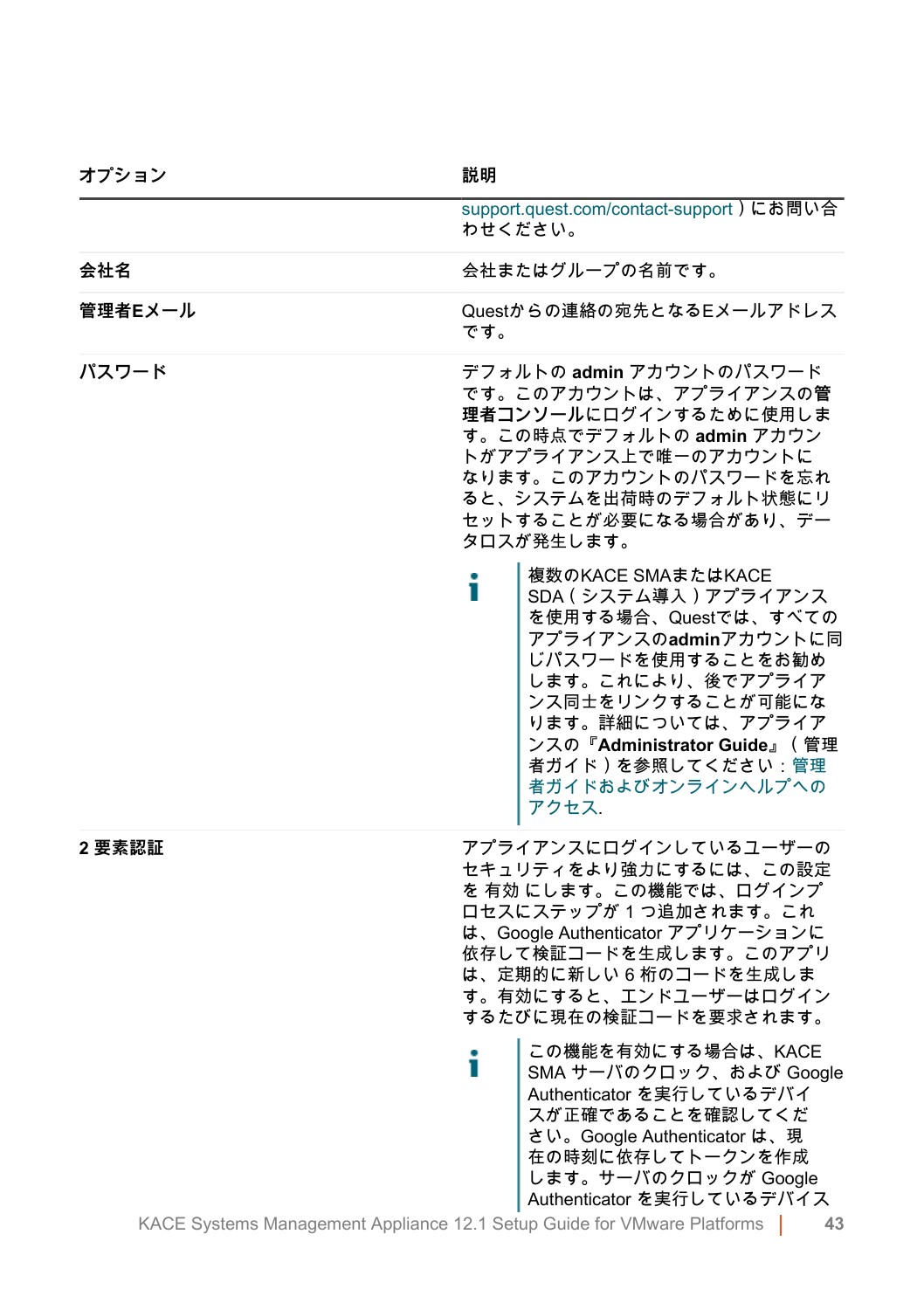| オプション | 説明 |
| --- | --- |
| | support.quest.com/contact-support ）にお問い合わせください。 |
| **会社名** | 会社またはグループの名前です。 |
| **管理者Eメール** | Questからの連絡の宛先となるEメールアドレスです。 |
| **パスワード** | デフォルトの **admin** アカウントのパスワードです。このアカウントは、アプライアンスの**管理者コンソール**にログインするために使用します。この時点でデフォルトの **admin** アカウントがアプライアンス上で唯一のアカウントになります。このアカウントのパスワードを忘れると、システムを出荷時のデフォルト状態にリセットすることが必要になる場合があり、データロスが発生します。<br><br>ℹ 複数のKACE SMAまたはKACE SDA（システム導入）アプライアンスを使用する場合、Questでは、すべてのアプライアンスの**admin**アカウントに同じパスワードを使用することをお勧めします。これにより、後でアプライアンス同士をリンクすることが可能になります。詳細については、アプライアンスの『**Administrator Guide**』（管理者ガイド）を参照してください：管理者ガイドおよびオンラインヘルプへのアクセス. |
| **2 要素認証** | アプライアンスにログインしているユーザーのセキュリティをより強力にするには、この設定を 有効 にします。この機能では、ログインプロセスにステップが 1 つ追加されます。これは、Google Authenticator アプリケーションに依存して検証コードを生成します。このアプリは、定期的に新しい 6 桁のコードを生成します。有効にすると、エンドユーザーはログインするたびに現在の検証コードを要求されます。<br><br>ℹ この機能を有効にする場合は、KACE SMA サーバのクロック、および Google Authenticator を実行しているデバイスが正確であることを確認してください。Google Authenticator は、現在の時刻に依存してトークンを作成します。サーバのクロックが Google Authenticator を実行しているデバイス |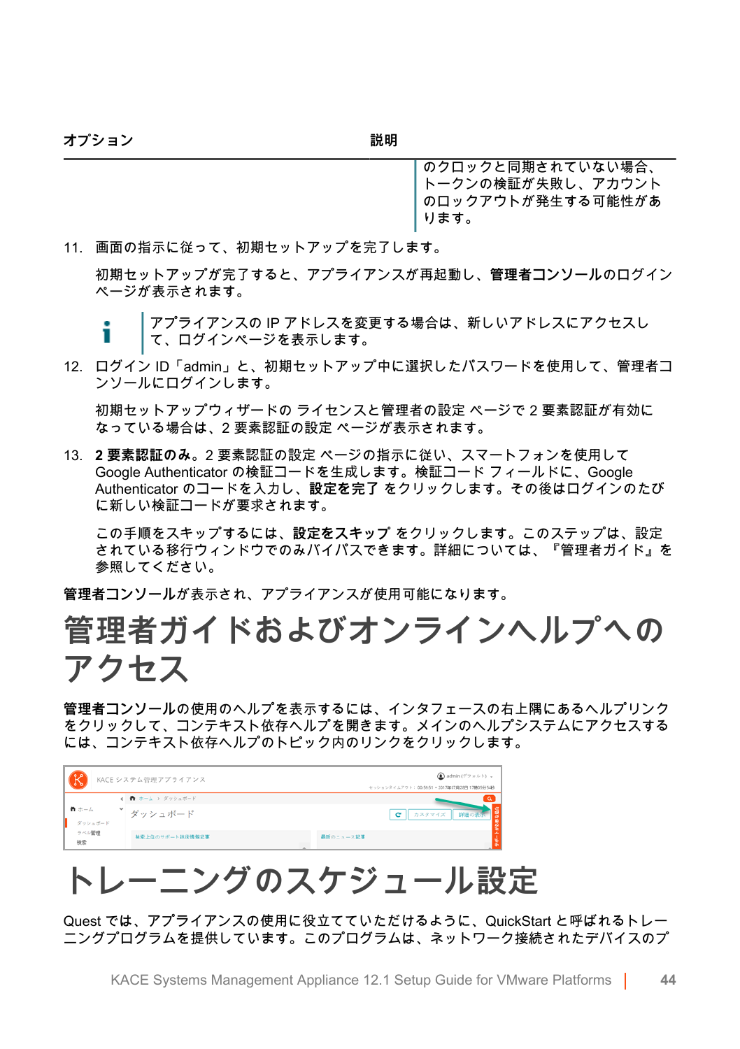| オプション | 説明 |
| --- | --- |
| | のクロックと同期されていない場合、トークンの検証が失敗し、アカウントのロックアウトが発生する可能性があります。 |

11. 画面の指示に従って、初期セットアップを完了します。

    初期セットアップが完了すると、アプライアンスが再起動し、**管理者コンソール**のログインページが表示されます。

    アプライアンスの IP アドレスを変更する場合は、新しいアドレスにアクセスして、ログインページを表示します。

12. ログイン ID「admin」と、初期セットアップ中に選択したパスワードを使用して、管理者コンソールにログインします。

    初期セットアップウィザードの ライセンスと管理者の設定 ページで 2 要素認証が有効になっている場合は、2 要素認証の設定 ページが表示されます。

13. **2 要素認証のみ。**2 要素認証の設定 ページの指示に従い、スマートフォンを使用して Google Authenticator の検証コードを生成します。検証コード フィールドに、Google Authenticator のコードを入力し、**設定を完了** をクリックします。その後はログインのたびに新しい検証コードが要求されます。

    この手順をスキップするには、**設定をスキップ** をクリックします。このステップは、設定されている移行ウィンドウでのみバイパスできます。詳細については、『管理者ガイド』を参照してください。

**管理者コンソール**が表示され、アプライアンスが使用可能になります。

# 管理者ガイドおよびオンラインヘルプへのアクセス

**管理者コンソール**の使用のヘルプを表示するには、インタフェースの右上隅にあるヘルプリンクをクリックして、コンテキスト依存ヘルプを開きます。メインのヘルプシステムにアクセスするには、コンテキスト依存ヘルプのトピック内のリンクをクリックします。

# トレーニングのスケジュール設定

Quest では、アプライアンスの使用に役立てていただけるように、QuickStart と呼ばれるトレーニングプログラムを提供しています。このプログラムは、ネットワーク接続されたデバイスのプ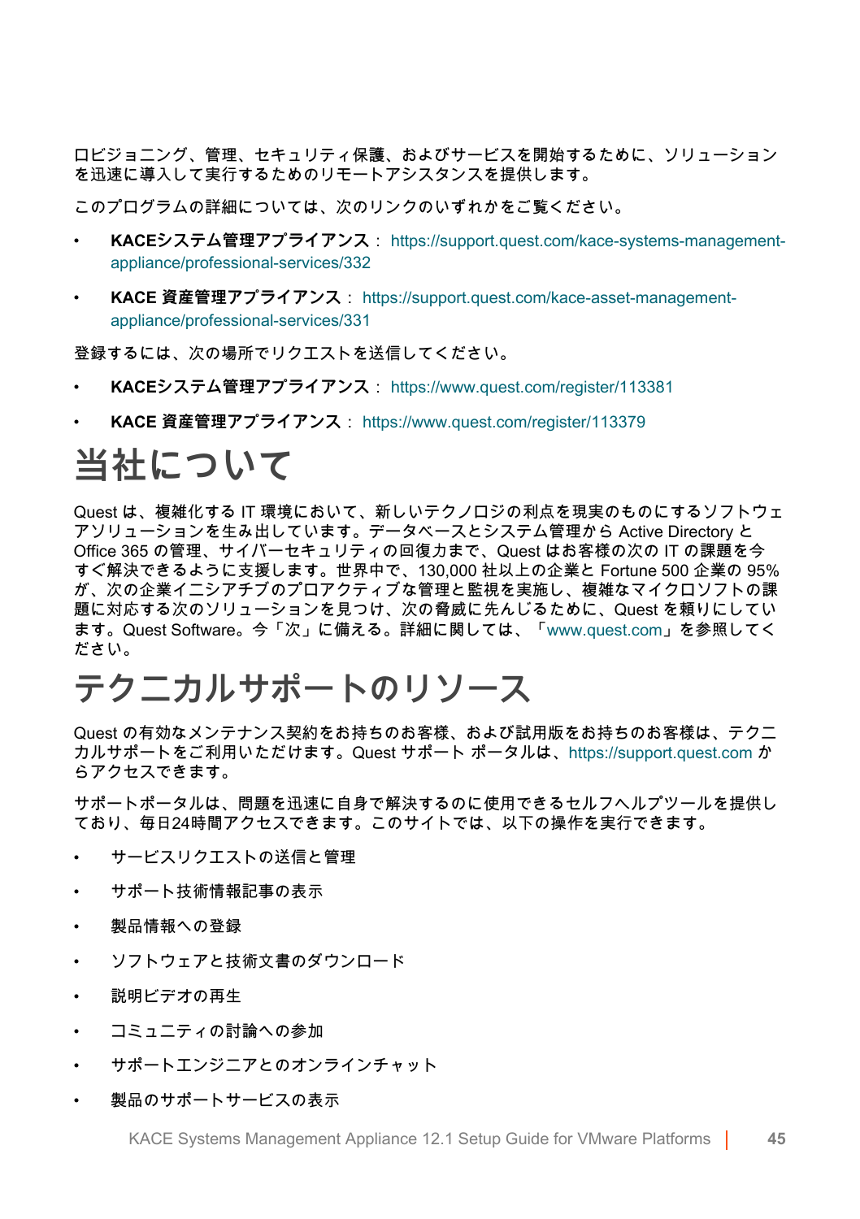ロビジョニング、管理、セキュリティ保護、およびサービスを開始するために、ソリューションを迅速に導入して実行するためのリモートアシスタンスを提供します。

このプログラムの詳細については、次のリンクのいずれかをご覧ください。

- **KACEシステム管理アプライアンス**： https://support.quest.com/kace-systems-management-appliance/professional-services/332
- **KACE 資産管理アプライアンス**： https://support.quest.com/kace-asset-management-appliance/professional-services/331

登録するには、次の場所でリクエストを送信してください。

- **KACEシステム管理アプライアンス**： https://www.quest.com/register/113381
- **KACE 資産管理アプライアンス**： https://www.quest.com/register/113379

# 当社について

Quest は、複雑化する IT 環境において、新しいテクノロジの利点を現実のものにするソフトウェアソリューションを生み出しています。データベースとシステム管理から Active Directory と Office 365 の管理、サイバーセキュリティの回復力まで、Quest はお客様の次の IT の課題を今すぐ解決できるように支援します。世界中で、130,000 社以上の企業と Fortune 500 企業の 95% が、次の企業イニシアチブのプロアクティブな管理と監視を実施し、複雑なマイクロソフトの課題に対応する次のソリューションを見つけ、次の脅威に先んじるために、Quest を頼りにしています。Quest Software。今「次」に備える。詳細に関しては、「www.quest.com」を参照してください。

# テクニカルサポートのリソース

Quest の有効なメンテナンス契約をお持ちのお客様、および試用版をお持ちのお客様は、テクニカルサポートをご利用いただけます。Quest サポート ポータルは、https://support.quest.com からアクセスできます。

サポートポータルは、問題を迅速に自身で解決するのに使用できるセルフヘルプツールを提供しており、毎日24時間アクセスできます。このサイトでは、以下の操作を実行できます。

- サービスリクエストの送信と管理
- サポート技術情報記事の表示
- 製品情報への登録
- ソフトウェアと技術文書のダウンロード
- 説明ビデオの再生
- コミュニティの討論への参加
- サポートエンジニアとのオンラインチャット
- 製品のサポートサービスの表示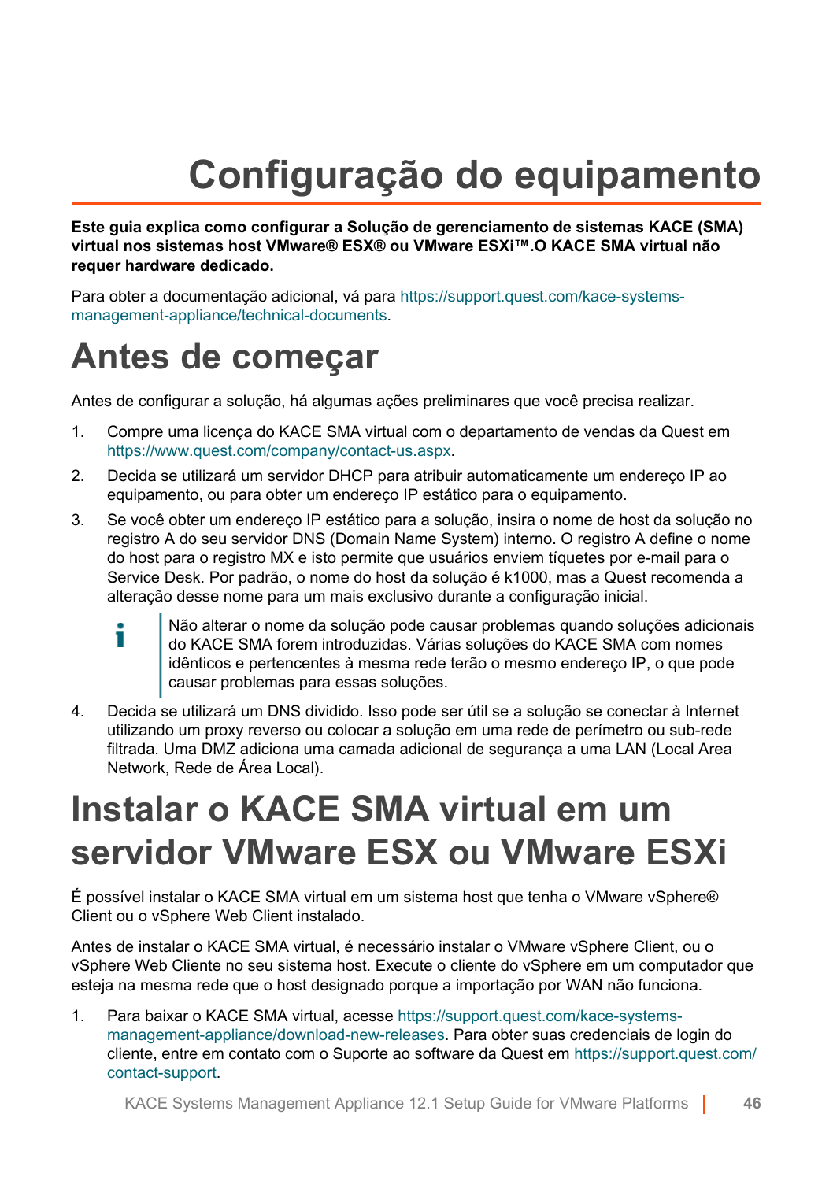# Configuração do equipamento

**Este guia explica como configurar a Solução de gerenciamento de sistemas KACE (SMA) virtual nos sistemas host VMware® ESX® ou VMware ESXi™.O KACE SMA virtual não requer hardware dedicado.**

Para obter a documentação adicional, vá para https://support.quest.com/kace-systems-management-appliance/technical-documents.

## Antes de começar

Antes de configurar a solução, há algumas ações preliminares que você precisa realizar.

1. Compre uma licença do KACE SMA virtual com o departamento de vendas da Quest em https://www.quest.com/company/contact-us.aspx.
2. Decida se utilizará um servidor DHCP para atribuir automaticamente um endereço IP ao equipamento, ou para obter um endereço IP estático para o equipamento.
3. Se você obter um endereço IP estático para a solução, insira o nome de host da solução no registro A do seu servidor DNS (Domain Name System) interno. O registro A define o nome do host para o registro MX e isto permite que usuários enviem tíquetes por e-mail para o Service Desk. Por padrão, o nome do host da solução é k1000, mas a Quest recomenda a alteração desse nome para um mais exclusivo durante a configuração inicial.

   > Não alterar o nome da solução pode causar problemas quando soluções adicionais do KACE SMA forem introduzidas. Várias soluções do KACE SMA com nomes idênticos e pertencentes à mesma rede terão o mesmo endereço IP, o que pode causar problemas para essas soluções.

4. Decida se utilizará um DNS dividido. Isso pode ser útil se a solução se conectar à Internet utilizando um proxy reverso ou colocar a solução em uma rede de perímetro ou sub-rede filtrada. Uma DMZ adiciona uma camada adicional de segurança a uma LAN (Local Area Network, Rede de Área Local).

## Instalar o KACE SMA virtual em um servidor VMware ESX ou VMware ESXi

É possível instalar o KACE SMA virtual em um sistema host que tenha o VMware vSphere® Client ou o vSphere Web Client instalado.

Antes de instalar o KACE SMA virtual, é necessário instalar o VMware vSphere Client, ou o vSphere Web Cliente no seu sistema host. Execute o cliente do vSphere em um computador que esteja na mesma rede que o host designado porque a importação por WAN não funciona.

1. Para baixar o KACE SMA virtual, acesse https://support.quest.com/kace-systems-management-appliance/download-new-releases. Para obter suas credenciais de login do cliente, entre em contato com o Suporte ao software da Quest em https://support.quest.com/contact-support.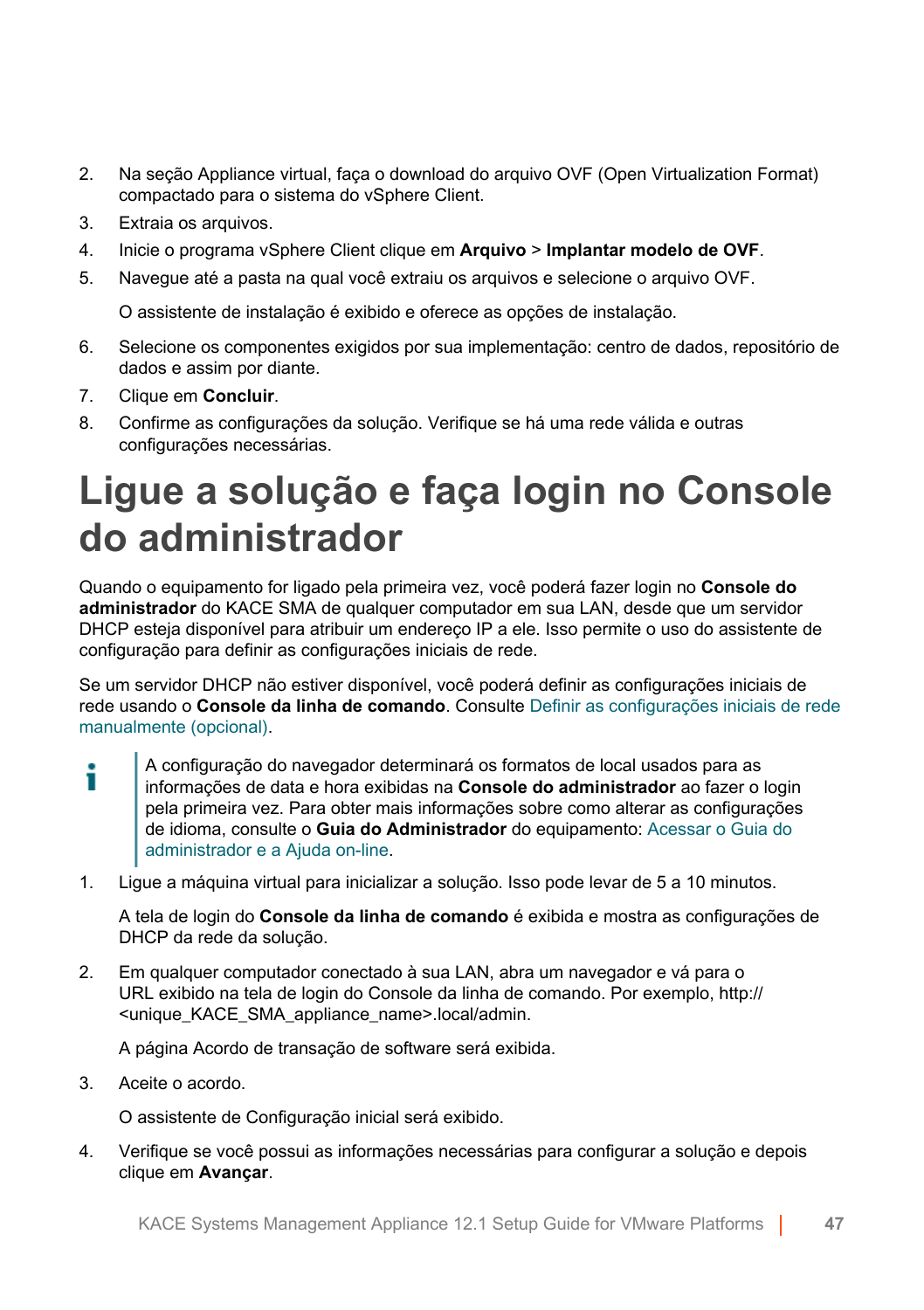2. Na seção Appliance virtual, faça o download do arquivo OVF (Open Virtualization Format) compactado para o sistema do vSphere Client.
3. Extraia os arquivos.
4. Inicie o programa vSphere Client clique em **Arquivo** > **Implantar modelo de OVF**.
5. Navegue até a pasta na qual você extraiu os arquivos e selecione o arquivo OVF.

   O assistente de instalação é exibido e oferece as opções de instalação.

6. Selecione os componentes exigidos por sua implementação: centro de dados, repositório de dados e assim por diante.
7. Clique em **Concluir**.
8. Confirme as configurações da solução. Verifique se há uma rede válida e outras configurações necessárias.

# Ligue a solução e faça login no Console do administrador

Quando o equipamento for ligado pela primeira vez, você poderá fazer login no **Console do administrador** do KACE SMA de qualquer computador em sua LAN, desde que um servidor DHCP esteja disponível para atribuir um endereço IP a ele. Isso permite o uso do assistente de configuração para definir as configurações iniciais de rede.

Se um servidor DHCP não estiver disponível, você poderá definir as configurações iniciais de rede usando o **Console da linha de comando**. Consulte Definir as configurações iniciais de rede manualmente (opcional).

> A configuração do navegador determinará os formatos de local usados para as informações de data e hora exibidas na **Console do administrador** ao fazer o login pela primeira vez. Para obter mais informações sobre como alterar as configurações de idioma, consulte o **Guia do Administrador** do equipamento: Acessar o Guia do administrador e a Ajuda on-line.

1. Ligue a máquina virtual para inicializar a solução. Isso pode levar de 5 a 10 minutos.

   A tela de login do **Console da linha de comando** é exibida e mostra as configurações de DHCP da rede da solução.

2. Em qualquer computador conectado à sua LAN, abra um navegador e vá para o URL exibido na tela de login do Console da linha de comando. Por exemplo, http://<unique_KACE_SMA_appliance_name>.local/admin.

   A página Acordo de transação de software será exibida.

3. Aceite o acordo.

   O assistente de Configuração inicial será exibido.

4. Verifique se você possui as informações necessárias para configurar a solução e depois clique em **Avançar**.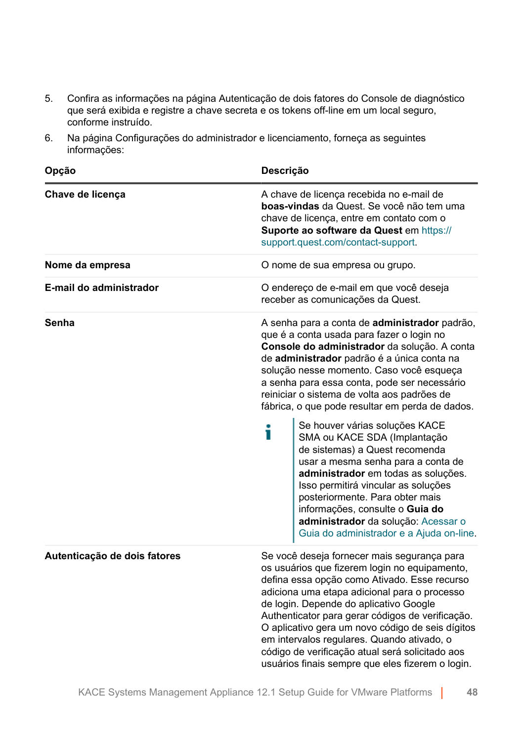5. Confira as informações na página Autenticação de dois fatores do Console de diagnóstico que será exibida e registre a chave secreta e os tokens off-line em um local seguro, conforme instruído.
6. Na página Configurações do administrador e licenciamento, forneça as seguintes informações:

| Opção | Descrição |
|---|---|
| **Chave de licença** | A chave de licença recebida no e-mail de **boas-vindas** da Quest. Se você não tem uma chave de licença, entre em contato com o **Suporte ao software da Quest** em https://support.quest.com/contact-support. |
| **Nome da empresa** | O nome de sua empresa ou grupo. |
| **E-mail do administrador** | O endereço de e-mail em que você deseja receber as comunicações da Quest. |
| **Senha** | A senha para a conta de **administrador** padrão, que é a conta usada para fazer o login no **Console do administrador** da solução. A conta de **administrador** padrão é a única conta na solução nesse momento. Caso você esqueça a senha para essa conta, pode ser necessário reiniciar o sistema de volta aos padrões de fábrica, o que pode resultar em perda de dados. <br><br> ℹ Se houver várias soluções KACE SMA ou KACE SDA (Implantação de sistemas) a Quest recomenda usar a mesma senha para a conta de **administrador** em todas as soluções. Isso permitirá vincular as soluções posteriormente. Para obter mais informações, consulte o **Guia do administrador** da solução: Acessar o Guia do administrador e a Ajuda on-line. |
| **Autenticação de dois fatores** | Se você deseja fornecer mais segurança para os usuários que fizerem login no equipamento, defina essa opção como Ativado. Esse recurso adiciona uma etapa adicional para o processo de login. Depende do aplicativo Google Authenticator para gerar códigos de verificação. O aplicativo gera um novo código de seis dígitos em intervalos regulares. Quando ativado, o código de verificação atual será solicitado aos usuários finais sempre que eles fizerem o login. |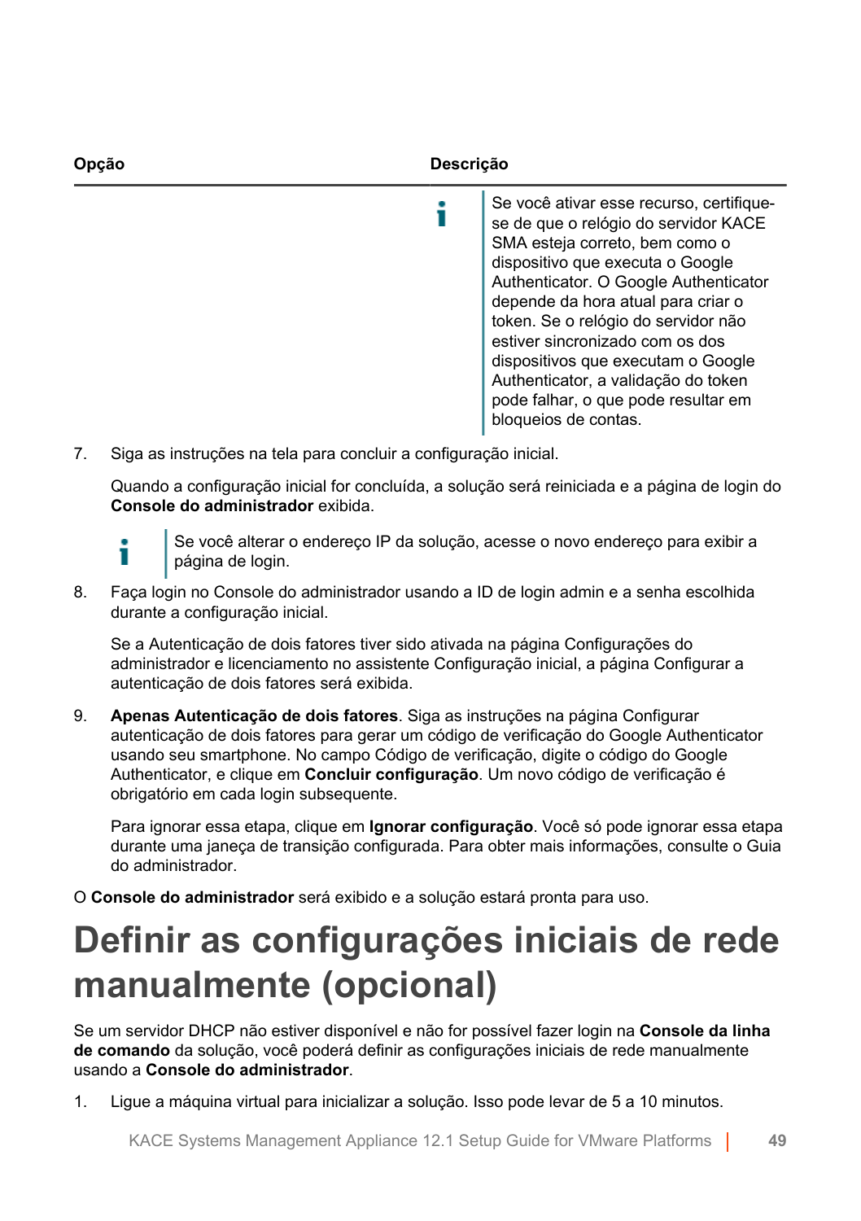| Opção | Descrição |
| --- | --- |
| | Se você ativar esse recurso, certifique-se de que o relógio do servidor KACE SMA esteja correto, bem como o dispositivo que executa o Google Authenticator. O Google Authenticator depende da hora atual para criar o token. Se o relógio do servidor não estiver sincronizado com os dos dispositivos que executam o Google Authenticator, a validação do token pode falhar, o que pode resultar em bloqueios de contas. |

7. Siga as instruções na tela para concluir a configuração inicial.

   Quando a configuração inicial for concluída, a solução será reiniciada e a página de login do **Console do administrador** exibida.

   Se você alterar o endereço IP da solução, acesse o novo endereço para exibir a página de login.

8. Faça login no Console do administrador usando a ID de login admin e a senha escolhida durante a configuração inicial.

   Se a Autenticação de dois fatores tiver sido ativada na página Configurações do administrador e licenciamento no assistente Configuração inicial, a página Configurar a autenticação de dois fatores será exibida.

9. **Apenas Autenticação de dois fatores**. Siga as instruções na página Configurar autenticação de dois fatores para gerar um código de verificação do Google Authenticator usando seu smartphone. No campo Código de verificação, digite o código do Google Authenticator, e clique em **Concluir configuração**. Um novo código de verificação é obrigatório em cada login subsequente.

   Para ignorar essa etapa, clique em **Ignorar configuração**. Você só pode ignorar essa etapa durante uma janeça de transição configurada. Para obter mais informações, consulte o Guia do administrador.

O **Console do administrador** será exibido e a solução estará pronta para uso.

# Definir as configurações iniciais de rede manualmente (opcional)

Se um servidor DHCP não estiver disponível e não for possível fazer login na **Console da linha de comando** da solução, você poderá definir as configurações iniciais de rede manualmente usando a **Console do administrador**.

1. Ligue a máquina virtual para inicializar a solução. Isso pode levar de 5 a 10 minutos.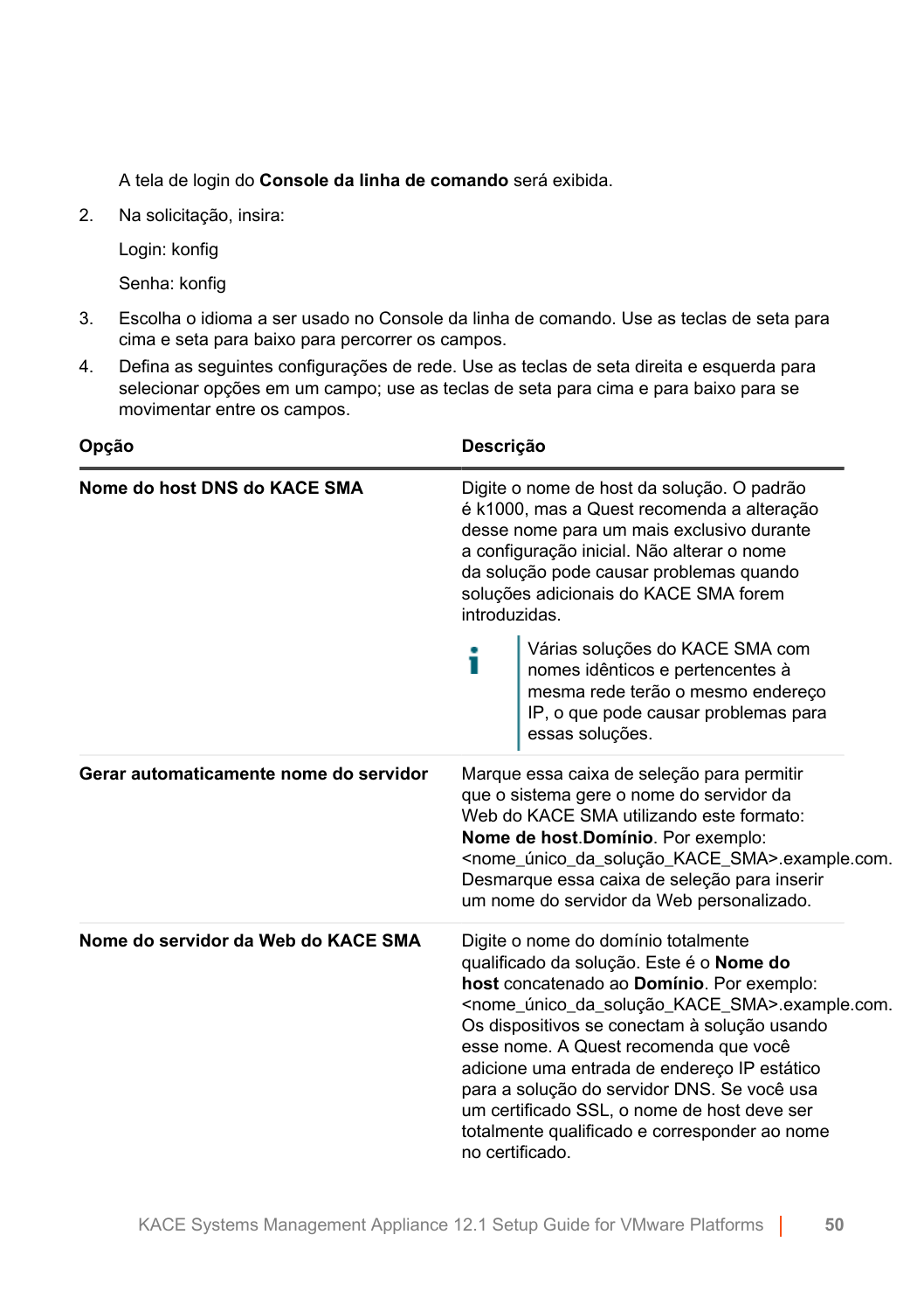A tela de login do **Console da linha de comando** será exibida.

2. Na solicitação, insira:

   Login: konfig

   Senha: konfig

3. Escolha o idioma a ser usado no Console da linha de comando. Use as teclas de seta para cima e seta para baixo para percorrer os campos.
4. Defina as seguintes configurações de rede. Use as teclas de seta direita e esquerda para selecionar opções em um campo; use as teclas de seta para cima e para baixo para se movimentar entre os campos.

| Opção | Descrição |
| --- | --- |
| **Nome do host DNS do KACE SMA** | Digite o nome de host da solução. O padrão é k1000, mas a Quest recomenda a alteração desse nome para um mais exclusivo durante a configuração inicial. Não alterar o nome da solução pode causar problemas quando soluções adicionais do KACE SMA forem introduzidas.<br><br>Várias soluções do KACE SMA com nomes idênticos e pertencentes à mesma rede terão o mesmo endereço IP, o que pode causar problemas para essas soluções. |
| **Gerar automaticamente nome do servidor** | Marque essa caixa de seleção para permitir que o sistema gere o nome do servidor da Web do KACE SMA utilizando este formato: **Nome de host**.**Domínio**. Por exemplo: <nome_único_da_solução_KACE_SMA>.example.com. Desmarque essa caixa de seleção para inserir um nome do servidor da Web personalizado. |
| **Nome do servidor da Web do KACE SMA** | Digite o nome do domínio totalmente qualificado da solução. Este é o **Nome do host** concatenado ao **Domínio**. Por exemplo: <nome_único_da_solução_KACE_SMA>.example.com. Os dispositivos se conectam à solução usando esse nome. A Quest recomenda que você adicione uma entrada de endereço IP estático para a solução do servidor DNS. Se você usa um certificado SSL, o nome de host deve ser totalmente qualificado e corresponder ao nome no certificado. |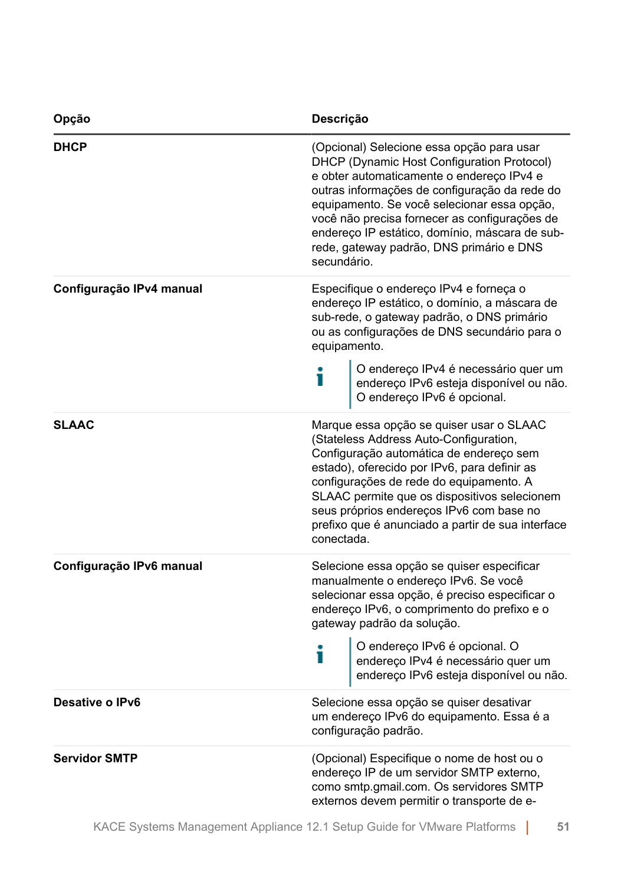| Opção | Descrição |
|---|---|
| **DHCP** | (Opcional) Selecione essa opção para usar DHCP (Dynamic Host Configuration Protocol) e obter automaticamente o endereço IPv4 e outras informações de configuração da rede do equipamento. Se você selecionar essa opção, você não precisa fornecer as configurações de endereço IP estático, domínio, máscara de sub-rede, gateway padrão, DNS primário e DNS secundário. |
| **Configuração IPv4 manual** | Especifique o endereço IPv4 e forneça o endereço IP estático, o domínio, a máscara de sub-rede, o gateway padrão, o DNS primário ou as configurações de DNS secundário para o equipamento.<br><br>O endereço IPv4 é necessário quer um endereço IPv6 esteja disponível ou não. O endereço IPv6 é opcional. |
| **SLAAC** | Marque essa opção se quiser usar o SLAAC (Stateless Address Auto-Configuration, Configuração automática de endereço sem estado), oferecido por IPv6, para definir as configurações de rede do equipamento. A SLAAC permite que os dispositivos selecionem seus próprios endereços IPv6 com base no prefixo que é anunciado a partir de sua interface conectada. |
| **Configuração IPv6 manual** | Selecione essa opção se quiser especificar manualmente o endereço IPv6. Se você selecionar essa opção, é preciso especificar o endereço IPv6, o comprimento do prefixo e o gateway padrão da solução.<br><br>O endereço IPv6 é opcional. O endereço IPv4 é necessário quer um endereço IPv6 esteja disponível ou não. |
| **Desative o IPv6** | Selecione essa opção se quiser desativar um endereço IPv6 do equipamento. Essa é a configuração padrão. |
| **Servidor SMTP** | (Opcional) Especifique o nome de host ou o endereço IP de um servidor SMTP externo, como smtp.gmail.com. Os servidores SMTP externos devem permitir o transporte de e- |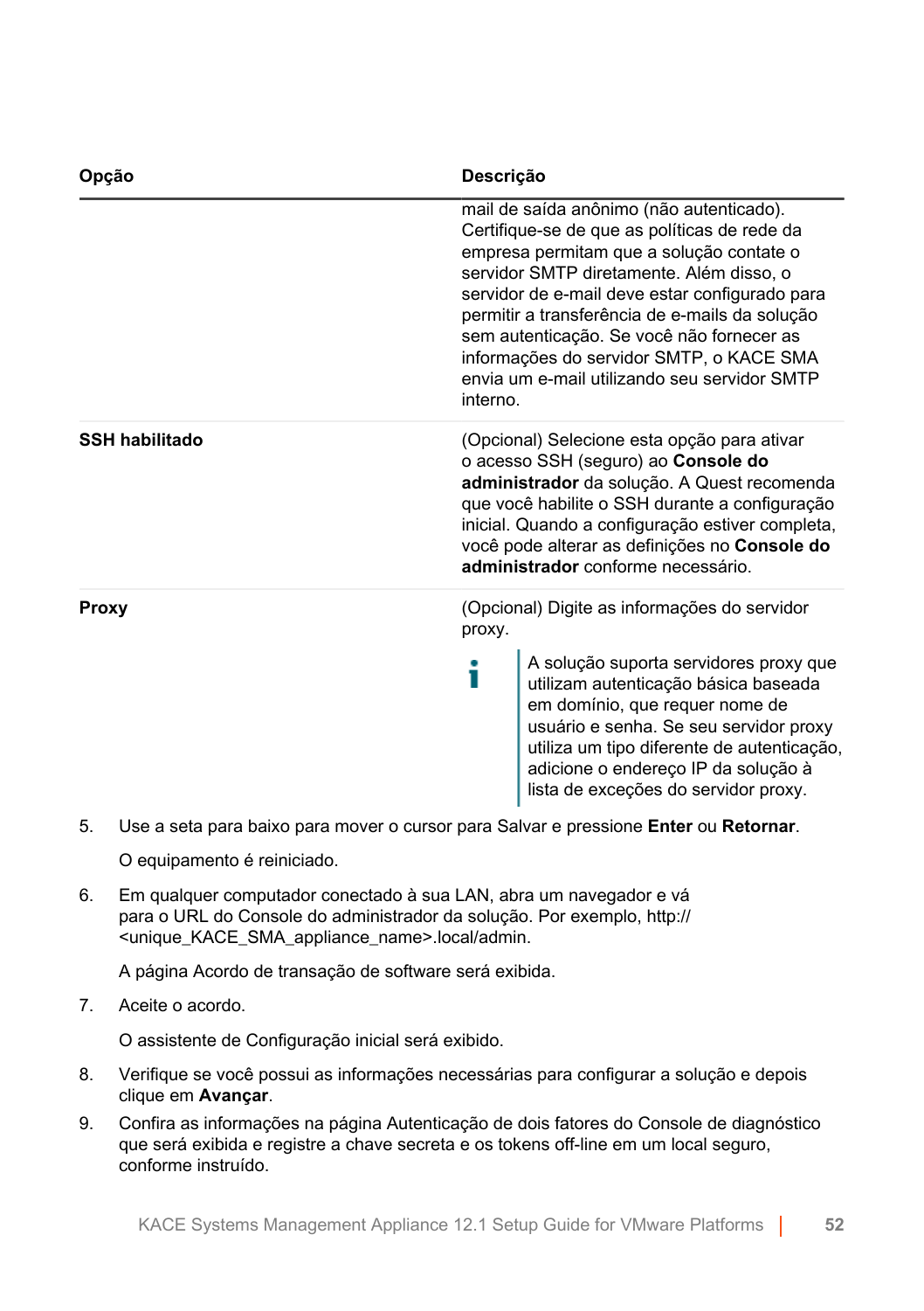| Opção | Descrição |
|---|---|
| | mail de saída anônimo (não autenticado). Certifique-se de que as políticas de rede da empresa permitam que a solução contate o servidor SMTP diretamente. Além disso, o servidor de e-mail deve estar configurado para permitir a transferência de e-mails da solução sem autenticação. Se você não fornecer as informações do servidor SMTP, o KACE SMA envia um e-mail utilizando seu servidor SMTP interno. |
| **SSH habilitado** | (Opcional) Selecione esta opção para ativar o acesso SSH (seguro) ao **Console do administrador** da solução. A Quest recomenda que você habilite o SSH durante a configuração inicial. Quando a configuração estiver completa, você pode alterar as definições no **Console do administrador** conforme necessário. |
| **Proxy** | (Opcional) Digite as informações do servidor proxy. <br><br> A solução suporta servidores proxy que utilizam autenticação básica baseada em domínio, que requer nome de usuário e senha. Se seu servidor proxy utiliza um tipo diferente de autenticação, adicione o endereço IP da solução à lista de exceções do servidor proxy. |

5. Use a seta para baixo para mover o cursor para Salvar e pressione **Enter** ou **Retornar**.

   O equipamento é reiniciado.

6. Em qualquer computador conectado à sua LAN, abra um navegador e vá para o URL do Console do administrador da solução. Por exemplo, http://<unique_KACE_SMA_appliance_name>.local/admin.

   A página Acordo de transação de software será exibida.

7. Aceite o acordo.

   O assistente de Configuração inicial será exibido.

8. Verifique se você possui as informações necessárias para configurar a solução e depois clique em **Avançar**.

9. Confira as informações na página Autenticação de dois fatores do Console de diagnóstico que será exibida e registre a chave secreta e os tokens off-line em um local seguro, conforme instruído.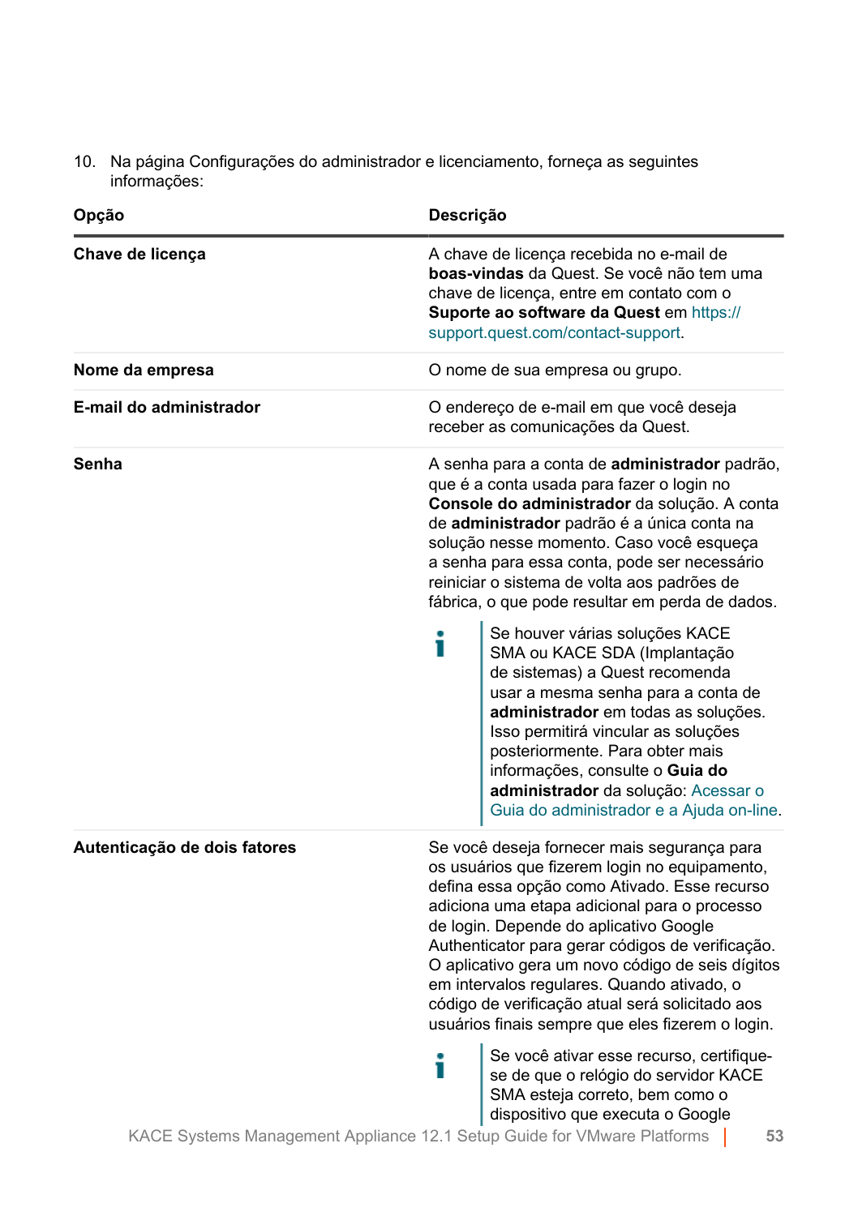10. Na página Configurações do administrador e licenciamento, forneça as seguintes informações:

| Opção | Descrição |
|---|---|
| **Chave de licença** | A chave de licença recebida no e-mail de **boas-vindas** da Quest. Se você não tem uma chave de licença, entre em contato com o **Suporte ao software da Quest** em https://support.quest.com/contact-support. |
| **Nome da empresa** | O nome de sua empresa ou grupo. |
| **E-mail do administrador** | O endereço de e-mail em que você deseja receber as comunicações da Quest. |
| **Senha** | A senha para a conta de **administrador** padrão, que é a conta usada para fazer o login no **Console do administrador** da solução. A conta de **administrador** padrão é a única conta na solução nesse momento. Caso você esqueça a senha para essa conta, pode ser necessário reiniciar o sistema de volta aos padrões de fábrica, o que pode resultar em perda de dados.<br><br>Se houver várias soluções KACE SMA ou KACE SDA (Implantação de sistemas) a Quest recomenda usar a mesma senha para a conta de **administrador** em todas as soluções. Isso permitirá vincular as soluções posteriormente. Para obter mais informações, consulte o **Guia do administrador** da solução: Acessar o Guia do administrador e a Ajuda on-line. |
| **Autenticação de dois fatores** | Se você deseja fornecer mais segurança para os usuários que fizerem login no equipamento, defina essa opção como Ativado. Esse recurso adiciona uma etapa adicional para o processo de login. Depende do aplicativo Google Authenticator para gerar códigos de verificação. O aplicativo gera um novo código de seis dígitos em intervalos regulares. Quando ativado, o código de verificação atual será solicitado aos usuários finais sempre que eles fizerem o login.<br><br>Se você ativar esse recurso, certifique-se de que o relógio do servidor KACE SMA esteja correto, bem como o dispositivo que executa o Google |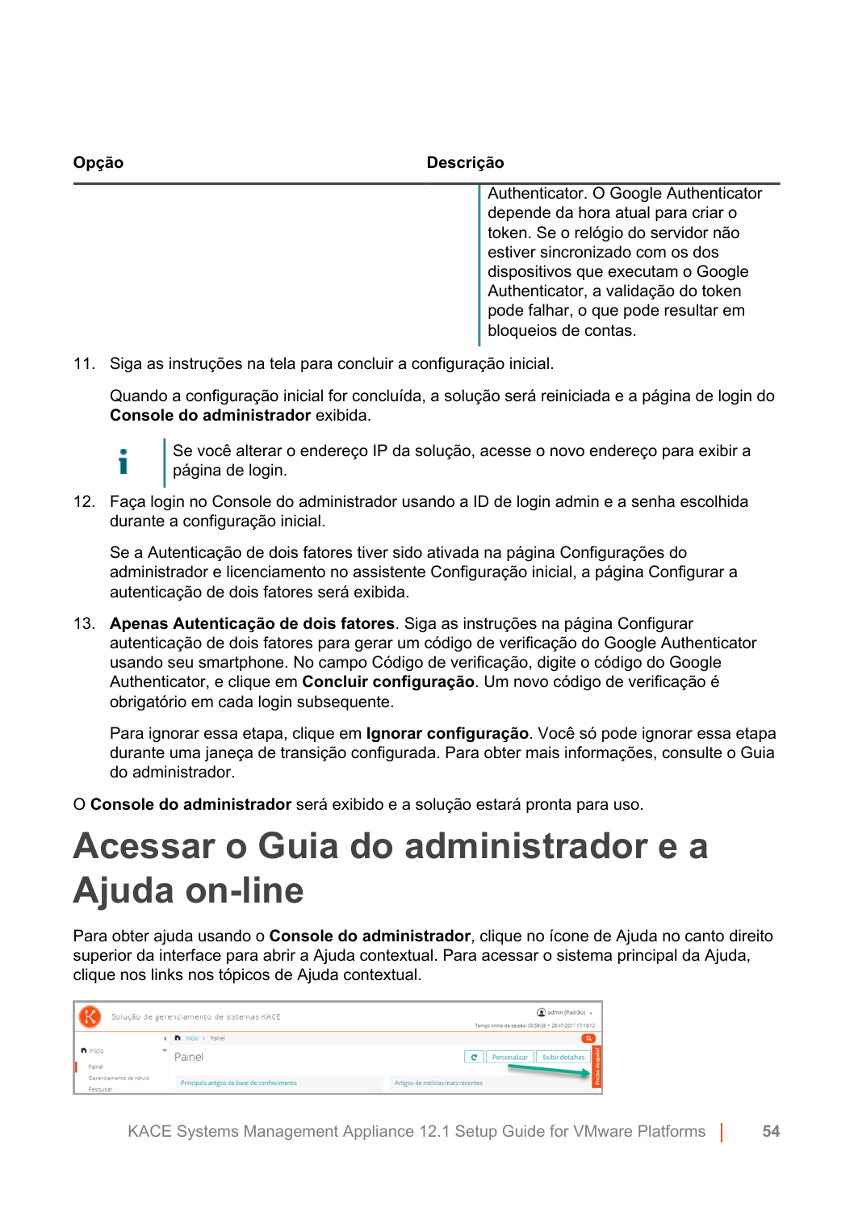| Opção | Descrição |
| --- | --- |
| | Authenticator. O Google Authenticator depende da hora atual para criar o token. Se o relógio do servidor não estiver sincronizado com os dos dispositivos que executam o Google Authenticator, a validação do token pode falhar, o que pode resultar em bloqueios de contas. |

11. Siga as instruções na tela para concluir a configuração inicial.

    Quando a configuração inicial for concluída, a solução será reiniciada e a página de login do **Console do administrador** exibida.

    > Se você alterar o endereço IP da solução, acesse o novo endereço para exibir a página de login.

12. Faça login no Console do administrador usando a ID de login admin e a senha escolhida durante a configuração inicial.

    Se a Autenticação de dois fatores tiver sido ativada na página Configurações do administrador e licenciamento no assistente Configuração inicial, a página Configurar a autenticação de dois fatores será exibida.

13. **Apenas Autenticação de dois fatores**. Siga as instruções na página Configurar autenticação de dois fatores para gerar um código de verificação do Google Authenticator usando seu smartphone. No campo Código de verificação, digite o código do Google Authenticator, e clique em **Concluir configuração**. Um novo código de verificação é obrigatório em cada login subsequente.

    Para ignorar essa etapa, clique em **Ignorar configuração**. Você só pode ignorar essa etapa durante uma janeça de transição configurada. Para obter mais informações, consulte o Guia do administrador.

O **Console do administrador** será exibido e a solução estará pronta para uso.

# Acessar o Guia do administrador e a Ajuda on-line

Para obter ajuda usando o **Console do administrador**, clique no ícone de Ajuda no canto direito superior da interface para abrir a Ajuda contextual. Para acessar o sistema principal da Ajuda, clique nos links nos tópicos de Ajuda contextual.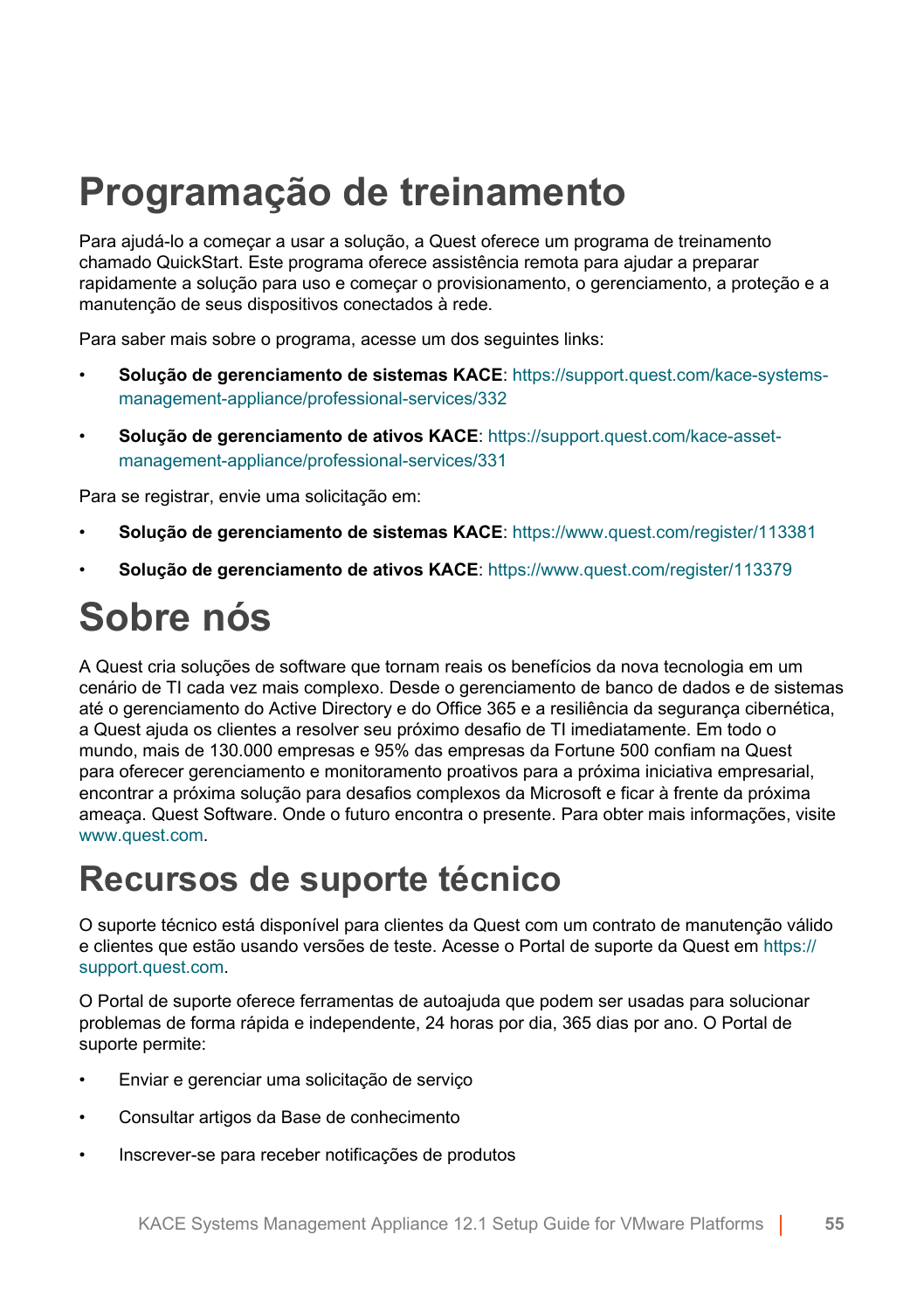# Programação de treinamento

Para ajudá-lo a começar a usar a solução, a Quest oferece um programa de treinamento chamado QuickStart. Este programa oferece assistência remota para ajudar a preparar rapidamente a solução para uso e começar o provisionamento, o gerenciamento, a proteção e a manutenção de seus dispositivos conectados à rede.

Para saber mais sobre o programa, acesse um dos seguintes links:

- **Solução de gerenciamento de sistemas KACE**: https://support.quest.com/kace-systems-management-appliance/professional-services/332
- **Solução de gerenciamento de ativos KACE**: https://support.quest.com/kace-asset-management-appliance/professional-services/331

Para se registrar, envie uma solicitação em:

- **Solução de gerenciamento de sistemas KACE**: https://www.quest.com/register/113381
- **Solução de gerenciamento de ativos KACE**: https://www.quest.com/register/113379

# Sobre nós

A Quest cria soluções de software que tornam reais os benefícios da nova tecnologia em um cenário de TI cada vez mais complexo. Desde o gerenciamento de banco de dados e de sistemas até o gerenciamento do Active Directory e do Office 365 e a resiliência da segurança cibernética, a Quest ajuda os clientes a resolver seu próximo desafio de TI imediatamente. Em todo o mundo, mais de 130.000 empresas e 95% das empresas da Fortune 500 confiam na Quest para oferecer gerenciamento e monitoramento proativos para a próxima iniciativa empresarial, encontrar a próxima solução para desafios complexos da Microsoft e ficar à frente da próxima ameaça. Quest Software. Onde o futuro encontra o presente. Para obter mais informações, visite www.quest.com.

# Recursos de suporte técnico

O suporte técnico está disponível para clientes da Quest com um contrato de manutenção válido e clientes que estão usando versões de teste. Acesse o Portal de suporte da Quest em https://support.quest.com.

O Portal de suporte oferece ferramentas de autoajuda que podem ser usadas para solucionar problemas de forma rápida e independente, 24 horas por dia, 365 dias por ano. O Portal de suporte permite:

- Enviar e gerenciar uma solicitação de serviço
- Consultar artigos da Base de conhecimento
- Inscrever-se para receber notificações de produtos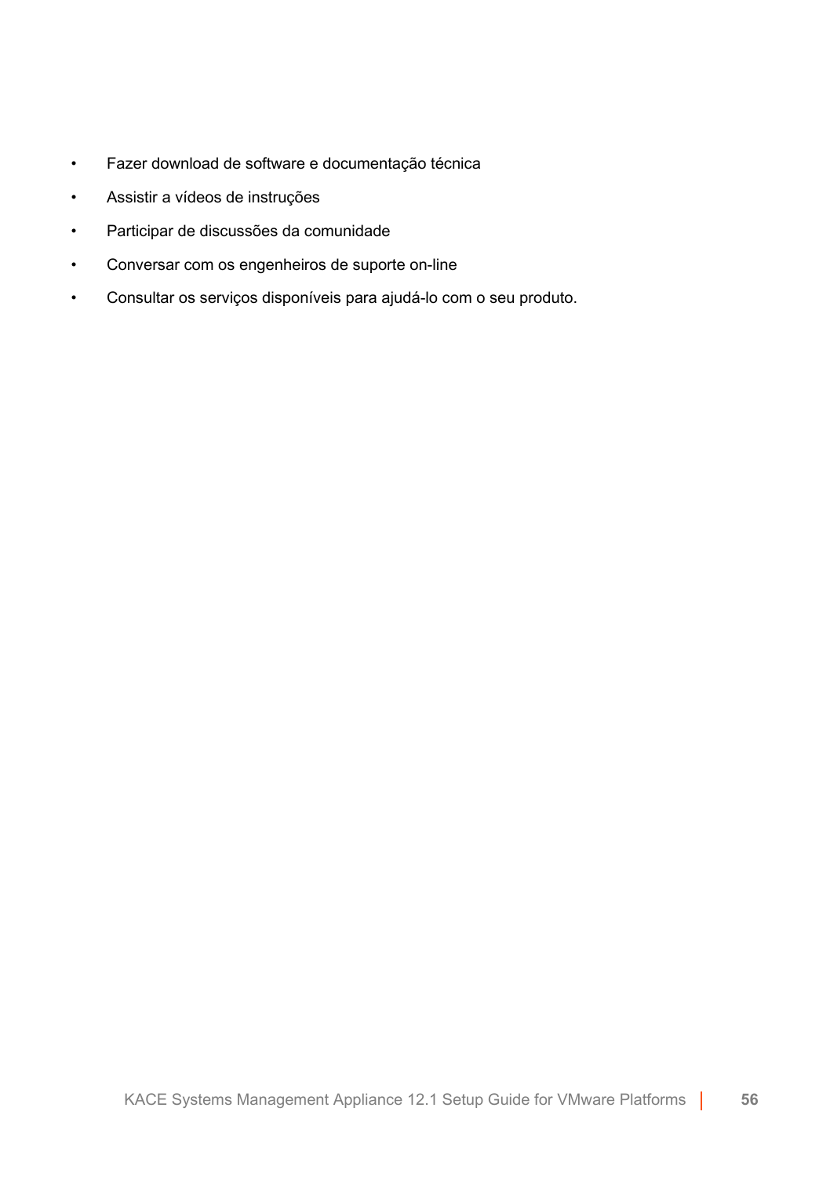- Fazer download de software e documentação técnica
- Assistir a vídeos de instruções
- Participar de discussões da comunidade
- Conversar com os engenheiros de suporte on-line
- Consultar os serviços disponíveis para ajudá-lo com o seu produto.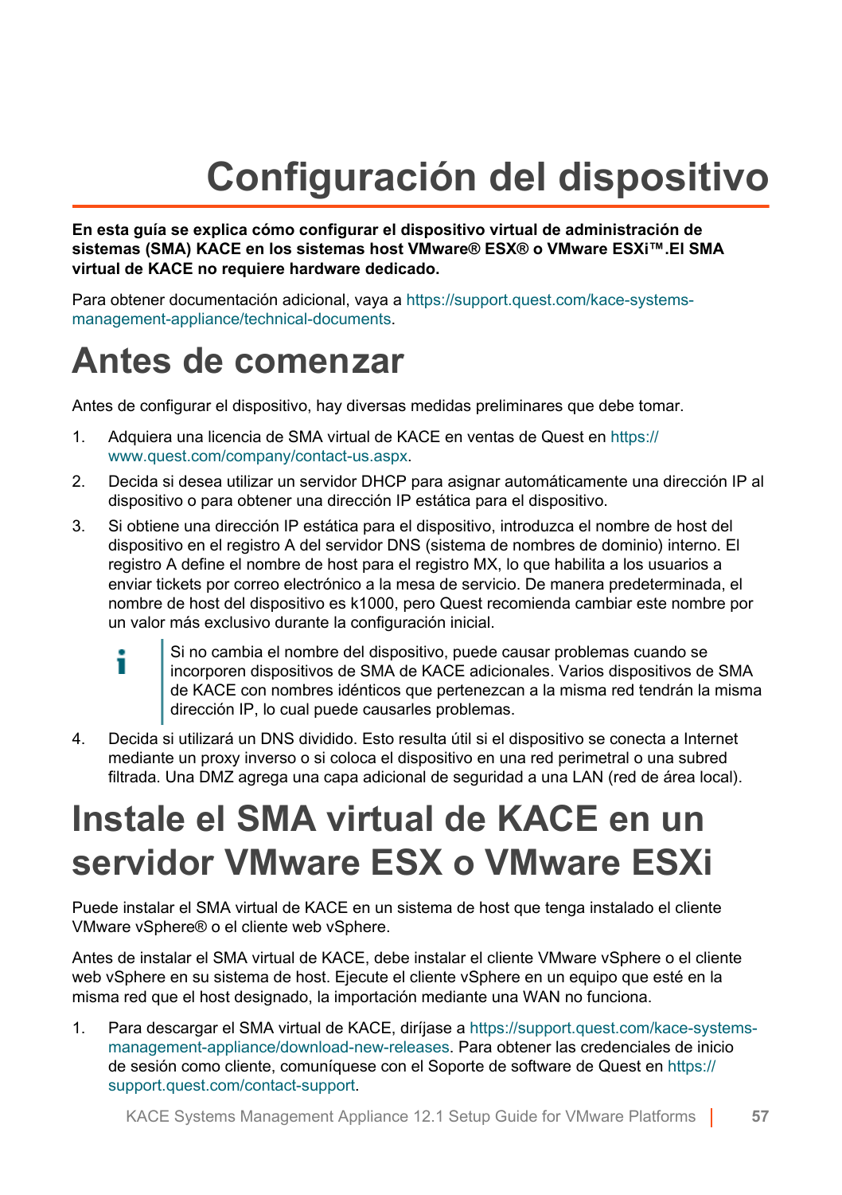# Configuración del dispositivo

**En esta guía se explica cómo configurar el dispositivo virtual de administración de sistemas (SMA) KACE en los sistemas host VMware® ESX® o VMware ESXi™.El SMA virtual de KACE no requiere hardware dedicado.**

Para obtener documentación adicional, vaya a https://support.quest.com/kace-systems-management-appliance/technical-documents.

## Antes de comenzar

Antes de configurar el dispositivo, hay diversas medidas preliminares que debe tomar.

1. Adquiera una licencia de SMA virtual de KACE en ventas de Quest en https://www.quest.com/company/contact-us.aspx.
2. Decida si desea utilizar un servidor DHCP para asignar automáticamente una dirección IP al dispositivo o para obtener una dirección IP estática para el dispositivo.
3. Si obtiene una dirección IP estática para el dispositivo, introduzca el nombre de host del dispositivo en el registro A del servidor DNS (sistema de nombres de dominio) interno. El registro A define el nombre de host para el registro MX, lo que habilita a los usuarios a enviar tickets por correo electrónico a la mesa de servicio. De manera predeterminada, el nombre de host del dispositivo es k1000, pero Quest recomienda cambiar este nombre por un valor más exclusivo durante la configuración inicial.

   > Si no cambia el nombre del dispositivo, puede causar problemas cuando se incorporen dispositivos de SMA de KACE adicionales. Varios dispositivos de SMA de KACE con nombres idénticos que pertenezcan a la misma red tendrán la misma dirección IP, lo cual puede causarles problemas.

4. Decida si utilizará un DNS dividido. Esto resulta útil si el dispositivo se conecta a Internet mediante un proxy inverso o si coloca el dispositivo en una red perimetral o una subred filtrada. Una DMZ agrega una capa adicional de seguridad a una LAN (red de área local).

## Instale el SMA virtual de KACE en un servidor VMware ESX o VMware ESXi

Puede instalar el SMA virtual de KACE en un sistema de host que tenga instalado el cliente VMware vSphere® o el cliente web vSphere.

Antes de instalar el SMA virtual de KACE, debe instalar el cliente VMware vSphere o el cliente web vSphere en su sistema de host. Ejecute el cliente vSphere en un equipo que esté en la misma red que el host designado, la importación mediante una WAN no funciona.

1. Para descargar el SMA virtual de KACE, diríjase a https://support.quest.com/kace-systems-management-appliance/download-new-releases. Para obtener las credenciales de inicio de sesión como cliente, comuníquese con el Soporte de software de Quest en https://support.quest.com/contact-support.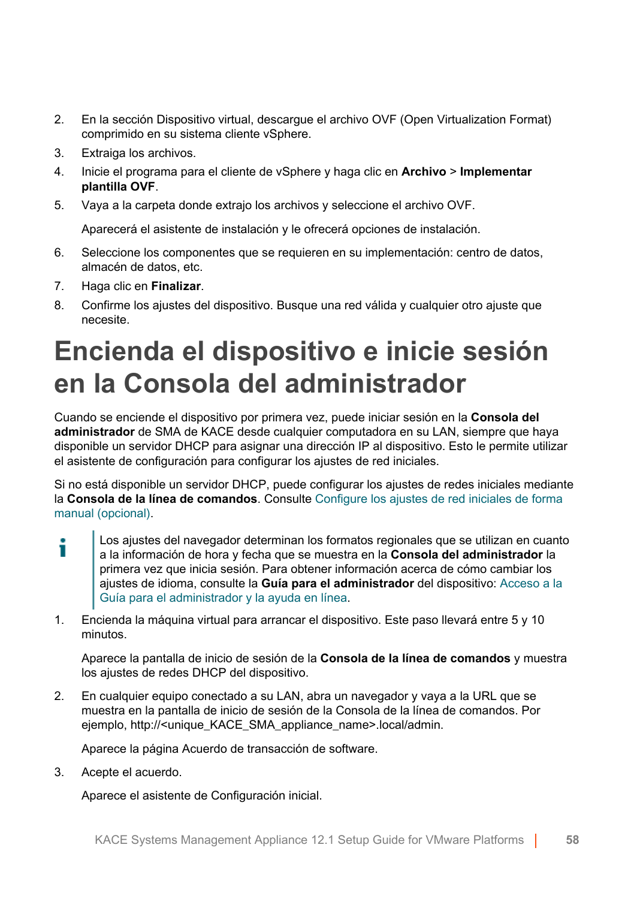2. En la sección Dispositivo virtual, descargue el archivo OVF (Open Virtualization Format) comprimido en su sistema cliente vSphere.
3. Extraiga los archivos.
4. Inicie el programa para el cliente de vSphere y haga clic en **Archivo** > **Implementar plantilla OVF**.
5. Vaya a la carpeta donde extrajo los archivos y seleccione el archivo OVF.

   Aparecerá el asistente de instalación y le ofrecerá opciones de instalación.
6. Seleccione los componentes que se requieren en su implementación: centro de datos, almacén de datos, etc.
7. Haga clic en **Finalizar**.
8. Confirme los ajustes del dispositivo. Busque una red válida y cualquier otro ajuste que necesite.

# Encienda el dispositivo e inicie sesión en la Consola del administrador

Cuando se enciende el dispositivo por primera vez, puede iniciar sesión en la **Consola del administrador** de SMA de KACE desde cualquier computadora en su LAN, siempre que haya disponible un servidor DHCP para asignar una dirección IP al dispositivo. Esto le permite utilizar el asistente de configuración para configurar los ajustes de red iniciales.

Si no está disponible un servidor DHCP, puede configurar los ajustes de redes iniciales mediante la **Consola de la línea de comandos**. Consulte Configure los ajustes de red iniciales de forma manual (opcional).

> Los ajustes del navegador determinan los formatos regionales que se utilizan en cuanto a la información de hora y fecha que se muestra en la **Consola del administrador** la primera vez que inicia sesión. Para obtener información acerca de cómo cambiar los ajustes de idioma, consulte la **Guía para el administrador** del dispositivo: Acceso a la Guía para el administrador y la ayuda en línea.

1. Encienda la máquina virtual para arrancar el dispositivo. Este paso llevará entre 5 y 10 minutos.

   Aparece la pantalla de inicio de sesión de la **Consola de la línea de comandos** y muestra los ajustes de redes DHCP del dispositivo.
2. En cualquier equipo conectado a su LAN, abra un navegador y vaya a la URL que se muestra en la pantalla de inicio de sesión de la Consola de la línea de comandos. Por ejemplo, http://<unique_KACE_SMA_appliance_name>.local/admin.

   Aparece la página Acuerdo de transacción de software.
3. Acepte el acuerdo.

   Aparece el asistente de Configuración inicial.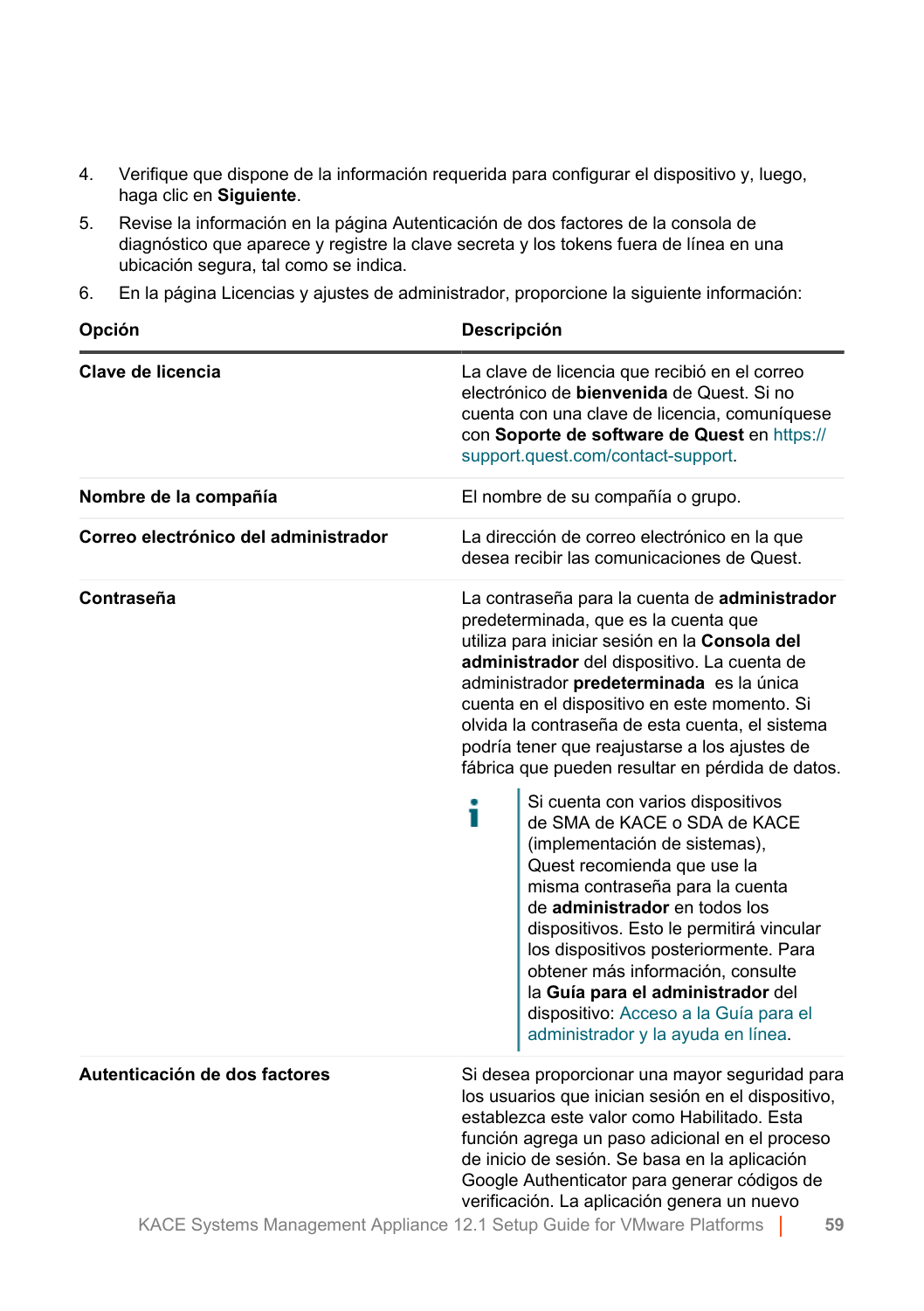4. Verifique que dispone de la información requerida para configurar el dispositivo y, luego, haga clic en **Siguiente**.
5. Revise la información en la página Autenticación de dos factores de la consola de diagnóstico que aparece y registre la clave secreta y los tokens fuera de línea en una ubicación segura, tal como se indica.
6. En la página Licencias y ajustes de administrador, proporcione la siguiente información:

| Opción | Descripción |
|---|---|
| **Clave de licencia** | La clave de licencia que recibió en el correo electrónico de **bienvenida** de Quest. Si no cuenta con una clave de licencia, comuníquese con **Soporte de software de Quest** en https://support.quest.com/contact-support. |
| **Nombre de la compañía** | El nombre de su compañía o grupo. |
| **Correo electrónico del administrador** | La dirección de correo electrónico en la que desea recibir las comunicaciones de Quest. |
| **Contraseña** | La contraseña para la cuenta de **administrador** predeterminada, que es la cuenta que utiliza para iniciar sesión en la **Consola del administrador** del dispositivo. La cuenta de administrador **predeterminada** es la única cuenta en el dispositivo en este momento. Si olvida la contraseña de esta cuenta, el sistema podría tener que reajustarse a los ajustes de fábrica que pueden resultar en pérdida de datos.<br><br>Si cuenta con varios dispositivos de SMA de KACE o SDA de KACE (implementación de sistemas), Quest recomienda que use la misma contraseña para la cuenta de **administrador** en todos los dispositivos. Esto le permitirá vincular los dispositivos posteriormente. Para obtener más información, consulte la **Guía para el administrador** del dispositivo: Acceso a la Guía para el administrador y la ayuda en línea. |
| **Autenticación de dos factores** | Si desea proporcionar una mayor seguridad para los usuarios que inician sesión en el dispositivo, establezca este valor como Habilitado. Esta función agrega un paso adicional en el proceso de inicio de sesión. Se basa en la aplicación Google Authenticator para generar códigos de verificación. La aplicación genera un nuevo |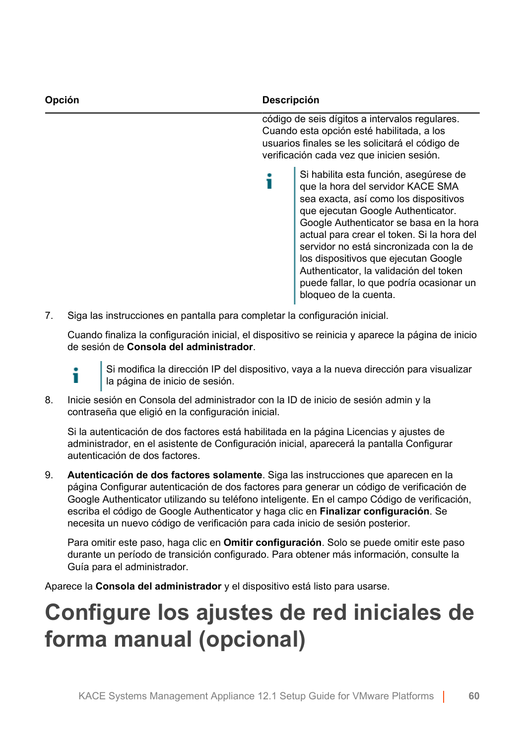| Opción | Descripción |
| --- | --- |
| | código de seis dígitos a intervalos regulares. Cuando esta opción esté habilitada, a los usuarios finales se les solicitará el código de verificación cada vez que inicien sesión.<br><br>Si habilita esta función, asegúrese de que la hora del servidor KACE SMA sea exacta, así como los dispositivos que ejecutan Google Authenticator. Google Authenticator se basa en la hora actual para crear el token. Si la hora del servidor no está sincronizada con la de los dispositivos que ejecutan Google Authenticator, la validación del token puede fallar, lo que podría ocasionar un bloqueo de la cuenta. |

7. Siga las instrucciones en pantalla para completar la configuración inicial.

   Cuando finaliza la configuración inicial, el dispositivo se reinicia y aparece la página de inicio de sesión de **Consola del administrador**.

   > Si modifica la dirección IP del dispositivo, vaya a la nueva dirección para visualizar la página de inicio de sesión.

8. Inicie sesión en Consola del administrador con la ID de inicio de sesión admin y la contraseña que eligió en la configuración inicial.

   Si la autenticación de dos factores está habilitada en la página Licencias y ajustes de administrador, en el asistente de Configuración inicial, aparecerá la pantalla Configurar autenticación de dos factores.

9. **Autenticación de dos factores solamente**. Siga las instrucciones que aparecen en la página Configurar autenticación de dos factores para generar un código de verificación de Google Authenticator utilizando su teléfono inteligente. En el campo Código de verificación, escriba el código de Google Authenticator y haga clic en **Finalizar configuración**. Se necesita un nuevo código de verificación para cada inicio de sesión posterior.

   Para omitir este paso, haga clic en **Omitir configuración**. Solo se puede omitir este paso durante un período de transición configurado. Para obtener más información, consulte la Guía para el administrador.

Aparece la **Consola del administrador** y el dispositivo está listo para usarse.

# Configure los ajustes de red iniciales de forma manual (opcional)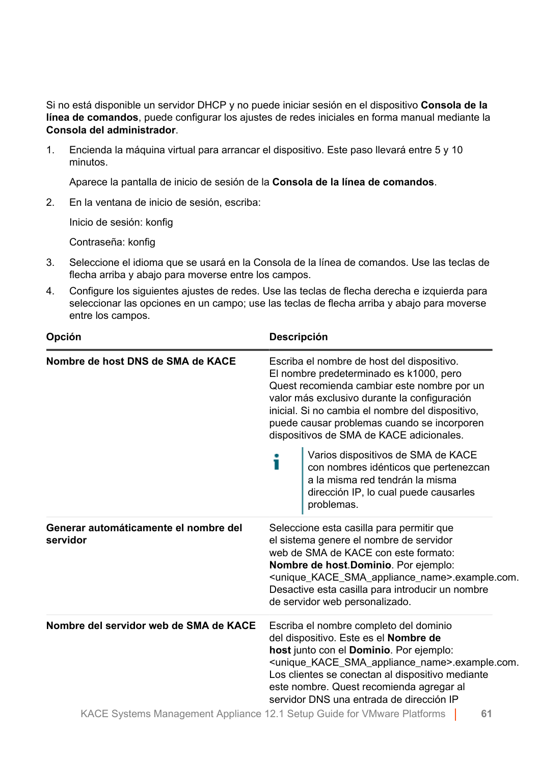Si no está disponible un servidor DHCP y no puede iniciar sesión en el dispositivo **Consola de la línea de comandos**, puede configurar los ajustes de redes iniciales en forma manual mediante la **Consola del administrador**.

1. Encienda la máquina virtual para arrancar el dispositivo. Este paso llevará entre 5 y 10 minutos.

   Aparece la pantalla de inicio de sesión de la **Consola de la línea de comandos**.

2. En la ventana de inicio de sesión, escriba:

   Inicio de sesión: konfig

   Contraseña: konfig

3. Seleccione el idioma que se usará en la Consola de la línea de comandos. Use las teclas de flecha arriba y abajo para moverse entre los campos.
4. Configure los siguientes ajustes de redes. Use las teclas de flecha derecha e izquierda para seleccionar las opciones en un campo; use las teclas de flecha arriba y abajo para moverse entre los campos.

| Opción | Descripción |
|---|---|
| **Nombre de host DNS de SMA de KACE** | Escriba el nombre de host del dispositivo. El nombre predeterminado es k1000, pero Quest recomienda cambiar este nombre por un valor más exclusivo durante la configuración inicial. Si no cambia el nombre del dispositivo, puede causar problemas cuando se incorporen dispositivos de SMA de KACE adicionales. <br><br> Varios dispositivos de SMA de KACE con nombres idénticos que pertenezcan a la misma red tendrán la misma dirección IP, lo cual puede causarles problemas. |
| **Generar automáticamente el nombre del servidor** | Seleccione esta casilla para permitir que el sistema genere el nombre de servidor web de SMA de KACE con este formato: **Nombre de host**.**Dominio**. Por ejemplo: <unique_KACE_SMA_appliance_name>.example.com. Desactive esta casilla para introducir un nombre de servidor web personalizado. |
| **Nombre del servidor web de SMA de KACE** | Escriba el nombre completo del dominio del dispositivo. Este es el **Nombre de host** junto con el **Dominio**. Por ejemplo: <unique_KACE_SMA_appliance_name>.example.com. Los clientes se conectan al dispositivo mediante este nombre. Quest recomienda agregar al servidor DNS una entrada de dirección IP |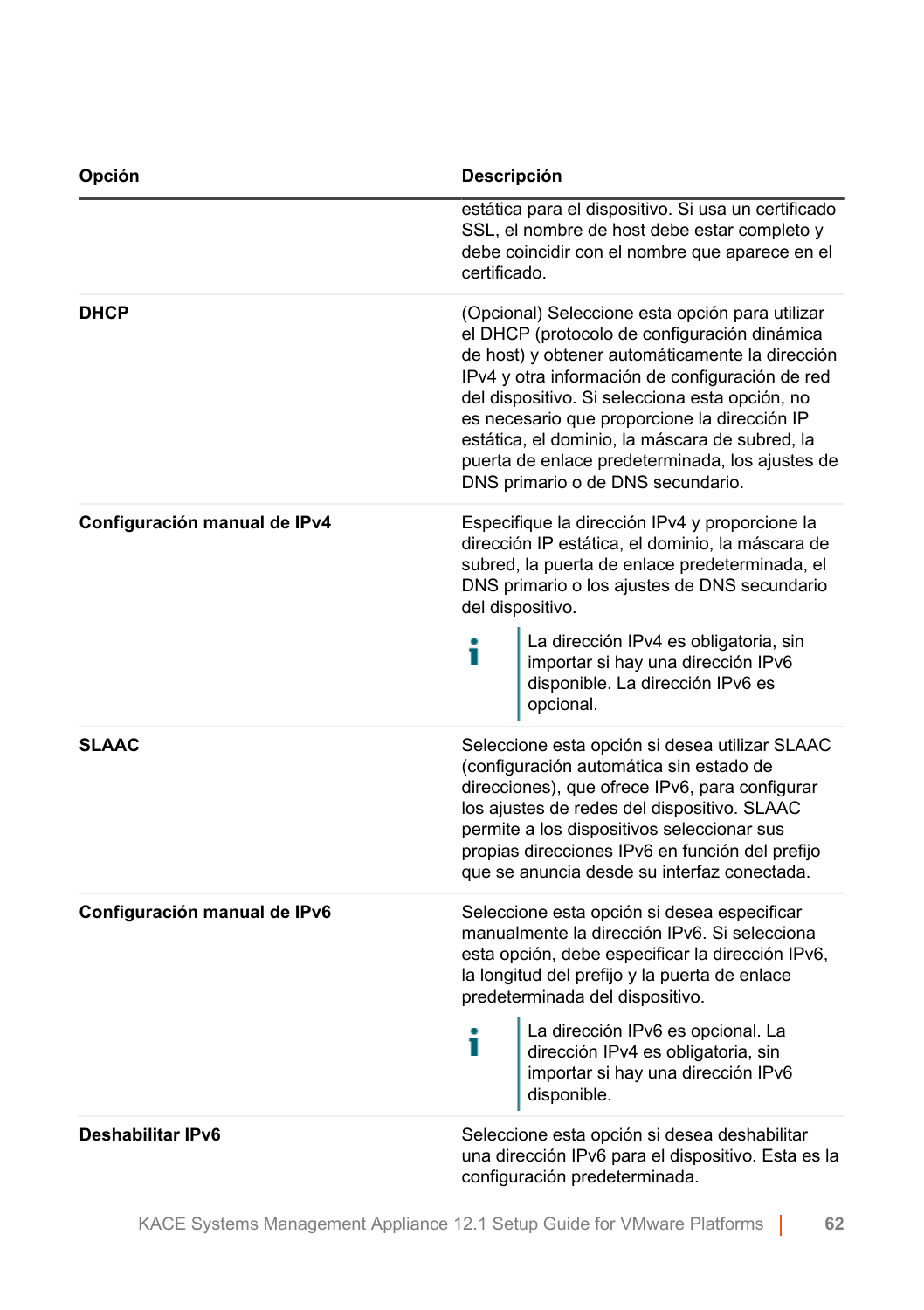| Opción | Descripción |
|---|---|
| | estática para el dispositivo. Si usa un certificado SSL, el nombre de host debe estar completo y debe coincidir con el nombre que aparece en el certificado. |
| **DHCP** | (Opcional) Seleccione esta opción para utilizar el DHCP (protocolo de configuración dinámica de host) y obtener automáticamente la dirección IPv4 y otra información de configuración de red del dispositivo. Si selecciona esta opción, no es necesario que proporcione la dirección IP estática, el dominio, la máscara de subred, la puerta de enlace predeterminada, los ajustes de DNS primario o de DNS secundario. |
| **Configuración manual de IPv4** | Especifique la dirección IPv4 y proporcione la dirección IP estática, el dominio, la máscara de subred, la puerta de enlace predeterminada, el DNS primario o los ajustes de DNS secundario del dispositivo. <br><br> La dirección IPv4 es obligatoria, sin importar si hay una dirección IPv6 disponible. La dirección IPv6 es opcional. |
| **SLAAC** | Seleccione esta opción si desea utilizar SLAAC (configuración automática sin estado de direcciones), que ofrece IPv6, para configurar los ajustes de redes del dispositivo. SLAAC permite a los dispositivos seleccionar sus propias direcciones IPv6 en función del prefijo que se anuncia desde su interfaz conectada. |
| **Configuración manual de IPv6** | Seleccione esta opción si desea especificar manualmente la dirección IPv6. Si selecciona esta opción, debe especificar la dirección IPv6, la longitud del prefijo y la puerta de enlace predeterminada del dispositivo. <br><br> La dirección IPv6 es opcional. La dirección IPv4 es obligatoria, sin importar si hay una dirección IPv6 disponible. |
| **Deshabilitar IPv6** | Seleccione esta opción si desea deshabilitar una dirección IPv6 para el dispositivo. Esta es la configuración predeterminada. |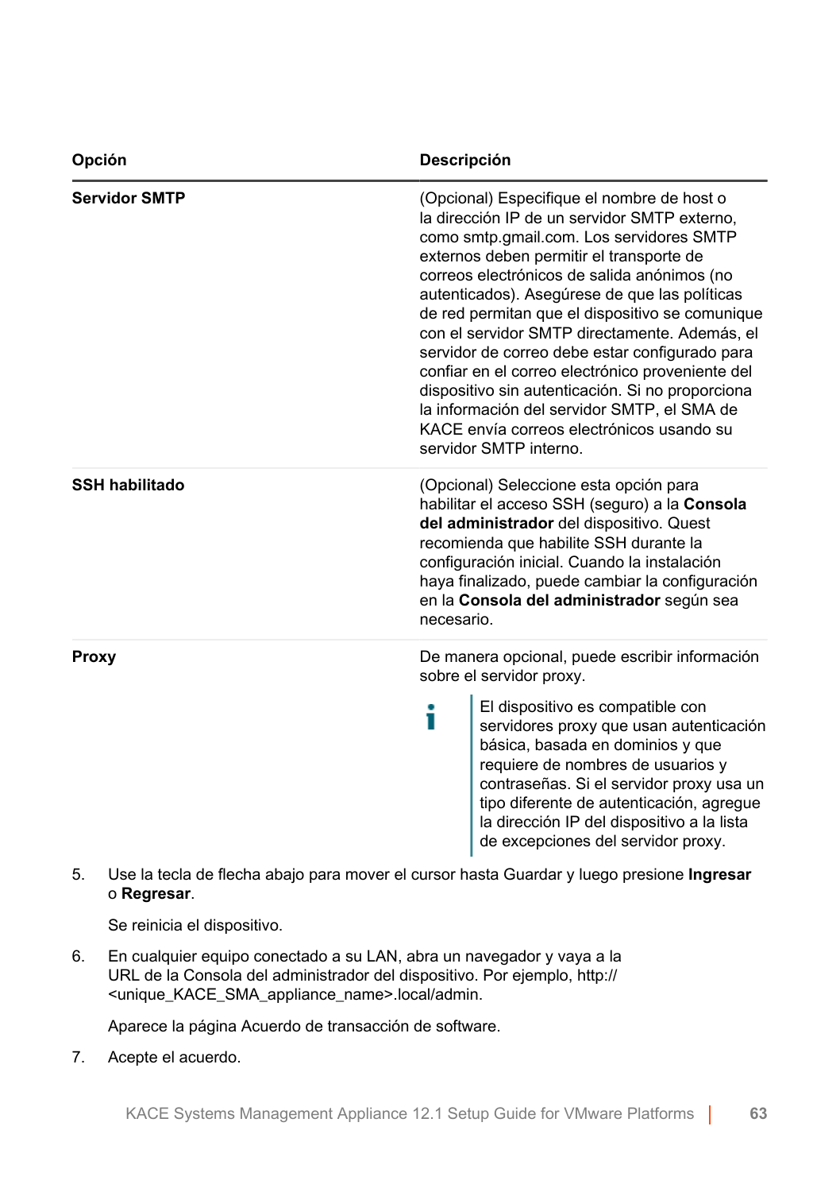| Opción | Descripción |
|---|---|
| **Servidor SMTP** | (Opcional) Especifique el nombre de host o la dirección IP de un servidor SMTP externo, como smtp.gmail.com. Los servidores SMTP externos deben permitir el transporte de correos electrónicos de salida anónimos (no autenticados). Asegúrese de que las políticas de red permitan que el dispositivo se comunique con el servidor SMTP directamente. Además, el servidor de correo debe estar configurado para confiar en el correo electrónico proveniente del dispositivo sin autenticación. Si no proporciona la información del servidor SMTP, el SMA de KACE envía correos electrónicos usando su servidor SMTP interno. |
| **SSH habilitado** | (Opcional) Seleccione esta opción para habilitar el acceso SSH (seguro) a la **Consola del administrador** del dispositivo. Quest recomienda que habilite SSH durante la configuración inicial. Cuando la instalación haya finalizado, puede cambiar la configuración en la **Consola del administrador** según sea necesario. |
| **Proxy** | De manera opcional, puede escribir información sobre el servidor proxy.<br><br>El dispositivo es compatible con servidores proxy que usan autenticación básica, basada en dominios y que requiere de nombres de usuarios y contraseñas. Si el servidor proxy usa un tipo diferente de autenticación, agregue la dirección IP del dispositivo a la lista de excepciones del servidor proxy. |

5. Use la tecla de flecha abajo para mover el cursor hasta Guardar y luego presione **Ingresar** o **Regresar**.

   Se reinicia el dispositivo.

6. En cualquier equipo conectado a su LAN, abra un navegador y vaya a la URL de la Consola del administrador del dispositivo. Por ejemplo, http://<unique_KACE_SMA_appliance_name>.local/admin.

   Aparece la página Acuerdo de transacción de software.

7. Acepte el acuerdo.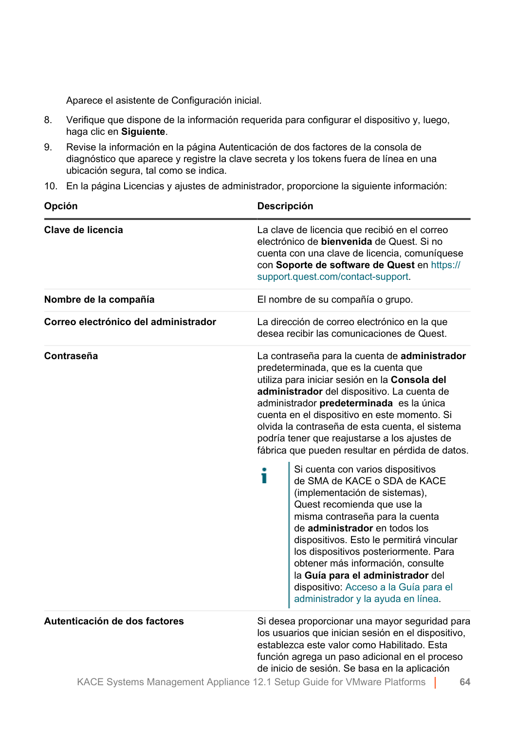Aparece el asistente de Configuración inicial.

8. Verifique que dispone de la información requerida para configurar el dispositivo y, luego, haga clic en **Siguiente**.
9. Revise la información en la página Autenticación de dos factores de la consola de diagnóstico que aparece y registre la clave secreta y los tokens fuera de línea en una ubicación segura, tal como se indica.
10. En la página Licencias y ajustes de administrador, proporcione la siguiente información:

| Opción | Descripción |
| --- | --- |
| **Clave de licencia** | La clave de licencia que recibió en el correo electrónico de **bienvenida** de Quest. Si no cuenta con una clave de licencia, comuníquese con **Soporte de software de Quest** en https://support.quest.com/contact-support. |
| **Nombre de la compañía** | El nombre de su compañía o grupo. |
| **Correo electrónico del administrador** | La dirección de correo electrónico en la que desea recibir las comunicaciones de Quest. |
| **Contraseña** | La contraseña para la cuenta de **administrador** predeterminada, que es la cuenta que utiliza para iniciar sesión en la **Consola del administrador** del dispositivo. La cuenta de administrador **predeterminada** es la única cuenta en el dispositivo en este momento. Si olvida la contraseña de esta cuenta, el sistema podría tener que reajustarse a los ajustes de fábrica que pueden resultar en pérdida de datos.<br><br>Si cuenta con varios dispositivos de SMA de KACE o SDA de KACE (implementación de sistemas), Quest recomienda que use la misma contraseña para la cuenta de **administrador** en todos los dispositivos. Esto le permitirá vincular los dispositivos posteriormente. Para obtener más información, consulte la **Guía para el administrador** del dispositivo: Acceso a la Guía para el administrador y la ayuda en línea. |
| **Autenticación de dos factores** | Si desea proporcionar una mayor seguridad para los usuarios que inician sesión en el dispositivo, establezca este valor como Habilitado. Esta función agrega un paso adicional en el proceso de inicio de sesión. Se basa en la aplicación |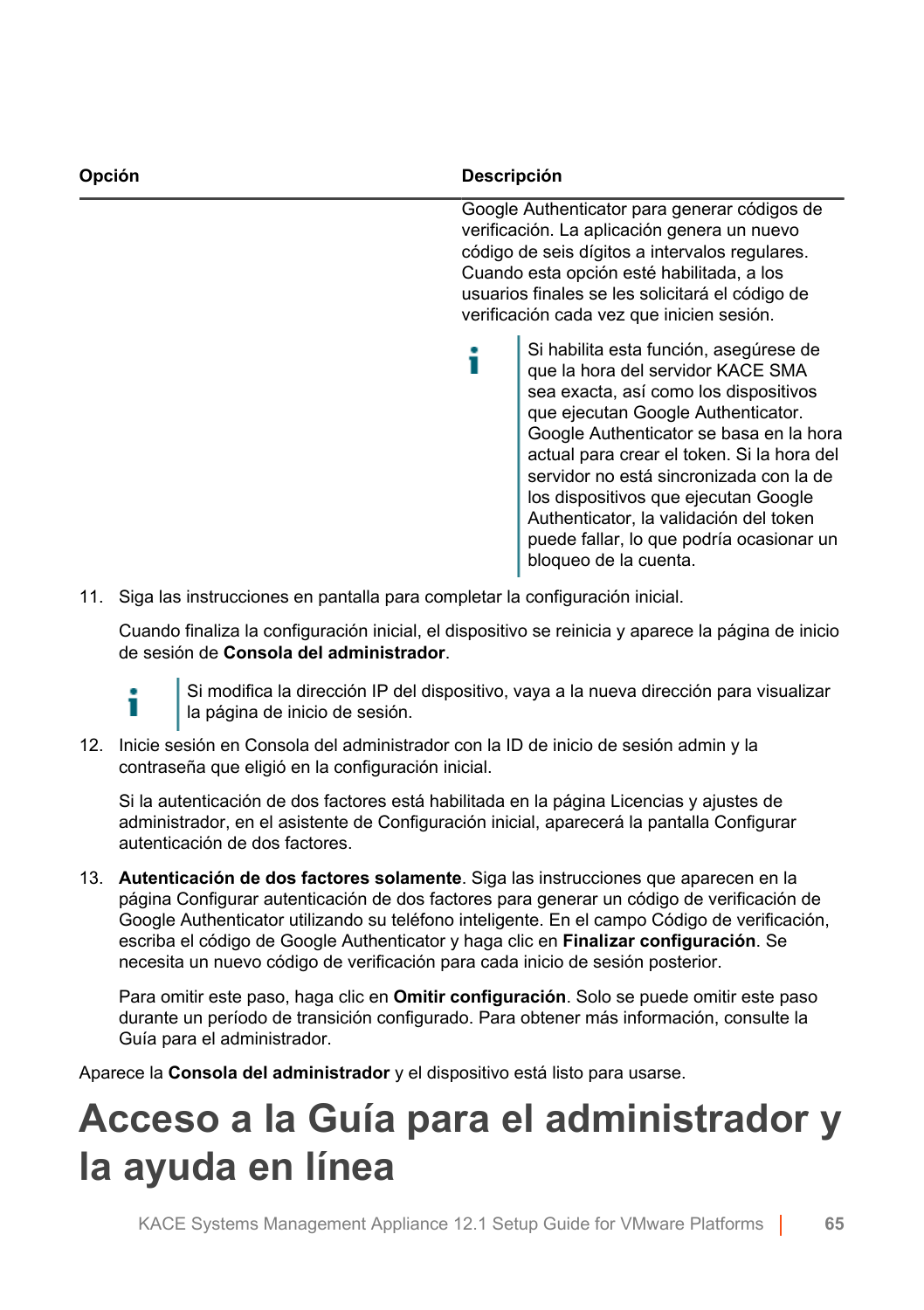| Opción | Descripción |
|---|---|
| | Google Authenticator para generar códigos de verificación. La aplicación genera un nuevo código de seis dígitos a intervalos regulares. Cuando esta opción esté habilitada, a los usuarios finales se les solicitará el código de verificación cada vez que inicien sesión.<br><br>Si habilita esta función, asegúrese de que la hora del servidor KACE SMA sea exacta, así como los dispositivos que ejecutan Google Authenticator. Google Authenticator se basa en la hora actual para crear el token. Si la hora del servidor no está sincronizada con la de los dispositivos que ejecutan Google Authenticator, la validación del token puede fallar, lo que podría ocasionar un bloqueo de la cuenta. |

11. Siga las instrucciones en pantalla para completar la configuración inicial.

    Cuando finaliza la configuración inicial, el dispositivo se reinicia y aparece la página de inicio de sesión de **Consola del administrador**.

    > Si modifica la dirección IP del dispositivo, vaya a la nueva dirección para visualizar la página de inicio de sesión.

12. Inicie sesión en Consola del administrador con la ID de inicio de sesión admin y la contraseña que eligió en la configuración inicial.

    Si la autenticación de dos factores está habilitada en la página Licencias y ajustes de administrador, en el asistente de Configuración inicial, aparecerá la pantalla Configurar autenticación de dos factores.

13. **Autenticación de dos factores solamente**. Siga las instrucciones que aparecen en la página Configurar autenticación de dos factores para generar un código de verificación de Google Authenticator utilizando su teléfono inteligente. En el campo Código de verificación, escriba el código de Google Authenticator y haga clic en **Finalizar configuración**. Se necesita un nuevo código de verificación para cada inicio de sesión posterior.

    Para omitir este paso, haga clic en **Omitir configuración**. Solo se puede omitir este paso durante un período de transición configurado. Para obtener más información, consulte la Guía para el administrador.

Aparece la **Consola del administrador** y el dispositivo está listo para usarse.

# Acceso a la Guía para el administrador y la ayuda en línea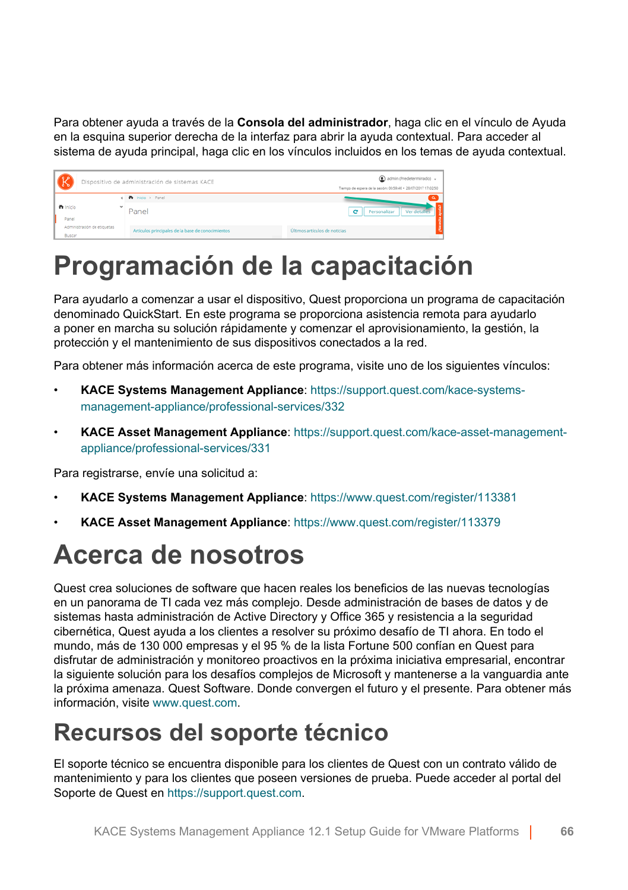Para obtener ayuda a través de la **Consola del administrador**, haga clic en el vínculo de Ayuda en la esquina superior derecha de la interfaz para abrir la ayuda contextual. Para acceder al sistema de ayuda principal, haga clic en los vínculos incluidos en los temas de ayuda contextual.

# Programación de la capacitación

Para ayudarlo a comenzar a usar el dispositivo, Quest proporciona un programa de capacitación denominado QuickStart. En este programa se proporciona asistencia remota para ayudarlo a poner en marcha su solución rápidamente y comenzar el aprovisionamiento, la gestión, la protección y el mantenimiento de sus dispositivos conectados a la red.

Para obtener más información acerca de este programa, visite uno de los siguientes vínculos:

- **KACE Systems Management Appliance**: https://support.quest.com/kace-systems-management-appliance/professional-services/332
- **KACE Asset Management Appliance**: https://support.quest.com/kace-asset-management-appliance/professional-services/331

Para registrarse, envíe una solicitud a:

- **KACE Systems Management Appliance**: https://www.quest.com/register/113381
- **KACE Asset Management Appliance**: https://www.quest.com/register/113379

# Acerca de nosotros

Quest crea soluciones de software que hacen reales los beneficios de las nuevas tecnologías en un panorama de TI cada vez más complejo. Desde administración de bases de datos y de sistemas hasta administración de Active Directory y Office 365 y resistencia a la seguridad cibernética, Quest ayuda a los clientes a resolver su próximo desafío de TI ahora. En todo el mundo, más de 130 000 empresas y el 95 % de la lista Fortune 500 confían en Quest para disfrutar de administración y monitoreo proactivos en la próxima iniciativa empresarial, encontrar la siguiente solución para los desafíos complejos de Microsoft y mantenerse a la vanguardia ante la próxima amenaza. Quest Software. Donde convergen el futuro y el presente. Para obtener más información, visite www.quest.com.

# Recursos del soporte técnico

El soporte técnico se encuentra disponible para los clientes de Quest con un contrato válido de mantenimiento y para los clientes que poseen versiones de prueba. Puede acceder al portal del Soporte de Quest en https://support.quest.com.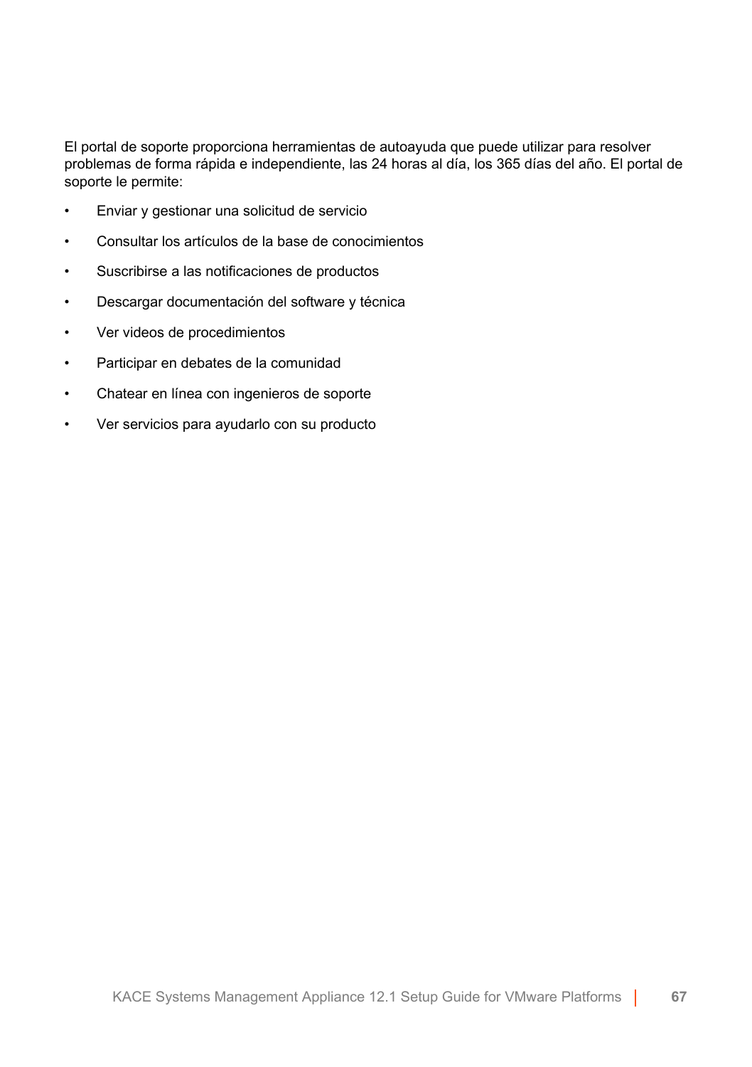El portal de soporte proporciona herramientas de autoayuda que puede utilizar para resolver problemas de forma rápida e independiente, las 24 horas al día, los 365 días del año. El portal de soporte le permite:

- Enviar y gestionar una solicitud de servicio
- Consultar los artículos de la base de conocimientos
- Suscribirse a las notificaciones de productos
- Descargar documentación del software y técnica
- Ver videos de procedimientos
- Participar en debates de la comunidad
- Chatear en línea con ingenieros de soporte
- Ver servicios para ayudarlo con su producto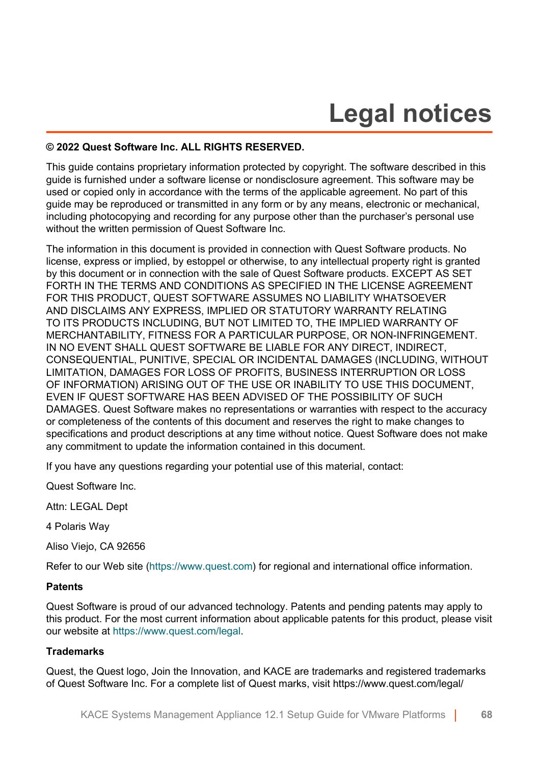# Legal notices

**© 2022 Quest Software Inc. ALL RIGHTS RESERVED.**

This guide contains proprietary information protected by copyright. The software described in this guide is furnished under a software license or nondisclosure agreement. This software may be used or copied only in accordance with the terms of the applicable agreement. No part of this guide may be reproduced or transmitted in any form or by any means, electronic or mechanical, including photocopying and recording for any purpose other than the purchaser's personal use without the written permission of Quest Software Inc.

The information in this document is provided in connection with Quest Software products. No license, express or implied, by estoppel or otherwise, to any intellectual property right is granted by this document or in connection with the sale of Quest Software products. EXCEPT AS SET FORTH IN THE TERMS AND CONDITIONS AS SPECIFIED IN THE LICENSE AGREEMENT FOR THIS PRODUCT, QUEST SOFTWARE ASSUMES NO LIABILITY WHATSOEVER AND DISCLAIMS ANY EXPRESS, IMPLIED OR STATUTORY WARRANTY RELATING TO ITS PRODUCTS INCLUDING, BUT NOT LIMITED TO, THE IMPLIED WARRANTY OF MERCHANTABILITY, FITNESS FOR A PARTICULAR PURPOSE, OR NON-INFRINGEMENT. IN NO EVENT SHALL QUEST SOFTWARE BE LIABLE FOR ANY DIRECT, INDIRECT, CONSEQUENTIAL, PUNITIVE, SPECIAL OR INCIDENTAL DAMAGES (INCLUDING, WITHOUT LIMITATION, DAMAGES FOR LOSS OF PROFITS, BUSINESS INTERRUPTION OR LOSS OF INFORMATION) ARISING OUT OF THE USE OR INABILITY TO USE THIS DOCUMENT, EVEN IF QUEST SOFTWARE HAS BEEN ADVISED OF THE POSSIBILITY OF SUCH DAMAGES. Quest Software makes no representations or warranties with respect to the accuracy or completeness of the contents of this document and reserves the right to make changes to specifications and product descriptions at any time without notice. Quest Software does not make any commitment to update the information contained in this document.

If you have any questions regarding your potential use of this material, contact:

Quest Software Inc.

Attn: LEGAL Dept

4 Polaris Way

Aliso Viejo, CA 92656

Refer to our Web site (https://www.quest.com) for regional and international office information.

**Patents**

Quest Software is proud of our advanced technology. Patents and pending patents may apply to this product. For the most current information about applicable patents for this product, please visit our website at https://www.quest.com/legal.

**Trademarks**

Quest, the Quest logo, Join the Innovation, and KACE are trademarks and registered trademarks of Quest Software Inc. For a complete list of Quest marks, visit https://www.quest.com/legal/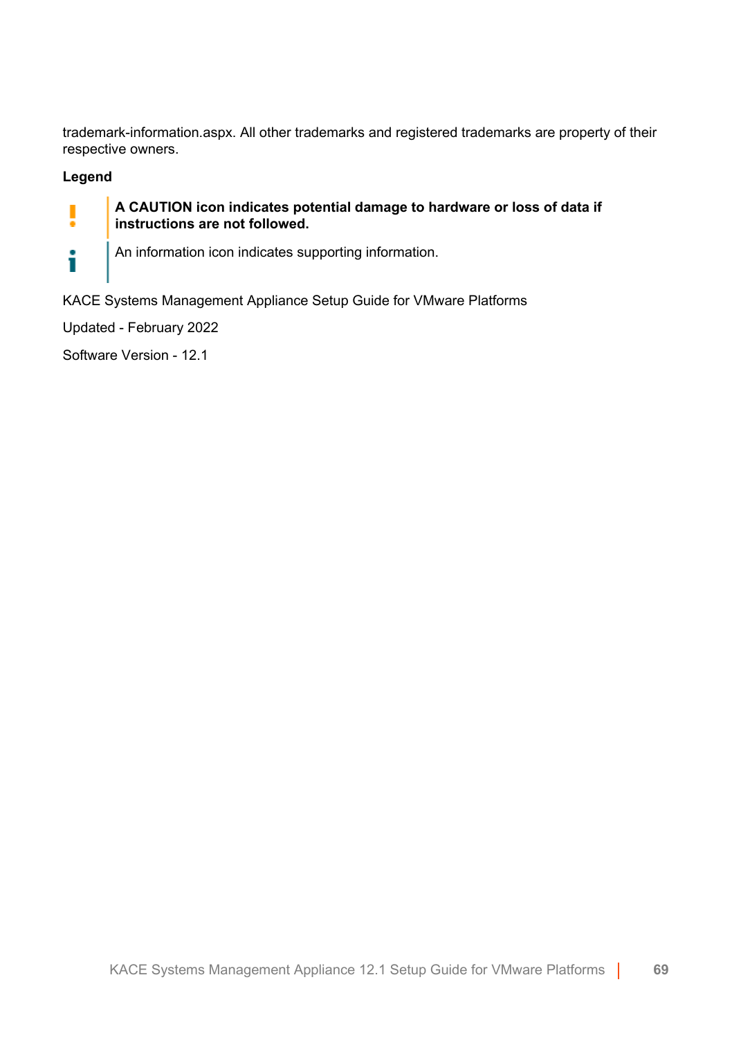trademark-information.aspx. All other trademarks and registered trademarks are property of their respective owners.

**Legend**

**A CAUTION icon indicates potential damage to hardware or loss of data if instructions are not followed.**

An information icon indicates supporting information.

KACE Systems Management Appliance Setup Guide for VMware Platforms

Updated - February 2022

Software Version - 12.1